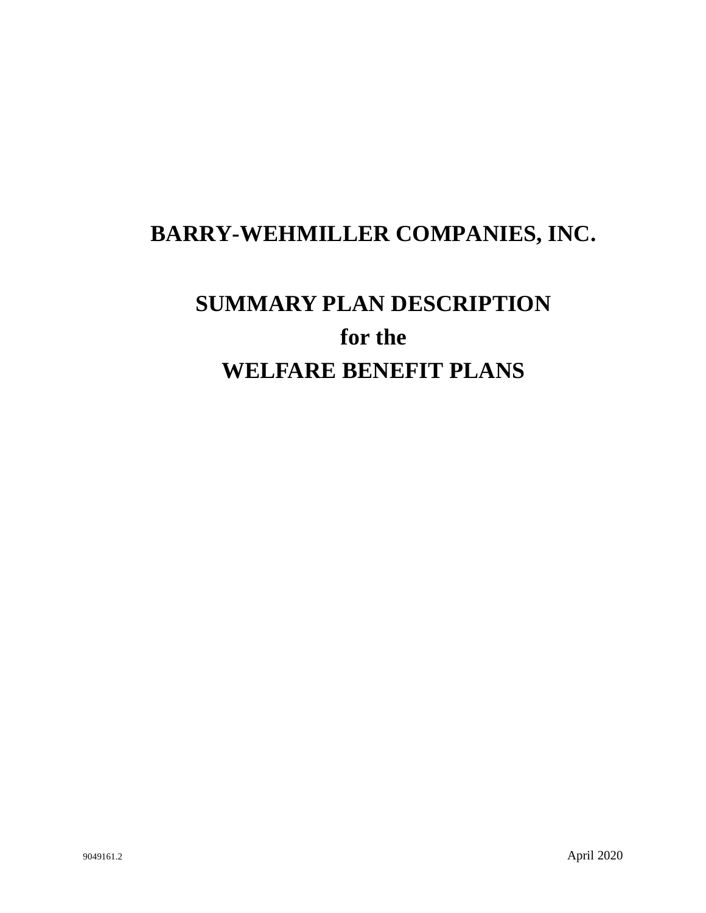# BARRY-WEHMILLER COMPANIES, INC.

# SUMMARY PLAN DESCRIPTION
# for the
# WELFARE BENEFIT PLANS

9049161.2

April 2020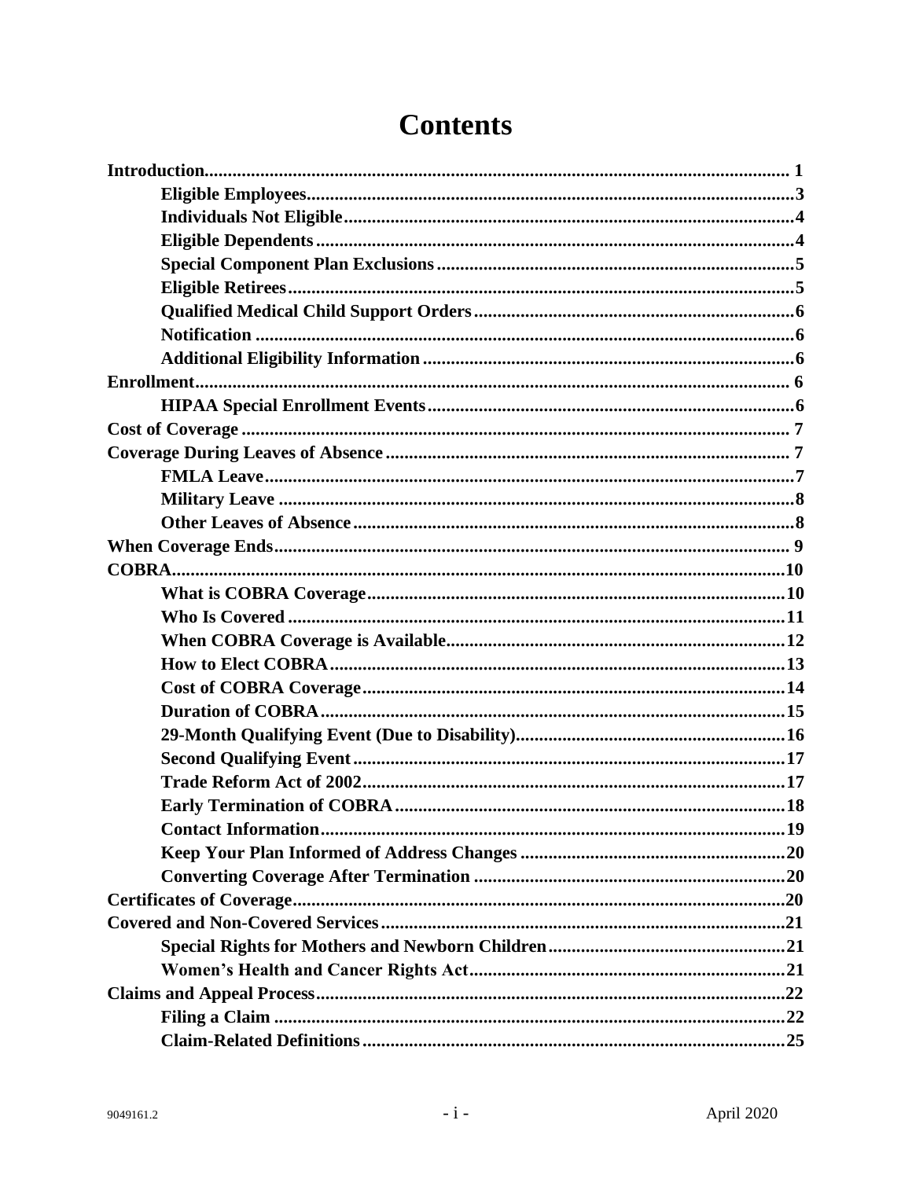# Contents

**Introduction** ........ 1

- **Eligible Employees** ........ 3
- **Individuals Not Eligible** ........ 4
- **Eligible Dependents** ........ 4
- **Special Component Plan Exclusions** ........ 5
- **Eligible Retirees** ........ 5
- **Qualified Medical Child Support Orders** ........ 6
- **Notification** ........ 6
- **Additional Eligibility Information** ........ 6

**Enrollment** ........ 6

- **HIPAA Special Enrollment Events** ........ 6

**Cost of Coverage** ........ 7

**Coverage During Leaves of Absence** ........ 7

- **FMLA Leave** ........ 7
- **Military Leave** ........ 8
- **Other Leaves of Absence** ........ 8

**When Coverage Ends** ........ 9

**COBRA** ........ 10

- **What is COBRA Coverage** ........ 10
- **Who Is Covered** ........ 11
- **When COBRA Coverage is Available** ........ 12
- **How to Elect COBRA** ........ 13
- **Cost of COBRA Coverage** ........ 14
- **Duration of COBRA** ........ 15
- **29-Month Qualifying Event (Due to Disability)** ........ 16
- **Second Qualifying Event** ........ 17
- **Trade Reform Act of 2002** ........ 17
- **Early Termination of COBRA** ........ 18
- **Contact Information** ........ 19
- **Keep Your Plan Informed of Address Changes** ........ 20
- **Converting Coverage After Termination** ........ 20

**Certificates of Coverage** ........ 20

**Covered and Non-Covered Services** ........ 21

- **Special Rights for Mothers and Newborn Children** ........ 21
- **Women's Health and Cancer Rights Act** ........ 21

**Claims and Appeal Process** ........ 22

- **Filing a Claim** ........ 22
- **Claim-Related Definitions** ........ 25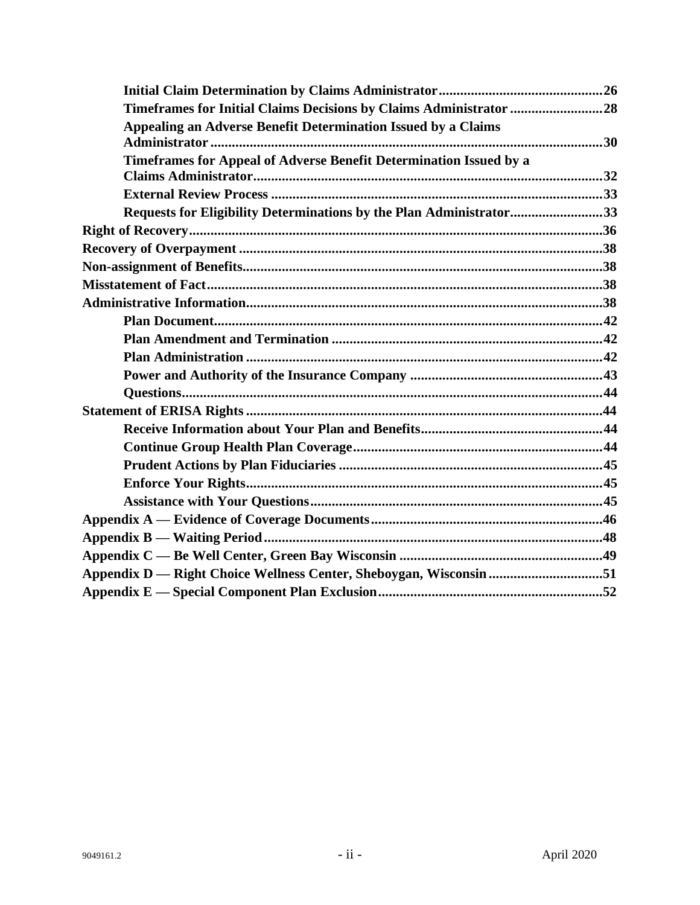**Initial Claim Determination by Claims Administrator** .......... **26**
**Timeframes for Initial Claims Decisions by Claims Administrator** .......... **28**
**Appealing an Adverse Benefit Determination Issued by a Claims Administrator** .......... **30**
**Timeframes for Appeal of Adverse Benefit Determination Issued by a Claims Administrator** .......... **32**
**External Review Process** .......... **33**
**Requests for Eligibility Determinations by the Plan Administrator** .......... **33**

**Right of Recovery** .......... **36**
**Recovery of Overpayment** .......... **38**
**Non-assignment of Benefits** .......... **38**
**Misstatement of Fact** .......... **38**
**Administrative Information** .......... **38**

**Plan Document** .......... **42**
**Plan Amendment and Termination** .......... **42**
**Plan Administration** .......... **42**
**Power and Authority of the Insurance Company** .......... **43**
**Questions** .......... **44**

**Statement of ERISA Rights** .......... **44**

**Receive Information about Your Plan and Benefits** .......... **44**
**Continue Group Health Plan Coverage** .......... **44**
**Prudent Actions by Plan Fiduciaries** .......... **45**
**Enforce Your Rights** .......... **45**
**Assistance with Your Questions** .......... **45**

**Appendix A — Evidence of Coverage Documents** .......... **46**
**Appendix B — Waiting Period** .......... **48**
**Appendix C — Be Well Center, Green Bay Wisconsin** .......... **49**
**Appendix D — Right Choice Wellness Center, Sheboygan, Wisconsin** .......... **51**
**Appendix E — Special Component Plan Exclusion** .......... **52**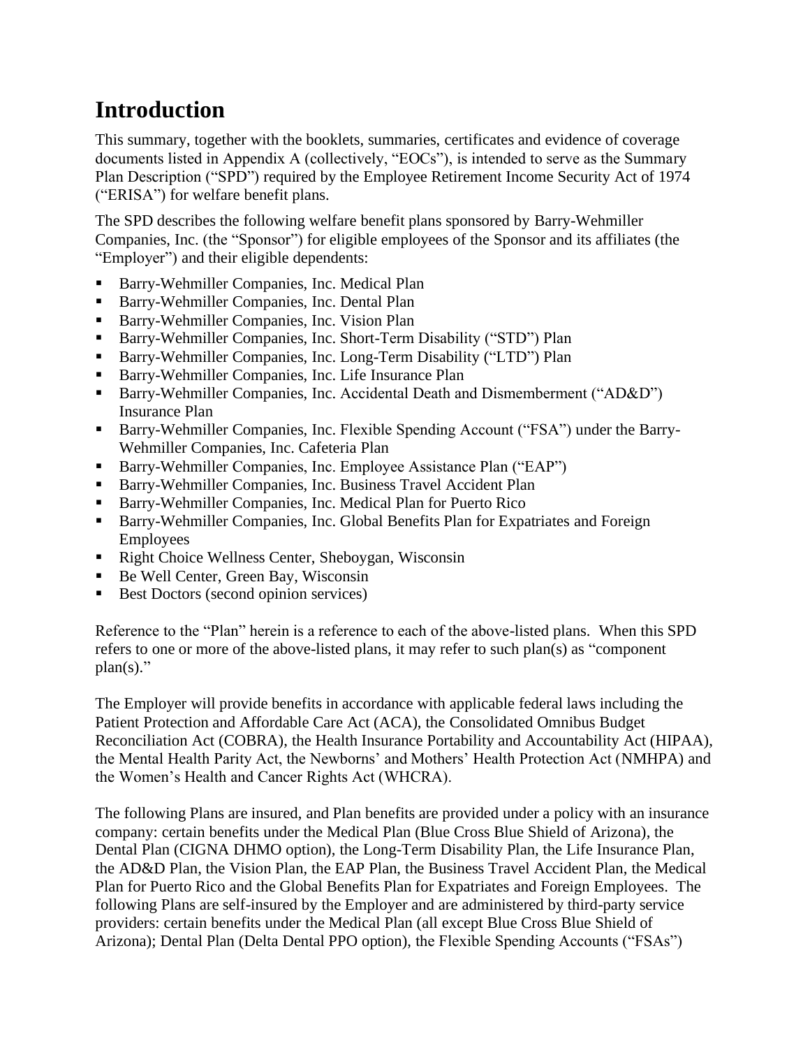# Introduction

This summary, together with the booklets, summaries, certificates and evidence of coverage documents listed in Appendix A (collectively, "EOCs"), is intended to serve as the Summary Plan Description ("SPD") required by the Employee Retirement Income Security Act of 1974 ("ERISA") for welfare benefit plans.

The SPD describes the following welfare benefit plans sponsored by Barry-Wehmiller Companies, Inc. (the "Sponsor") for eligible employees of the Sponsor and its affiliates (the "Employer") and their eligible dependents:

- Barry-Wehmiller Companies, Inc. Medical Plan
- Barry-Wehmiller Companies, Inc. Dental Plan
- Barry-Wehmiller Companies, Inc. Vision Plan
- Barry-Wehmiller Companies, Inc. Short-Term Disability ("STD") Plan
- Barry-Wehmiller Companies, Inc. Long-Term Disability ("LTD") Plan
- Barry-Wehmiller Companies, Inc. Life Insurance Plan
- Barry-Wehmiller Companies, Inc. Accidental Death and Dismemberment ("AD&D") Insurance Plan
- Barry-Wehmiller Companies, Inc. Flexible Spending Account ("FSA") under the Barry-Wehmiller Companies, Inc. Cafeteria Plan
- Barry-Wehmiller Companies, Inc. Employee Assistance Plan ("EAP")
- Barry-Wehmiller Companies, Inc. Business Travel Accident Plan
- Barry-Wehmiller Companies, Inc. Medical Plan for Puerto Rico
- Barry-Wehmiller Companies, Inc. Global Benefits Plan for Expatriates and Foreign Employees
- Right Choice Wellness Center, Sheboygan, Wisconsin
- Be Well Center, Green Bay, Wisconsin
- Best Doctors (second opinion services)

Reference to the "Plan" herein is a reference to each of the above-listed plans. When this SPD refers to one or more of the above-listed plans, it may refer to such plan(s) as "component plan(s)."

The Employer will provide benefits in accordance with applicable federal laws including the Patient Protection and Affordable Care Act (ACA), the Consolidated Omnibus Budget Reconciliation Act (COBRA), the Health Insurance Portability and Accountability Act (HIPAA), the Mental Health Parity Act, the Newborns' and Mothers' Health Protection Act (NMHPA) and the Women's Health and Cancer Rights Act (WHCRA).

The following Plans are insured, and Plan benefits are provided under a policy with an insurance company: certain benefits under the Medical Plan (Blue Cross Blue Shield of Arizona), the Dental Plan (CIGNA DHMO option), the Long-Term Disability Plan, the Life Insurance Plan, the AD&D Plan, the Vision Plan, the EAP Plan, the Business Travel Accident Plan, the Medical Plan for Puerto Rico and the Global Benefits Plan for Expatriates and Foreign Employees. The following Plans are self-insured by the Employer and are administered by third-party service providers: certain benefits under the Medical Plan (all except Blue Cross Blue Shield of Arizona); Dental Plan (Delta Dental PPO option), the Flexible Spending Accounts ("FSAs")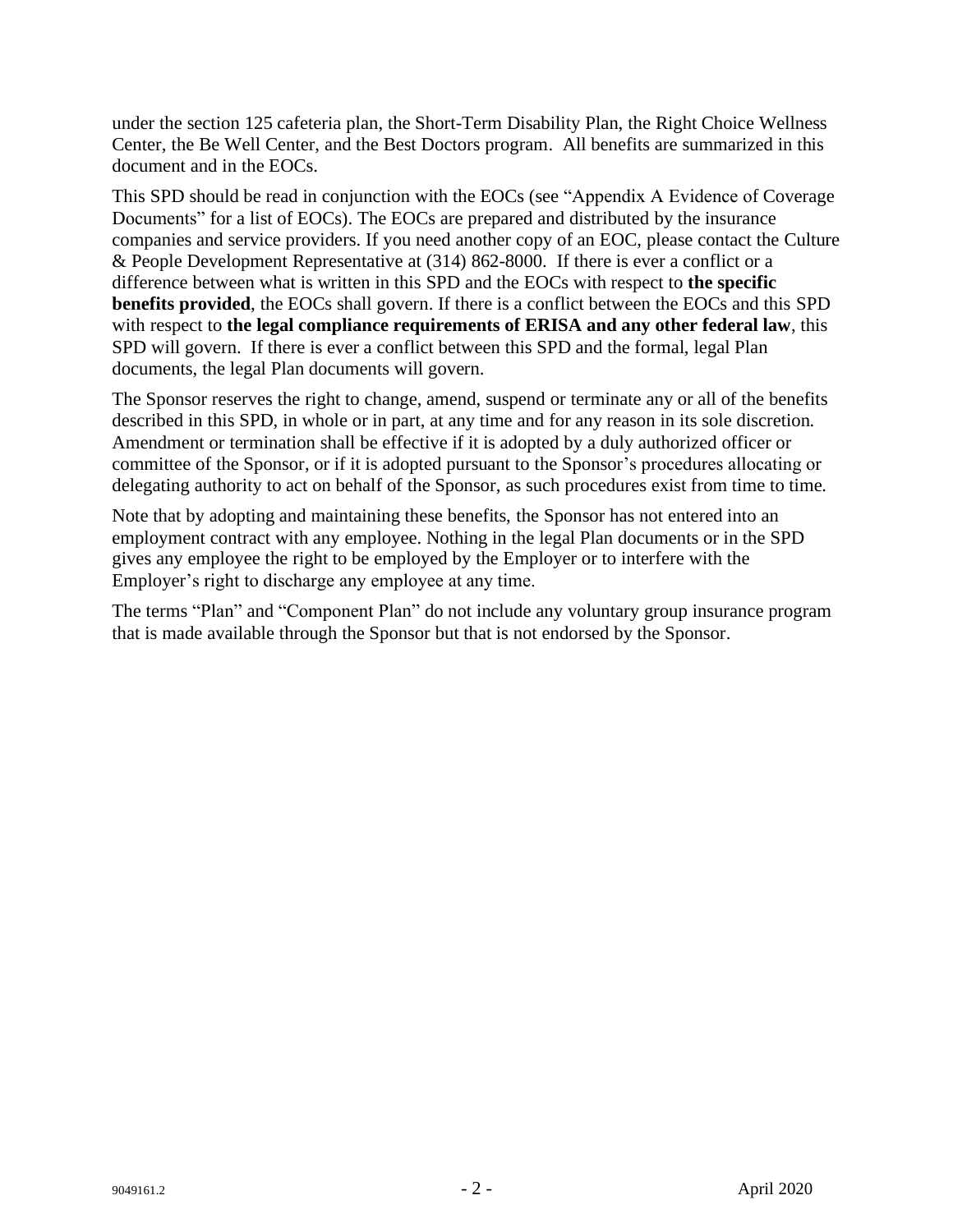under the section 125 cafeteria plan, the Short-Term Disability Plan, the Right Choice Wellness Center, the Be Well Center, and the Best Doctors program. All benefits are summarized in this document and in the EOCs.

This SPD should be read in conjunction with the EOCs (see "Appendix A Evidence of Coverage Documents" for a list of EOCs). The EOCs are prepared and distributed by the insurance companies and service providers. If you need another copy of an EOC, please contact the Culture & People Development Representative at (314) 862-8000. If there is ever a conflict or a difference between what is written in this SPD and the EOCs with respect to **the specific benefits provided**, the EOCs shall govern. If there is a conflict between the EOCs and this SPD with respect to **the legal compliance requirements of ERISA and any other federal law**, this SPD will govern. If there is ever a conflict between this SPD and the formal, legal Plan documents, the legal Plan documents will govern.

The Sponsor reserves the right to change, amend, suspend or terminate any or all of the benefits described in this SPD, in whole or in part, at any time and for any reason in its sole discretion. Amendment or termination shall be effective if it is adopted by a duly authorized officer or committee of the Sponsor, or if it is adopted pursuant to the Sponsor's procedures allocating or delegating authority to act on behalf of the Sponsor, as such procedures exist from time to time.

Note that by adopting and maintaining these benefits, the Sponsor has not entered into an employment contract with any employee. Nothing in the legal Plan documents or in the SPD gives any employee the right to be employed by the Employer or to interfere with the Employer's right to discharge any employee at any time.

The terms "Plan" and "Component Plan" do not include any voluntary group insurance program that is made available through the Sponsor but that is not endorsed by the Sponsor.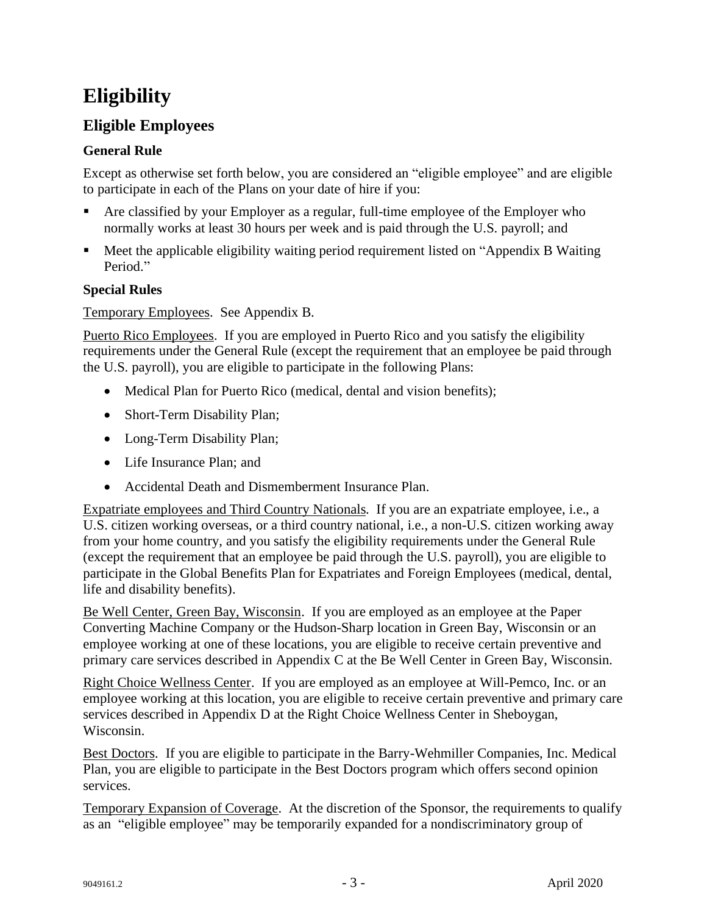# Eligibility

## Eligible Employees

### General Rule

Except as otherwise set forth below, you are considered an "eligible employee" and are eligible to participate in each of the Plans on your date of hire if you:

- Are classified by your Employer as a regular, full-time employee of the Employer who normally works at least 30 hours per week and is paid through the U.S. payroll; and
- Meet the applicable eligibility waiting period requirement listed on "Appendix B Waiting Period."

### Special Rules

Temporary Employees. See Appendix B.

Puerto Rico Employees. If you are employed in Puerto Rico and you satisfy the eligibility requirements under the General Rule (except the requirement that an employee be paid through the U.S. payroll), you are eligible to participate in the following Plans:

- Medical Plan for Puerto Rico (medical, dental and vision benefits);
- Short-Term Disability Plan;
- Long-Term Disability Plan;
- Life Insurance Plan; and
- Accidental Death and Dismemberment Insurance Plan.

Expatriate employees and Third Country Nationals. If you are an expatriate employee, i.e., a U.S. citizen working overseas, or a third country national, i.e., a non-U.S. citizen working away from your home country, and you satisfy the eligibility requirements under the General Rule (except the requirement that an employee be paid through the U.S. payroll), you are eligible to participate in the Global Benefits Plan for Expatriates and Foreign Employees (medical, dental, life and disability benefits).

Be Well Center, Green Bay, Wisconsin. If you are employed as an employee at the Paper Converting Machine Company or the Hudson-Sharp location in Green Bay, Wisconsin or an employee working at one of these locations, you are eligible to receive certain preventive and primary care services described in Appendix C at the Be Well Center in Green Bay, Wisconsin.

Right Choice Wellness Center. If you are employed as an employee at Will-Pemco, Inc. or an employee working at this location, you are eligible to receive certain preventive and primary care services described in Appendix D at the Right Choice Wellness Center in Sheboygan, Wisconsin.

Best Doctors. If you are eligible to participate in the Barry-Wehmiller Companies, Inc. Medical Plan, you are eligible to participate in the Best Doctors program which offers second opinion services.

Temporary Expansion of Coverage. At the discretion of the Sponsor, the requirements to qualify as an "eligible employee" may be temporarily expanded for a nondiscriminatory group of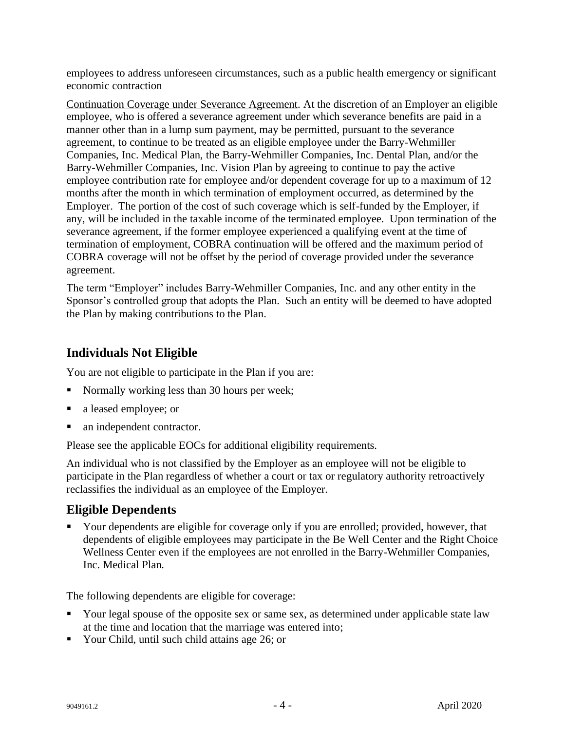employees to address unforeseen circumstances, such as a public health emergency or significant economic contraction

Continuation Coverage under Severance Agreement. At the discretion of an Employer an eligible employee, who is offered a severance agreement under which severance benefits are paid in a manner other than in a lump sum payment, may be permitted, pursuant to the severance agreement, to continue to be treated as an eligible employee under the Barry-Wehmiller Companies, Inc. Medical Plan, the Barry-Wehmiller Companies, Inc. Dental Plan, and/or the Barry-Wehmiller Companies, Inc. Vision Plan by agreeing to continue to pay the active employee contribution rate for employee and/or dependent coverage for up to a maximum of 12 months after the month in which termination of employment occurred, as determined by the Employer. The portion of the cost of such coverage which is self-funded by the Employer, if any, will be included in the taxable income of the terminated employee. Upon termination of the severance agreement, if the former employee experienced a qualifying event at the time of termination of employment, COBRA continuation will be offered and the maximum period of COBRA coverage will not be offset by the period of coverage provided under the severance agreement.

The term "Employer" includes Barry-Wehmiller Companies, Inc. and any other entity in the Sponsor's controlled group that adopts the Plan. Such an entity will be deemed to have adopted the Plan by making contributions to the Plan.

## Individuals Not Eligible

You are not eligible to participate in the Plan if you are:

- Normally working less than 30 hours per week;
- a leased employee; or
- an independent contractor.

Please see the applicable EOCs for additional eligibility requirements.

An individual who is not classified by the Employer as an employee will not be eligible to participate in the Plan regardless of whether a court or tax or regulatory authority retroactively reclassifies the individual as an employee of the Employer.

## Eligible Dependents

- Your dependents are eligible for coverage only if you are enrolled; provided, however, that dependents of eligible employees may participate in the Be Well Center and the Right Choice Wellness Center even if the employees are not enrolled in the Barry-Wehmiller Companies, Inc. Medical Plan.

The following dependents are eligible for coverage:

- Your legal spouse of the opposite sex or same sex, as determined under applicable state law at the time and location that the marriage was entered into;
- Your Child, until such child attains age 26; or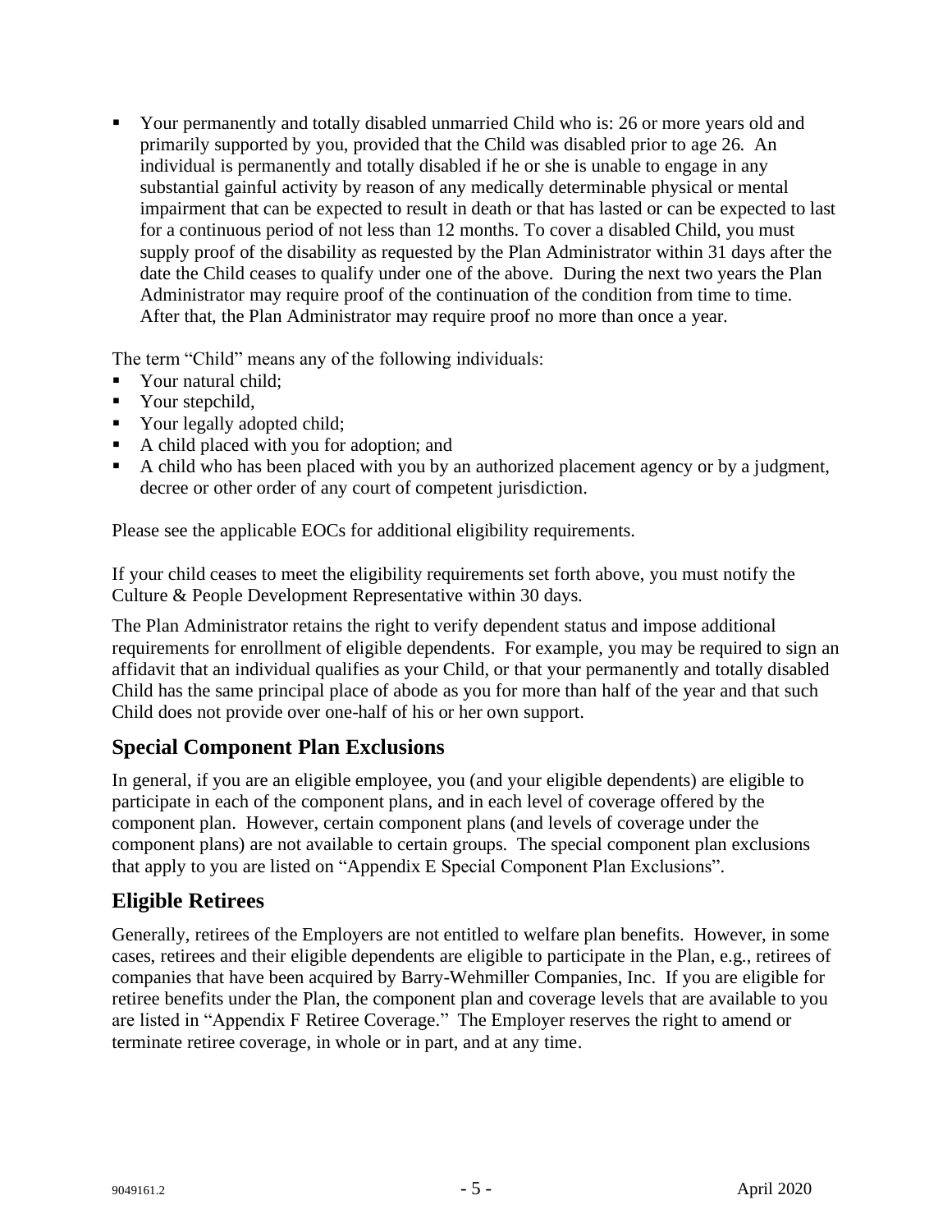- Your permanently and totally disabled unmarried Child who is: 26 or more years old and primarily supported by you, provided that the Child was disabled prior to age 26. An individual is permanently and totally disabled if he or she is unable to engage in any substantial gainful activity by reason of any medically determinable physical or mental impairment that can be expected to result in death or that has lasted or can be expected to last for a continuous period of not less than 12 months. To cover a disabled Child, you must supply proof of the disability as requested by the Plan Administrator within 31 days after the date the Child ceases to qualify under one of the above. During the next two years the Plan Administrator may require proof of the continuation of the condition from time to time. After that, the Plan Administrator may require proof no more than once a year.

The term "Child" means any of the following individuals:

- Your natural child;
- Your stepchild,
- Your legally adopted child;
- A child placed with you for adoption; and
- A child who has been placed with you by an authorized placement agency or by a judgment, decree or other order of any court of competent jurisdiction.

Please see the applicable EOCs for additional eligibility requirements.

If your child ceases to meet the eligibility requirements set forth above, you must notify the Culture & People Development Representative within 30 days.

The Plan Administrator retains the right to verify dependent status and impose additional requirements for enrollment of eligible dependents. For example, you may be required to sign an affidavit that an individual qualifies as your Child, or that your permanently and totally disabled Child has the same principal place of abode as you for more than half of the year and that such Child does not provide over one-half of his or her own support.

## Special Component Plan Exclusions

In general, if you are an eligible employee, you (and your eligible dependents) are eligible to participate in each of the component plans, and in each level of coverage offered by the component plan. However, certain component plans (and levels of coverage under the component plans) are not available to certain groups. The special component plan exclusions that apply to you are listed on "Appendix E Special Component Plan Exclusions".

## Eligible Retirees

Generally, retirees of the Employers are not entitled to welfare plan benefits. However, in some cases, retirees and their eligible dependents are eligible to participate in the Plan, e.g., retirees of companies that have been acquired by Barry-Wehmiller Companies, Inc. If you are eligible for retiree benefits under the Plan, the component plan and coverage levels that are available to you are listed in "Appendix F Retiree Coverage." The Employer reserves the right to amend or terminate retiree coverage, in whole or in part, and at any time.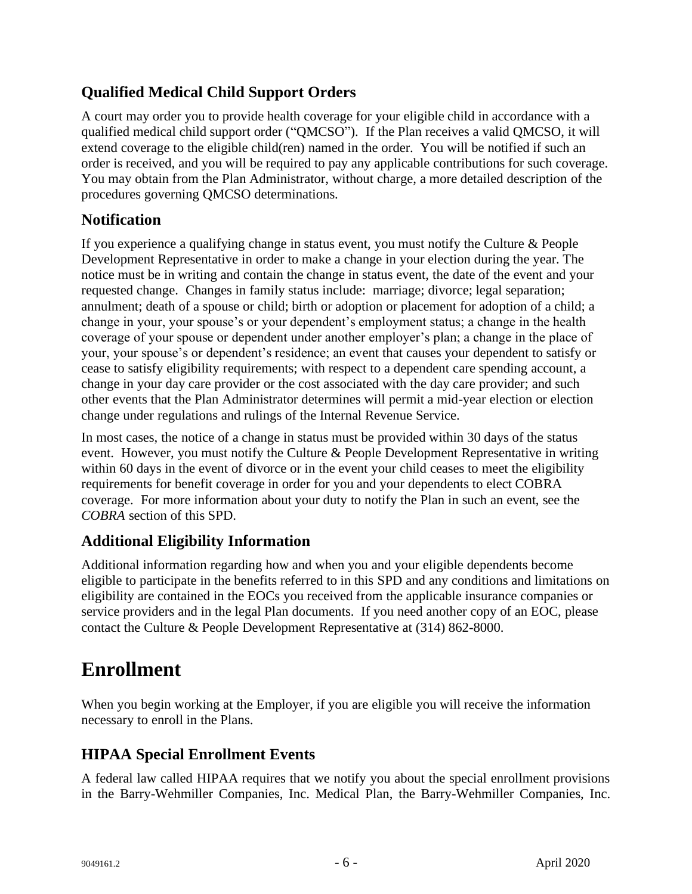## Qualified Medical Child Support Orders

A court may order you to provide health coverage for your eligible child in accordance with a qualified medical child support order ("QMCSO"). If the Plan receives a valid QMCSO, it will extend coverage to the eligible child(ren) named in the order. You will be notified if such an order is received, and you will be required to pay any applicable contributions for such coverage. You may obtain from the Plan Administrator, without charge, a more detailed description of the procedures governing QMCSO determinations.

## Notification

If you experience a qualifying change in status event, you must notify the Culture & People Development Representative in order to make a change in your election during the year. The notice must be in writing and contain the change in status event, the date of the event and your requested change. Changes in family status include: marriage; divorce; legal separation; annulment; death of a spouse or child; birth or adoption or placement for adoption of a child; a change in your, your spouse's or your dependent's employment status; a change in the health coverage of your spouse or dependent under another employer's plan; a change in the place of your, your spouse's or dependent's residence; an event that causes your dependent to satisfy or cease to satisfy eligibility requirements; with respect to a dependent care spending account, a change in your day care provider or the cost associated with the day care provider; and such other events that the Plan Administrator determines will permit a mid-year election or election change under regulations and rulings of the Internal Revenue Service.

In most cases, the notice of a change in status must be provided within 30 days of the status event. However, you must notify the Culture & People Development Representative in writing within 60 days in the event of divorce or in the event your child ceases to meet the eligibility requirements for benefit coverage in order for you and your dependents to elect COBRA coverage. For more information about your duty to notify the Plan in such an event, see the *COBRA* section of this SPD.

## Additional Eligibility Information

Additional information regarding how and when you and your eligible dependents become eligible to participate in the benefits referred to in this SPD and any conditions and limitations on eligibility are contained in the EOCs you received from the applicable insurance companies or service providers and in the legal Plan documents. If you need another copy of an EOC, please contact the Culture & People Development Representative at (314) 862-8000.

# Enrollment

When you begin working at the Employer, if you are eligible you will receive the information necessary to enroll in the Plans.

## HIPAA Special Enrollment Events

A federal law called HIPAA requires that we notify you about the special enrollment provisions in the Barry-Wehmiller Companies, Inc. Medical Plan, the Barry-Wehmiller Companies, Inc.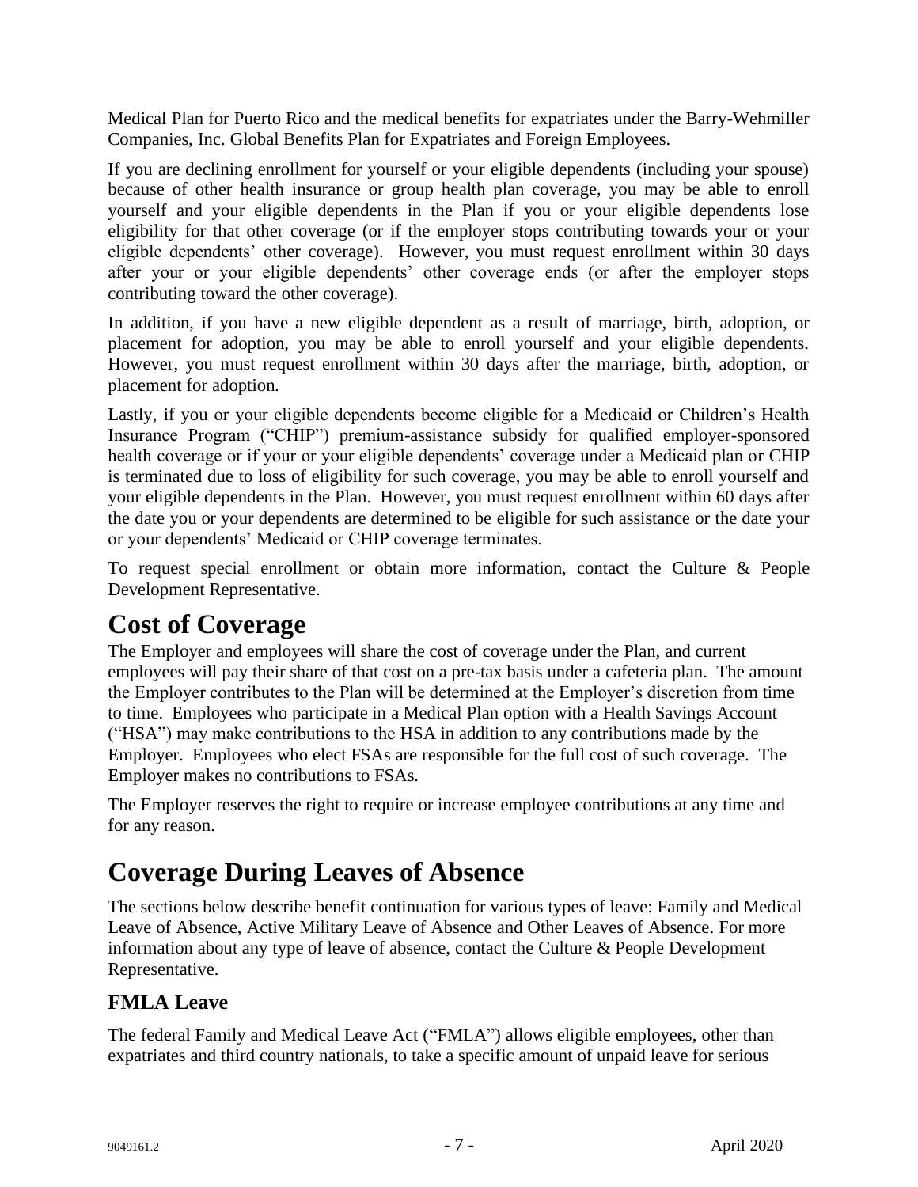Medical Plan for Puerto Rico and the medical benefits for expatriates under the Barry-Wehmiller Companies, Inc. Global Benefits Plan for Expatriates and Foreign Employees.

If you are declining enrollment for yourself or your eligible dependents (including your spouse) because of other health insurance or group health plan coverage, you may be able to enroll yourself and your eligible dependents in the Plan if you or your eligible dependents lose eligibility for that other coverage (or if the employer stops contributing towards your or your eligible dependents' other coverage). However, you must request enrollment within 30 days after your or your eligible dependents' other coverage ends (or after the employer stops contributing toward the other coverage).

In addition, if you have a new eligible dependent as a result of marriage, birth, adoption, or placement for adoption, you may be able to enroll yourself and your eligible dependents. However, you must request enrollment within 30 days after the marriage, birth, adoption, or placement for adoption.

Lastly, if you or your eligible dependents become eligible for a Medicaid or Children's Health Insurance Program ("CHIP") premium-assistance subsidy for qualified employer-sponsored health coverage or if your or your eligible dependents' coverage under a Medicaid plan or CHIP is terminated due to loss of eligibility for such coverage, you may be able to enroll yourself and your eligible dependents in the Plan. However, you must request enrollment within 60 days after the date you or your dependents are determined to be eligible for such assistance or the date your or your dependents' Medicaid or CHIP coverage terminates.

To request special enrollment or obtain more information, contact the Culture & People Development Representative.

# Cost of Coverage

The Employer and employees will share the cost of coverage under the Plan, and current employees will pay their share of that cost on a pre-tax basis under a cafeteria plan. The amount the Employer contributes to the Plan will be determined at the Employer's discretion from time to time. Employees who participate in a Medical Plan option with a Health Savings Account ("HSA") may make contributions to the HSA in addition to any contributions made by the Employer. Employees who elect FSAs are responsible for the full cost of such coverage. The Employer makes no contributions to FSAs.

The Employer reserves the right to require or increase employee contributions at any time and for any reason.

# Coverage During Leaves of Absence

The sections below describe benefit continuation for various types of leave: Family and Medical Leave of Absence, Active Military Leave of Absence and Other Leaves of Absence. For more information about any type of leave of absence, contact the Culture & People Development Representative.

## FMLA Leave

The federal Family and Medical Leave Act ("FMLA") allows eligible employees, other than expatriates and third country nationals, to take a specific amount of unpaid leave for serious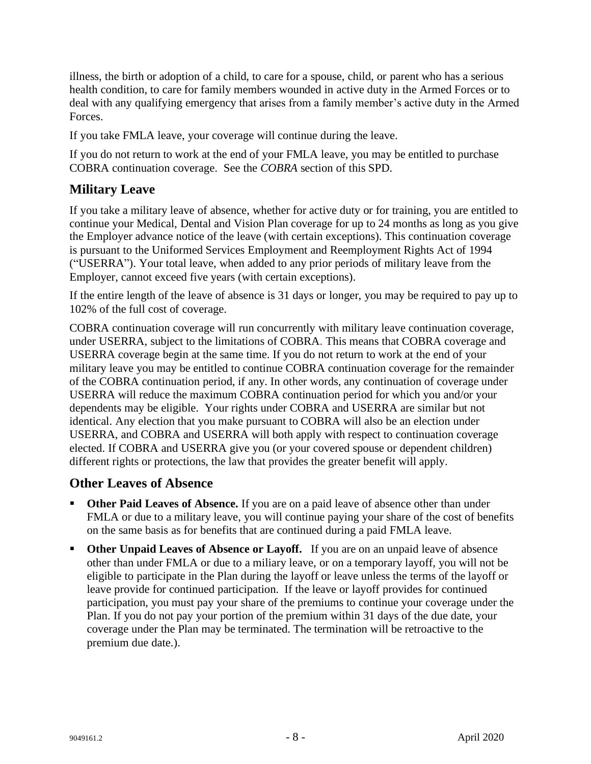illness, the birth or adoption of a child, to care for a spouse, child, or parent who has a serious health condition, to care for family members wounded in active duty in the Armed Forces or to deal with any qualifying emergency that arises from a family member's active duty in the Armed Forces.

If you take FMLA leave, your coverage will continue during the leave.

If you do not return to work at the end of your FMLA leave, you may be entitled to purchase COBRA continuation coverage. See the *COBRA* section of this SPD.

## Military Leave

If you take a military leave of absence, whether for active duty or for training, you are entitled to continue your Medical, Dental and Vision Plan coverage for up to 24 months as long as you give the Employer advance notice of the leave (with certain exceptions). This continuation coverage is pursuant to the Uniformed Services Employment and Reemployment Rights Act of 1994 ("USERRA"). Your total leave, when added to any prior periods of military leave from the Employer, cannot exceed five years (with certain exceptions).

If the entire length of the leave of absence is 31 days or longer, you may be required to pay up to 102% of the full cost of coverage.

COBRA continuation coverage will run concurrently with military leave continuation coverage, under USERRA, subject to the limitations of COBRA. This means that COBRA coverage and USERRA coverage begin at the same time. If you do not return to work at the end of your military leave you may be entitled to continue COBRA continuation coverage for the remainder of the COBRA continuation period, if any. In other words, any continuation of coverage under USERRA will reduce the maximum COBRA continuation period for which you and/or your dependents may be eligible. Your rights under COBRA and USERRA are similar but not identical. Any election that you make pursuant to COBRA will also be an election under USERRA, and COBRA and USERRA will both apply with respect to continuation coverage elected. If COBRA and USERRA give you (or your covered spouse or dependent children) different rights or protections, the law that provides the greater benefit will apply.

## Other Leaves of Absence

- **Other Paid Leaves of Absence.** If you are on a paid leave of absence other than under FMLA or due to a military leave, you will continue paying your share of the cost of benefits on the same basis as for benefits that are continued during a paid FMLA leave.
- **Other Unpaid Leaves of Absence or Layoff.** If you are on an unpaid leave of absence other than under FMLA or due to a miliary leave, or on a temporary layoff, you will not be eligible to participate in the Plan during the layoff or leave unless the terms of the layoff or leave provide for continued participation. If the leave or layoff provides for continued participation, you must pay your share of the premiums to continue your coverage under the Plan. If you do not pay your portion of the premium within 31 days of the due date, your coverage under the Plan may be terminated. The termination will be retroactive to the premium due date.).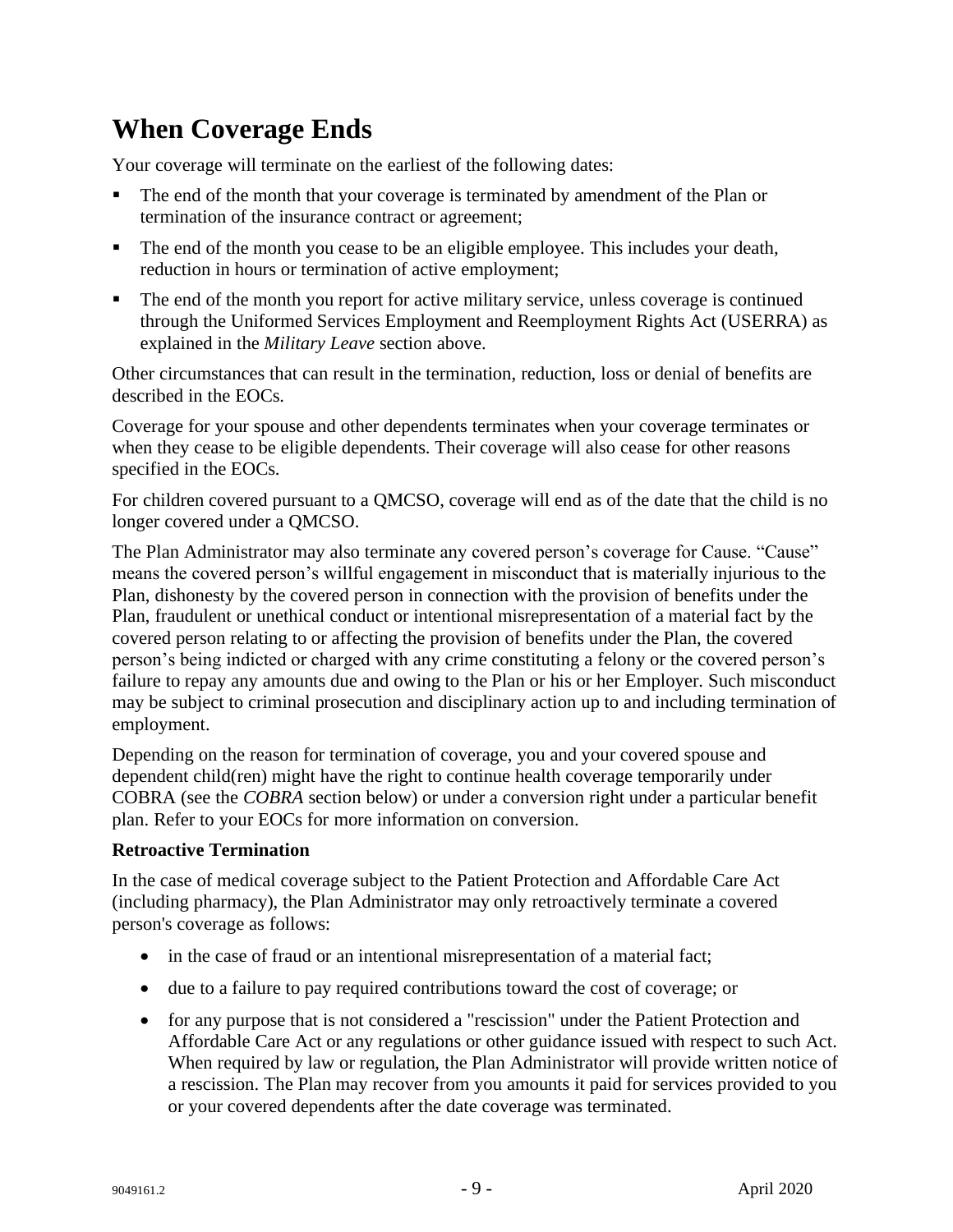# When Coverage Ends

Your coverage will terminate on the earliest of the following dates:

- The end of the month that your coverage is terminated by amendment of the Plan or termination of the insurance contract or agreement;
- The end of the month you cease to be an eligible employee. This includes your death, reduction in hours or termination of active employment;
- The end of the month you report for active military service, unless coverage is continued through the Uniformed Services Employment and Reemployment Rights Act (USERRA) as explained in the *Military Leave* section above.

Other circumstances that can result in the termination, reduction, loss or denial of benefits are described in the EOCs.

Coverage for your spouse and other dependents terminates when your coverage terminates or when they cease to be eligible dependents. Their coverage will also cease for other reasons specified in the EOCs.

For children covered pursuant to a QMCSO, coverage will end as of the date that the child is no longer covered under a QMCSO.

The Plan Administrator may also terminate any covered person's coverage for Cause. "Cause" means the covered person's willful engagement in misconduct that is materially injurious to the Plan, dishonesty by the covered person in connection with the provision of benefits under the Plan, fraudulent or unethical conduct or intentional misrepresentation of a material fact by the covered person relating to or affecting the provision of benefits under the Plan, the covered person's being indicted or charged with any crime constituting a felony or the covered person's failure to repay any amounts due and owing to the Plan or his or her Employer. Such misconduct may be subject to criminal prosecution and disciplinary action up to and including termination of employment.

Depending on the reason for termination of coverage, you and your covered spouse and dependent child(ren) might have the right to continue health coverage temporarily under COBRA (see the *COBRA* section below) or under a conversion right under a particular benefit plan. Refer to your EOCs for more information on conversion.

**Retroactive Termination**

In the case of medical coverage subject to the Patient Protection and Affordable Care Act (including pharmacy), the Plan Administrator may only retroactively terminate a covered person's coverage as follows:

- in the case of fraud or an intentional misrepresentation of a material fact;
- due to a failure to pay required contributions toward the cost of coverage; or
- for any purpose that is not considered a "rescission" under the Patient Protection and Affordable Care Act or any regulations or other guidance issued with respect to such Act. When required by law or regulation, the Plan Administrator will provide written notice of a rescission. The Plan may recover from you amounts it paid for services provided to you or your covered dependents after the date coverage was terminated.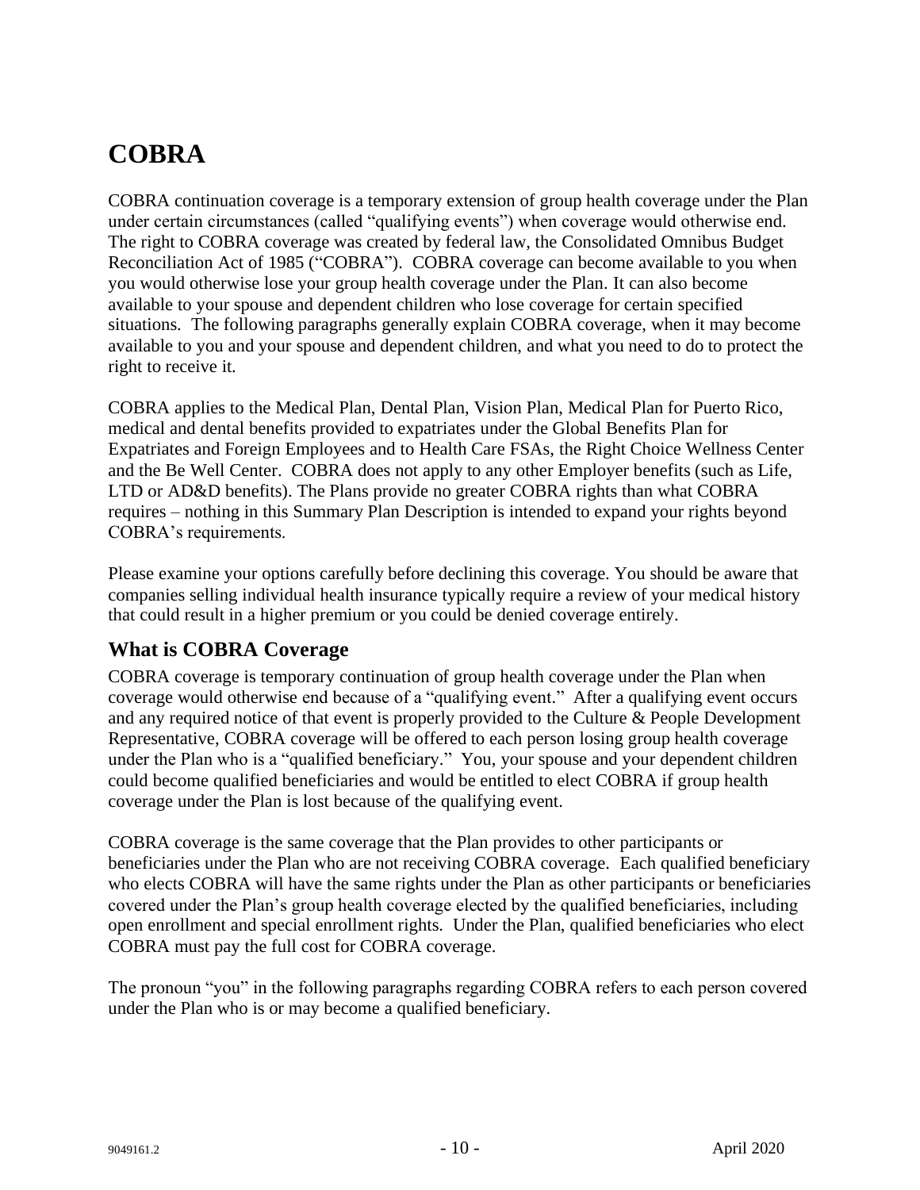# COBRA

COBRA continuation coverage is a temporary extension of group health coverage under the Plan under certain circumstances (called "qualifying events") when coverage would otherwise end. The right to COBRA coverage was created by federal law, the Consolidated Omnibus Budget Reconciliation Act of 1985 ("COBRA"). COBRA coverage can become available to you when you would otherwise lose your group health coverage under the Plan. It can also become available to your spouse and dependent children who lose coverage for certain specified situations. The following paragraphs generally explain COBRA coverage, when it may become available to you and your spouse and dependent children, and what you need to do to protect the right to receive it.

COBRA applies to the Medical Plan, Dental Plan, Vision Plan, Medical Plan for Puerto Rico, medical and dental benefits provided to expatriates under the Global Benefits Plan for Expatriates and Foreign Employees and to Health Care FSAs, the Right Choice Wellness Center and the Be Well Center. COBRA does not apply to any other Employer benefits (such as Life, LTD or AD&D benefits). The Plans provide no greater COBRA rights than what COBRA requires – nothing in this Summary Plan Description is intended to expand your rights beyond COBRA's requirements.

Please examine your options carefully before declining this coverage. You should be aware that companies selling individual health insurance typically require a review of your medical history that could result in a higher premium or you could be denied coverage entirely.

## What is COBRA Coverage

COBRA coverage is temporary continuation of group health coverage under the Plan when coverage would otherwise end because of a "qualifying event." After a qualifying event occurs and any required notice of that event is properly provided to the Culture & People Development Representative, COBRA coverage will be offered to each person losing group health coverage under the Plan who is a "qualified beneficiary." You, your spouse and your dependent children could become qualified beneficiaries and would be entitled to elect COBRA if group health coverage under the Plan is lost because of the qualifying event.

COBRA coverage is the same coverage that the Plan provides to other participants or beneficiaries under the Plan who are not receiving COBRA coverage. Each qualified beneficiary who elects COBRA will have the same rights under the Plan as other participants or beneficiaries covered under the Plan's group health coverage elected by the qualified beneficiaries, including open enrollment and special enrollment rights. Under the Plan, qualified beneficiaries who elect COBRA must pay the full cost for COBRA coverage.

The pronoun "you" in the following paragraphs regarding COBRA refers to each person covered under the Plan who is or may become a qualified beneficiary.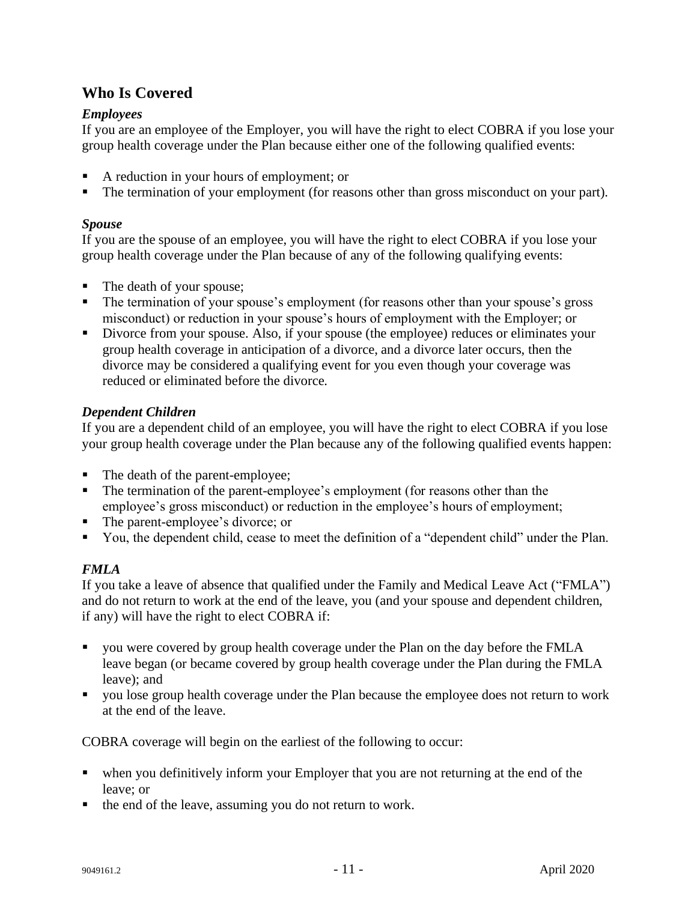## Who Is Covered

### *Employees*

If you are an employee of the Employer, you will have the right to elect COBRA if you lose your group health coverage under the Plan because either one of the following qualified events:

- A reduction in your hours of employment; or
- The termination of your employment (for reasons other than gross misconduct on your part).

### *Spouse*

If you are the spouse of an employee, you will have the right to elect COBRA if you lose your group health coverage under the Plan because of any of the following qualifying events:

- The death of your spouse;
- The termination of your spouse's employment (for reasons other than your spouse's gross misconduct) or reduction in your spouse's hours of employment with the Employer; or
- Divorce from your spouse. Also, if your spouse (the employee) reduces or eliminates your group health coverage in anticipation of a divorce, and a divorce later occurs, then the divorce may be considered a qualifying event for you even though your coverage was reduced or eliminated before the divorce.

### *Dependent Children*

If you are a dependent child of an employee, you will have the right to elect COBRA if you lose your group health coverage under the Plan because any of the following qualified events happen:

- The death of the parent-employee;
- The termination of the parent-employee's employment (for reasons other than the employee's gross misconduct) or reduction in the employee's hours of employment;
- The parent-employee's divorce; or
- You, the dependent child, cease to meet the definition of a "dependent child" under the Plan.

### *FMLA*

If you take a leave of absence that qualified under the Family and Medical Leave Act ("FMLA") and do not return to work at the end of the leave, you (and your spouse and dependent children, if any) will have the right to elect COBRA if:

- you were covered by group health coverage under the Plan on the day before the FMLA leave began (or became covered by group health coverage under the Plan during the FMLA leave); and
- you lose group health coverage under the Plan because the employee does not return to work at the end of the leave.

COBRA coverage will begin on the earliest of the following to occur:

- when you definitively inform your Employer that you are not returning at the end of the leave; or
- the end of the leave, assuming you do not return to work.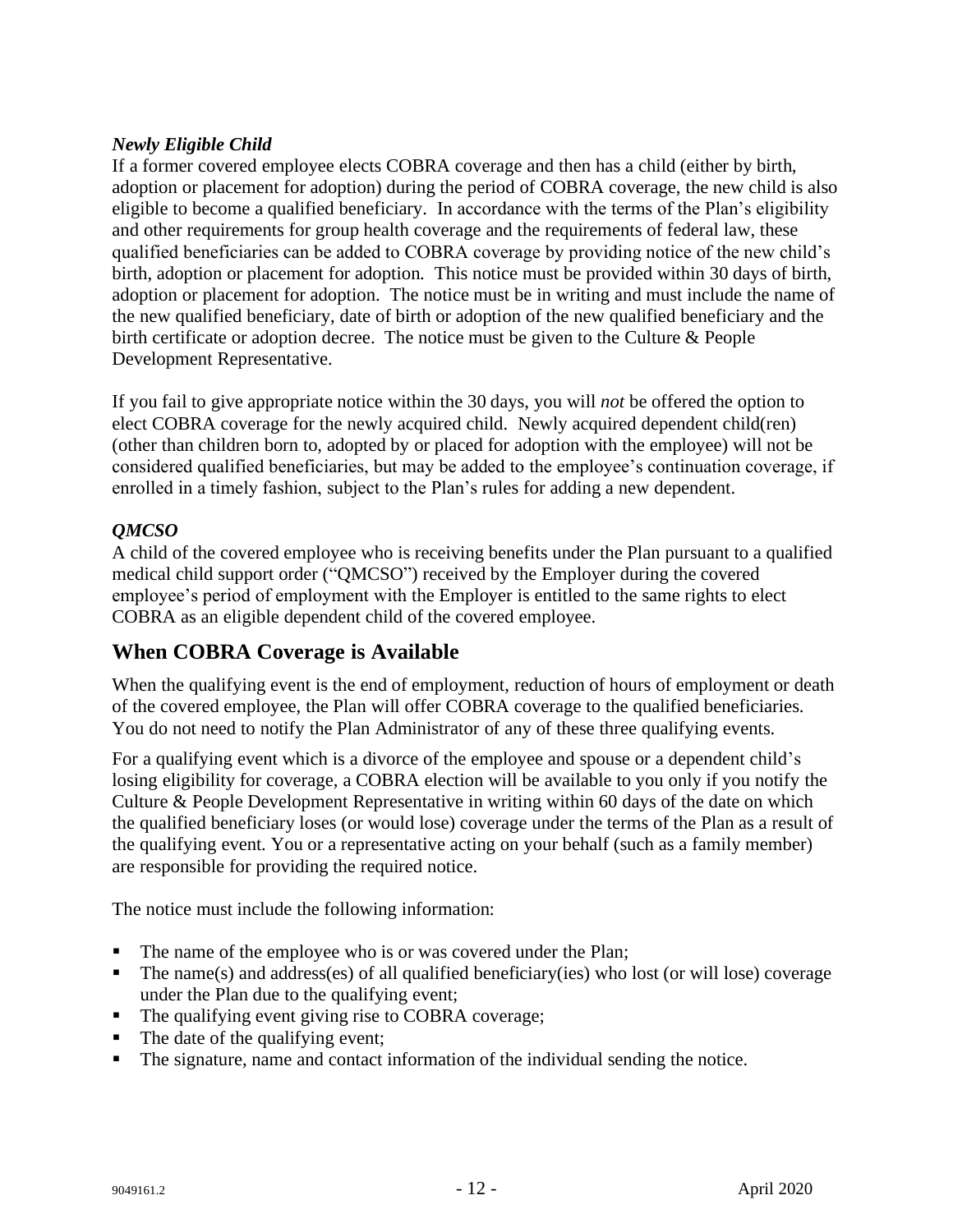### *Newly Eligible Child*

If a former covered employee elects COBRA coverage and then has a child (either by birth, adoption or placement for adoption) during the period of COBRA coverage, the new child is also eligible to become a qualified beneficiary. In accordance with the terms of the Plan's eligibility and other requirements for group health coverage and the requirements of federal law, these qualified beneficiaries can be added to COBRA coverage by providing notice of the new child's birth, adoption or placement for adoption. This notice must be provided within 30 days of birth, adoption or placement for adoption. The notice must be in writing and must include the name of the new qualified beneficiary, date of birth or adoption of the new qualified beneficiary and the birth certificate or adoption decree. The notice must be given to the Culture & People Development Representative.

If you fail to give appropriate notice within the 30 days, you will *not* be offered the option to elect COBRA coverage for the newly acquired child. Newly acquired dependent child(ren) (other than children born to, adopted by or placed for adoption with the employee) will not be considered qualified beneficiaries, but may be added to the employee's continuation coverage, if enrolled in a timely fashion, subject to the Plan's rules for adding a new dependent.

### *QMCSO*

A child of the covered employee who is receiving benefits under the Plan pursuant to a qualified medical child support order ("QMCSO") received by the Employer during the covered employee's period of employment with the Employer is entitled to the same rights to elect COBRA as an eligible dependent child of the covered employee.

## When COBRA Coverage is Available

When the qualifying event is the end of employment, reduction of hours of employment or death of the covered employee, the Plan will offer COBRA coverage to the qualified beneficiaries. You do not need to notify the Plan Administrator of any of these three qualifying events.

For a qualifying event which is a divorce of the employee and spouse or a dependent child's losing eligibility for coverage, a COBRA election will be available to you only if you notify the Culture & People Development Representative in writing within 60 days of the date on which the qualified beneficiary loses (or would lose) coverage under the terms of the Plan as a result of the qualifying event. You or a representative acting on your behalf (such as a family member) are responsible for providing the required notice.

The notice must include the following information:

- The name of the employee who is or was covered under the Plan;
- The name(s) and address(es) of all qualified beneficiary(ies) who lost (or will lose) coverage under the Plan due to the qualifying event;
- The qualifying event giving rise to COBRA coverage;
- The date of the qualifying event;
- The signature, name and contact information of the individual sending the notice.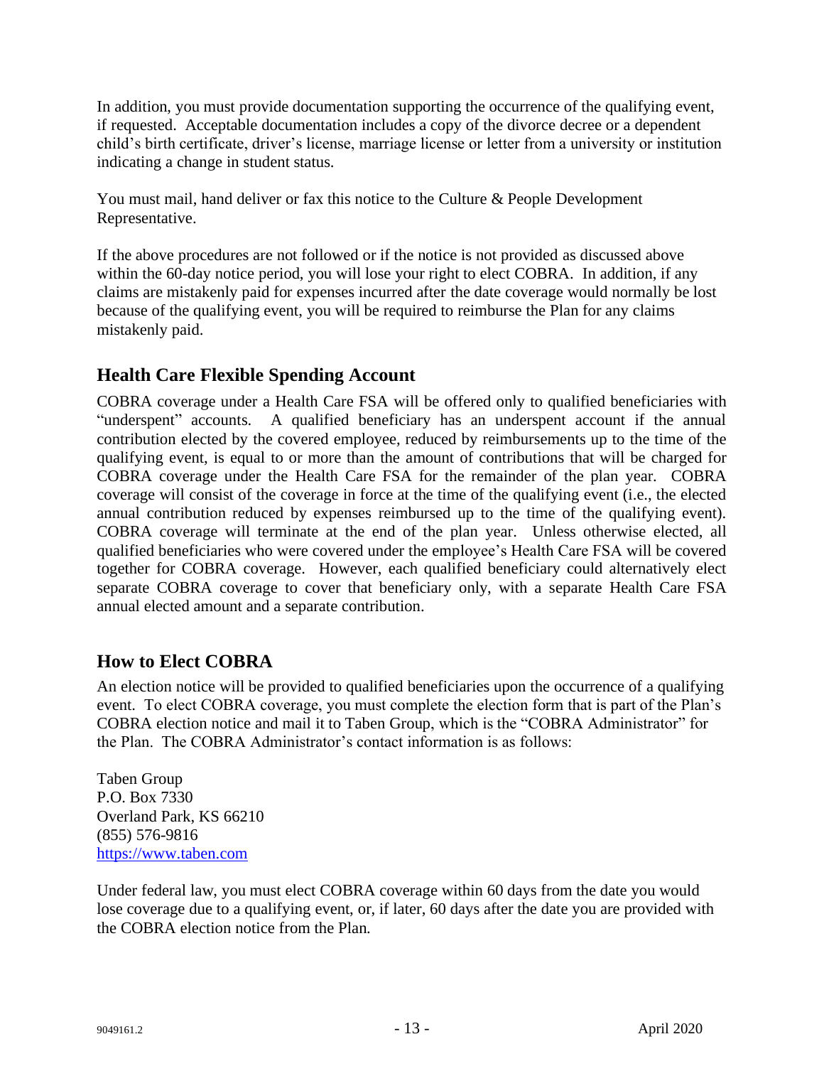In addition, you must provide documentation supporting the occurrence of the qualifying event, if requested. Acceptable documentation includes a copy of the divorce decree or a dependent child's birth certificate, driver's license, marriage license or letter from a university or institution indicating a change in student status.

You must mail, hand deliver or fax this notice to the Culture & People Development Representative.

If the above procedures are not followed or if the notice is not provided as discussed above within the 60-day notice period, you will lose your right to elect COBRA. In addition, if any claims are mistakenly paid for expenses incurred after the date coverage would normally be lost because of the qualifying event, you will be required to reimburse the Plan for any claims mistakenly paid.

## Health Care Flexible Spending Account

COBRA coverage under a Health Care FSA will be offered only to qualified beneficiaries with "underspent" accounts. A qualified beneficiary has an underspent account if the annual contribution elected by the covered employee, reduced by reimbursements up to the time of the qualifying event, is equal to or more than the amount of contributions that will be charged for COBRA coverage under the Health Care FSA for the remainder of the plan year. COBRA coverage will consist of the coverage in force at the time of the qualifying event (i.e., the elected annual contribution reduced by expenses reimbursed up to the time of the qualifying event). COBRA coverage will terminate at the end of the plan year. Unless otherwise elected, all qualified beneficiaries who were covered under the employee's Health Care FSA will be covered together for COBRA coverage. However, each qualified beneficiary could alternatively elect separate COBRA coverage to cover that beneficiary only, with a separate Health Care FSA annual elected amount and a separate contribution.

## How to Elect COBRA

An election notice will be provided to qualified beneficiaries upon the occurrence of a qualifying event. To elect COBRA coverage, you must complete the election form that is part of the Plan's COBRA election notice and mail it to Taben Group, which is the "COBRA Administrator" for the Plan. The COBRA Administrator's contact information is as follows:

Taben Group
P.O. Box 7330
Overland Park, KS 66210
(855) 576-9816
https://www.taben.com

Under federal law, you must elect COBRA coverage within 60 days from the date you would lose coverage due to a qualifying event, or, if later, 60 days after the date you are provided with the COBRA election notice from the Plan.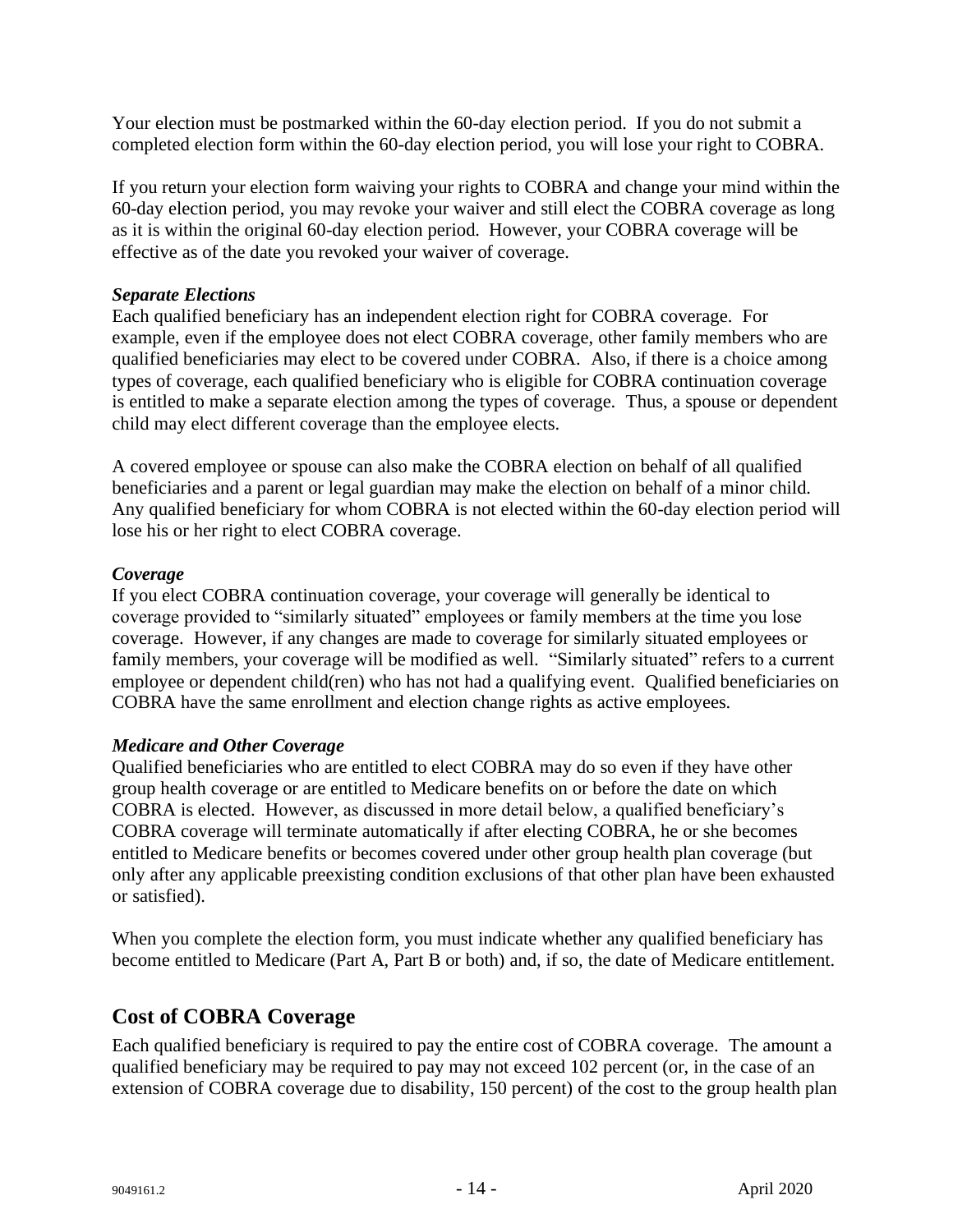Your election must be postmarked within the 60-day election period. If you do not submit a completed election form within the 60-day election period, you will lose your right to COBRA.

If you return your election form waiving your rights to COBRA and change your mind within the 60-day election period, you may revoke your waiver and still elect the COBRA coverage as long as it is within the original 60-day election period. However, your COBRA coverage will be effective as of the date you revoked your waiver of coverage.

***Separate Elections***

Each qualified beneficiary has an independent election right for COBRA coverage. For example, even if the employee does not elect COBRA coverage, other family members who are qualified beneficiaries may elect to be covered under COBRA. Also, if there is a choice among types of coverage, each qualified beneficiary who is eligible for COBRA continuation coverage is entitled to make a separate election among the types of coverage. Thus, a spouse or dependent child may elect different coverage than the employee elects.

A covered employee or spouse can also make the COBRA election on behalf of all qualified beneficiaries and a parent or legal guardian may make the election on behalf of a minor child. Any qualified beneficiary for whom COBRA is not elected within the 60-day election period will lose his or her right to elect COBRA coverage.

***Coverage***

If you elect COBRA continuation coverage, your coverage will generally be identical to coverage provided to "similarly situated" employees or family members at the time you lose coverage. However, if any changes are made to coverage for similarly situated employees or family members, your coverage will be modified as well. "Similarly situated" refers to a current employee or dependent child(ren) who has not had a qualifying event. Qualified beneficiaries on COBRA have the same enrollment and election change rights as active employees.

***Medicare and Other Coverage***

Qualified beneficiaries who are entitled to elect COBRA may do so even if they have other group health coverage or are entitled to Medicare benefits on or before the date on which COBRA is elected. However, as discussed in more detail below, a qualified beneficiary's COBRA coverage will terminate automatically if after electing COBRA, he or she becomes entitled to Medicare benefits or becomes covered under other group health plan coverage (but only after any applicable preexisting condition exclusions of that other plan have been exhausted or satisfied).

When you complete the election form, you must indicate whether any qualified beneficiary has become entitled to Medicare (Part A, Part B or both) and, if so, the date of Medicare entitlement.

## Cost of COBRA Coverage

Each qualified beneficiary is required to pay the entire cost of COBRA coverage. The amount a qualified beneficiary may be required to pay may not exceed 102 percent (or, in the case of an extension of COBRA coverage due to disability, 150 percent) of the cost to the group health plan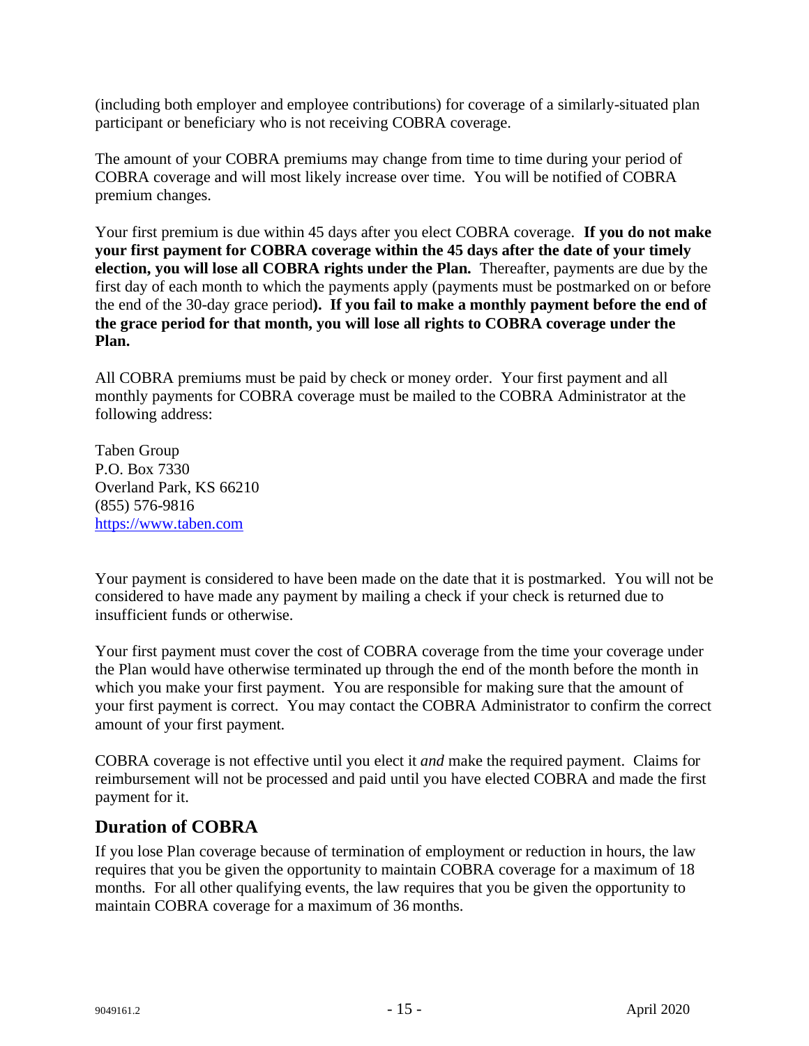(including both employer and employee contributions) for coverage of a similarly-situated plan participant or beneficiary who is not receiving COBRA coverage.

The amount of your COBRA premiums may change from time to time during your period of COBRA coverage and will most likely increase over time. You will be notified of COBRA premium changes.

Your first premium is due within 45 days after you elect COBRA coverage. **If you do not make your first payment for COBRA coverage within the 45 days after the date of your timely election, you will lose all COBRA rights under the Plan.** Thereafter, payments are due by the first day of each month to which the payments apply (payments must be postmarked on or before the end of the 30-day grace period**). If you fail to make a monthly payment before the end of the grace period for that month, you will lose all rights to COBRA coverage under the Plan.**

All COBRA premiums must be paid by check or money order. Your first payment and all monthly payments for COBRA coverage must be mailed to the COBRA Administrator at the following address:

Taben Group
P.O. Box 7330
Overland Park, KS 66210
(855) 576-9816
[https://www.taben.com](https://www.taben.com)

Your payment is considered to have been made on the date that it is postmarked. You will not be considered to have made any payment by mailing a check if your check is returned due to insufficient funds or otherwise.

Your first payment must cover the cost of COBRA coverage from the time your coverage under the Plan would have otherwise terminated up through the end of the month before the month in which you make your first payment. You are responsible for making sure that the amount of your first payment is correct. You may contact the COBRA Administrator to confirm the correct amount of your first payment.

COBRA coverage is not effective until you elect it *and* make the required payment. Claims for reimbursement will not be processed and paid until you have elected COBRA and made the first payment for it.

## Duration of COBRA

If you lose Plan coverage because of termination of employment or reduction in hours, the law requires that you be given the opportunity to maintain COBRA coverage for a maximum of 18 months. For all other qualifying events, the law requires that you be given the opportunity to maintain COBRA coverage for a maximum of 36 months.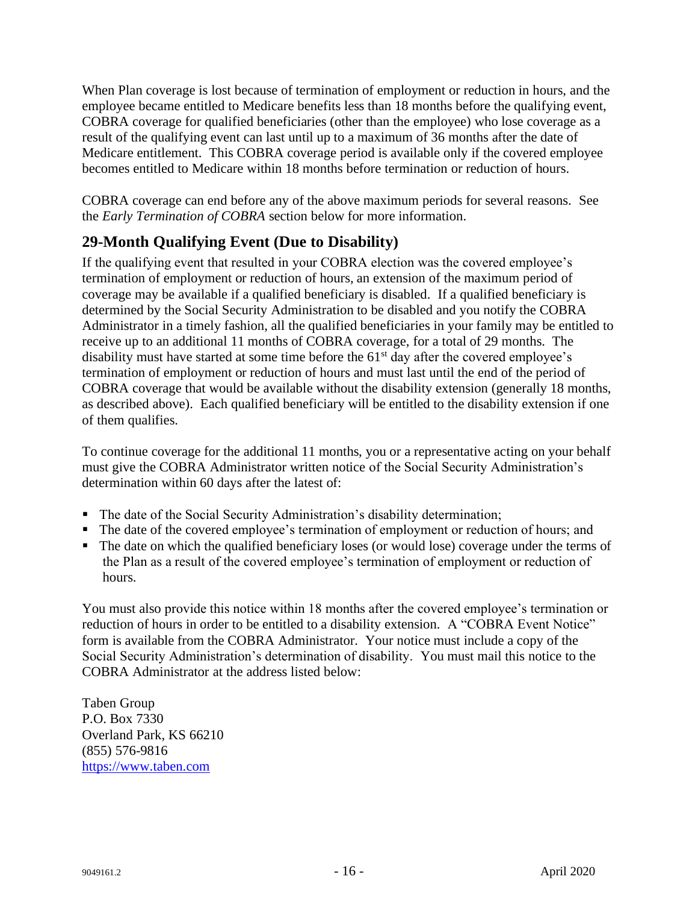When Plan coverage is lost because of termination of employment or reduction in hours, and the employee became entitled to Medicare benefits less than 18 months before the qualifying event, COBRA coverage for qualified beneficiaries (other than the employee) who lose coverage as a result of the qualifying event can last until up to a maximum of 36 months after the date of Medicare entitlement. This COBRA coverage period is available only if the covered employee becomes entitled to Medicare within 18 months before termination or reduction of hours.

COBRA coverage can end before any of the above maximum periods for several reasons. See the *Early Termination of COBRA* section below for more information.

## 29-Month Qualifying Event (Due to Disability)

If the qualifying event that resulted in your COBRA election was the covered employee's termination of employment or reduction of hours, an extension of the maximum period of coverage may be available if a qualified beneficiary is disabled. If a qualified beneficiary is determined by the Social Security Administration to be disabled and you notify the COBRA Administrator in a timely fashion, all the qualified beneficiaries in your family may be entitled to receive up to an additional 11 months of COBRA coverage, for a total of 29 months. The disability must have started at some time before the 61st day after the covered employee's termination of employment or reduction of hours and must last until the end of the period of COBRA coverage that would be available without the disability extension (generally 18 months, as described above). Each qualified beneficiary will be entitled to the disability extension if one of them qualifies.

To continue coverage for the additional 11 months, you or a representative acting on your behalf must give the COBRA Administrator written notice of the Social Security Administration's determination within 60 days after the latest of:

- The date of the Social Security Administration's disability determination;
- The date of the covered employee's termination of employment or reduction of hours; and
- The date on which the qualified beneficiary loses (or would lose) coverage under the terms of the Plan as a result of the covered employee's termination of employment or reduction of hours.

You must also provide this notice within 18 months after the covered employee's termination or reduction of hours in order to be entitled to a disability extension. A "COBRA Event Notice" form is available from the COBRA Administrator. Your notice must include a copy of the Social Security Administration's determination of disability. You must mail this notice to the COBRA Administrator at the address listed below:

Taben Group
P.O. Box 7330
Overland Park, KS 66210
(855) 576-9816
https://www.taben.com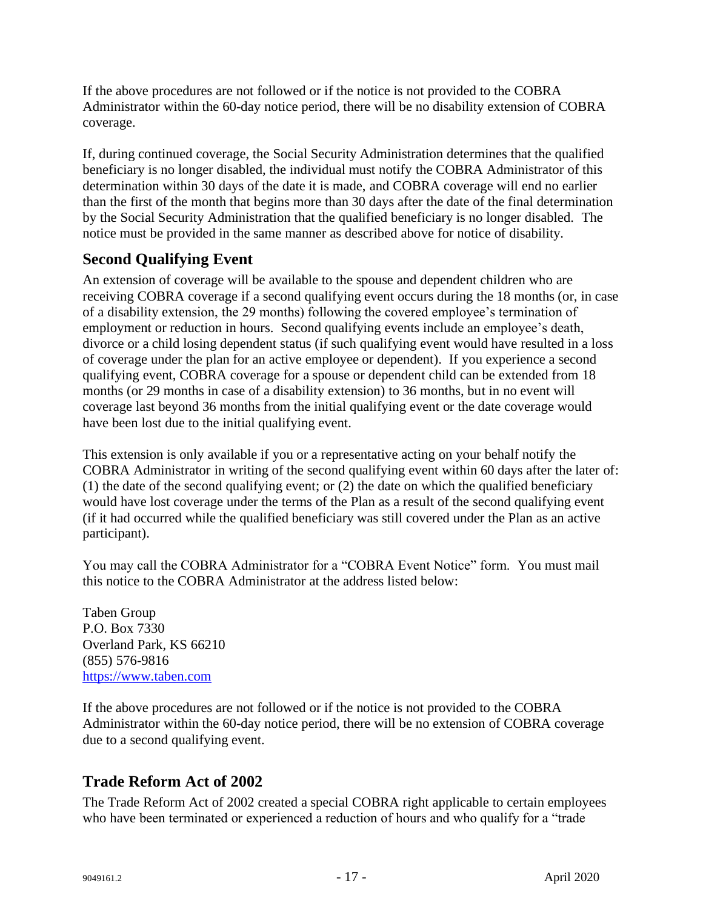If the above procedures are not followed or if the notice is not provided to the COBRA Administrator within the 60-day notice period, there will be no disability extension of COBRA coverage.

If, during continued coverage, the Social Security Administration determines that the qualified beneficiary is no longer disabled, the individual must notify the COBRA Administrator of this determination within 30 days of the date it is made, and COBRA coverage will end no earlier than the first of the month that begins more than 30 days after the date of the final determination by the Social Security Administration that the qualified beneficiary is no longer disabled. The notice must be provided in the same manner as described above for notice of disability.

## Second Qualifying Event

An extension of coverage will be available to the spouse and dependent children who are receiving COBRA coverage if a second qualifying event occurs during the 18 months (or, in case of a disability extension, the 29 months) following the covered employee's termination of employment or reduction in hours. Second qualifying events include an employee's death, divorce or a child losing dependent status (if such qualifying event would have resulted in a loss of coverage under the plan for an active employee or dependent). If you experience a second qualifying event, COBRA coverage for a spouse or dependent child can be extended from 18 months (or 29 months in case of a disability extension) to 36 months, but in no event will coverage last beyond 36 months from the initial qualifying event or the date coverage would have been lost due to the initial qualifying event.

This extension is only available if you or a representative acting on your behalf notify the COBRA Administrator in writing of the second qualifying event within 60 days after the later of: (1) the date of the second qualifying event; or (2) the date on which the qualified beneficiary would have lost coverage under the terms of the Plan as a result of the second qualifying event (if it had occurred while the qualified beneficiary was still covered under the Plan as an active participant).

You may call the COBRA Administrator for a "COBRA Event Notice" form. You must mail this notice to the COBRA Administrator at the address listed below:

Taben Group
P.O. Box 7330
Overland Park, KS 66210
(855) 576-9816
https://www.taben.com

If the above procedures are not followed or if the notice is not provided to the COBRA Administrator within the 60-day notice period, there will be no extension of COBRA coverage due to a second qualifying event.

## Trade Reform Act of 2002

The Trade Reform Act of 2002 created a special COBRA right applicable to certain employees who have been terminated or experienced a reduction of hours and who qualify for a "trade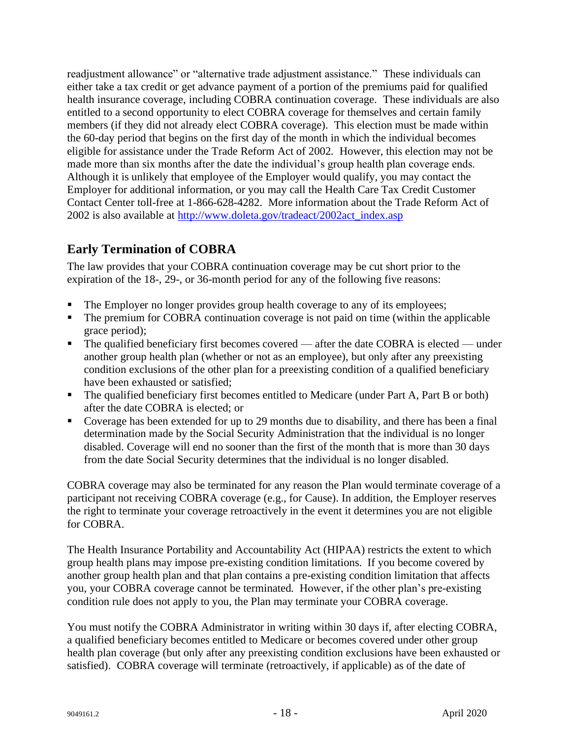readjustment allowance" or "alternative trade adjustment assistance." These individuals can either take a tax credit or get advance payment of a portion of the premiums paid for qualified health insurance coverage, including COBRA continuation coverage. These individuals are also entitled to a second opportunity to elect COBRA coverage for themselves and certain family members (if they did not already elect COBRA coverage). This election must be made within the 60-day period that begins on the first day of the month in which the individual becomes eligible for assistance under the Trade Reform Act of 2002. However, this election may not be made more than six months after the date the individual's group health plan coverage ends. Although it is unlikely that employee of the Employer would qualify, you may contact the Employer for additional information, or you may call the Health Care Tax Credit Customer Contact Center toll-free at 1-866-628-4282. More information about the Trade Reform Act of 2002 is also available at [http://www.doleta.gov/tradeact/2002act_index.asp](http://www.doleta.gov/tradeact/2002act_index.asp)

## Early Termination of COBRA

The law provides that your COBRA continuation coverage may be cut short prior to the expiration of the 18-, 29-, or 36-month period for any of the following five reasons:

- The Employer no longer provides group health coverage to any of its employees;
- The premium for COBRA continuation coverage is not paid on time (within the applicable grace period);
- The qualified beneficiary first becomes covered — after the date COBRA is elected — under another group health plan (whether or not as an employee), but only after any preexisting condition exclusions of the other plan for a preexisting condition of a qualified beneficiary have been exhausted or satisfied;
- The qualified beneficiary first becomes entitled to Medicare (under Part A, Part B or both) after the date COBRA is elected; or
- Coverage has been extended for up to 29 months due to disability, and there has been a final determination made by the Social Security Administration that the individual is no longer disabled. Coverage will end no sooner than the first of the month that is more than 30 days from the date Social Security determines that the individual is no longer disabled.

COBRA coverage may also be terminated for any reason the Plan would terminate coverage of a participant not receiving COBRA coverage (e.g., for Cause). In addition, the Employer reserves the right to terminate your coverage retroactively in the event it determines you are not eligible for COBRA.

The Health Insurance Portability and Accountability Act (HIPAA) restricts the extent to which group health plans may impose pre-existing condition limitations. If you become covered by another group health plan and that plan contains a pre-existing condition limitation that affects you, your COBRA coverage cannot be terminated. However, if the other plan's pre-existing condition rule does not apply to you, the Plan may terminate your COBRA coverage.

You must notify the COBRA Administrator in writing within 30 days if, after electing COBRA, a qualified beneficiary becomes entitled to Medicare or becomes covered under other group health plan coverage (but only after any preexisting condition exclusions have been exhausted or satisfied). COBRA coverage will terminate (retroactively, if applicable) as of the date of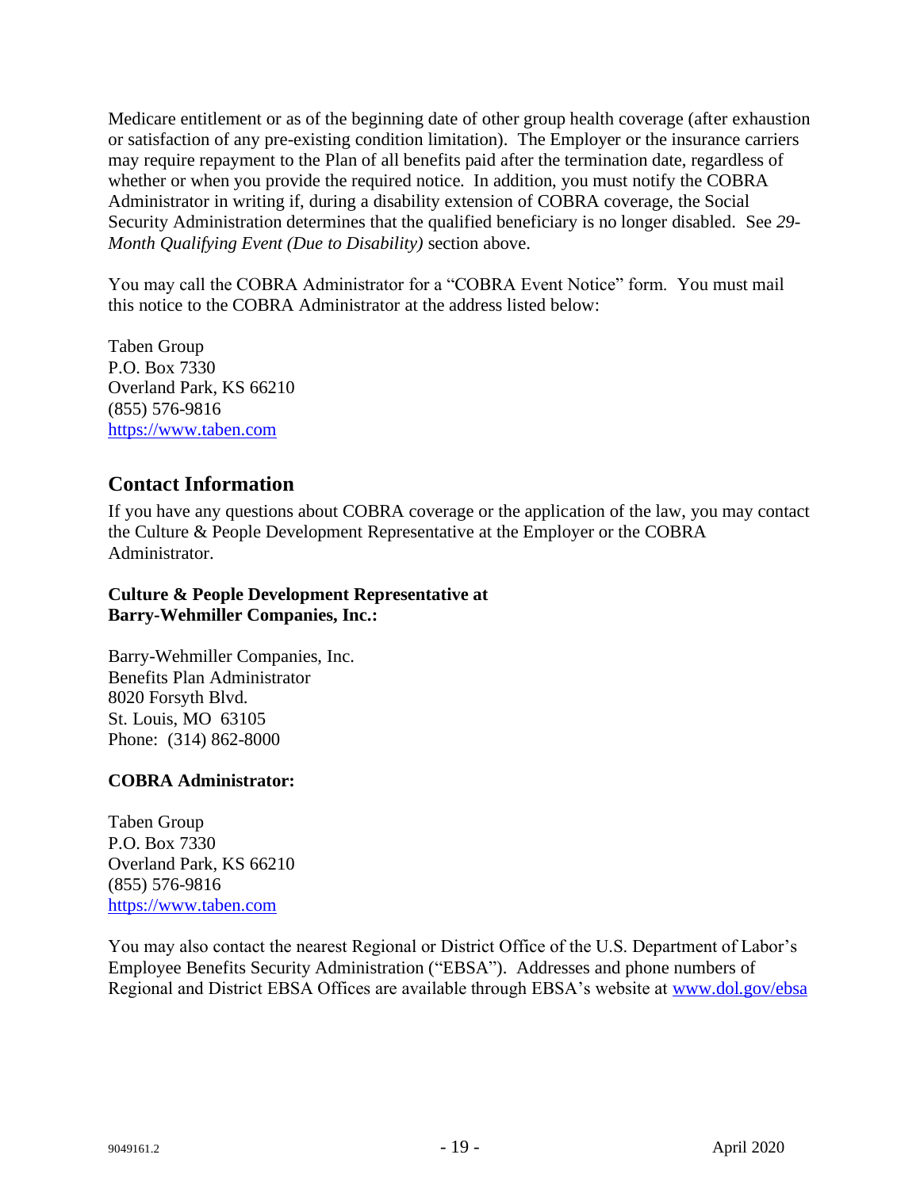Medicare entitlement or as of the beginning date of other group health coverage (after exhaustion or satisfaction of any pre-existing condition limitation). The Employer or the insurance carriers may require repayment to the Plan of all benefits paid after the termination date, regardless of whether or when you provide the required notice. In addition, you must notify the COBRA Administrator in writing if, during a disability extension of COBRA coverage, the Social Security Administration determines that the qualified beneficiary is no longer disabled. See *29-Month Qualifying Event (Due to Disability)* section above.

You may call the COBRA Administrator for a "COBRA Event Notice" form. You must mail this notice to the COBRA Administrator at the address listed below:

Taben Group
P.O. Box 7330
Overland Park, KS 66210
(855) 576-9816
https://www.taben.com

## Contact Information

If you have any questions about COBRA coverage or the application of the law, you may contact the Culture & People Development Representative at the Employer or the COBRA Administrator.

**Culture & People Development Representative at Barry-Wehmiller Companies, Inc.:**

Barry-Wehmiller Companies, Inc.
Benefits Plan Administrator
8020 Forsyth Blvd.
St. Louis, MO 63105
Phone: (314) 862-8000

**COBRA Administrator:**

Taben Group
P.O. Box 7330
Overland Park, KS 66210
(855) 576-9816
https://www.taben.com

You may also contact the nearest Regional or District Office of the U.S. Department of Labor's Employee Benefits Security Administration ("EBSA"). Addresses and phone numbers of Regional and District EBSA Offices are available through EBSA's website at www.dol.gov/ebsa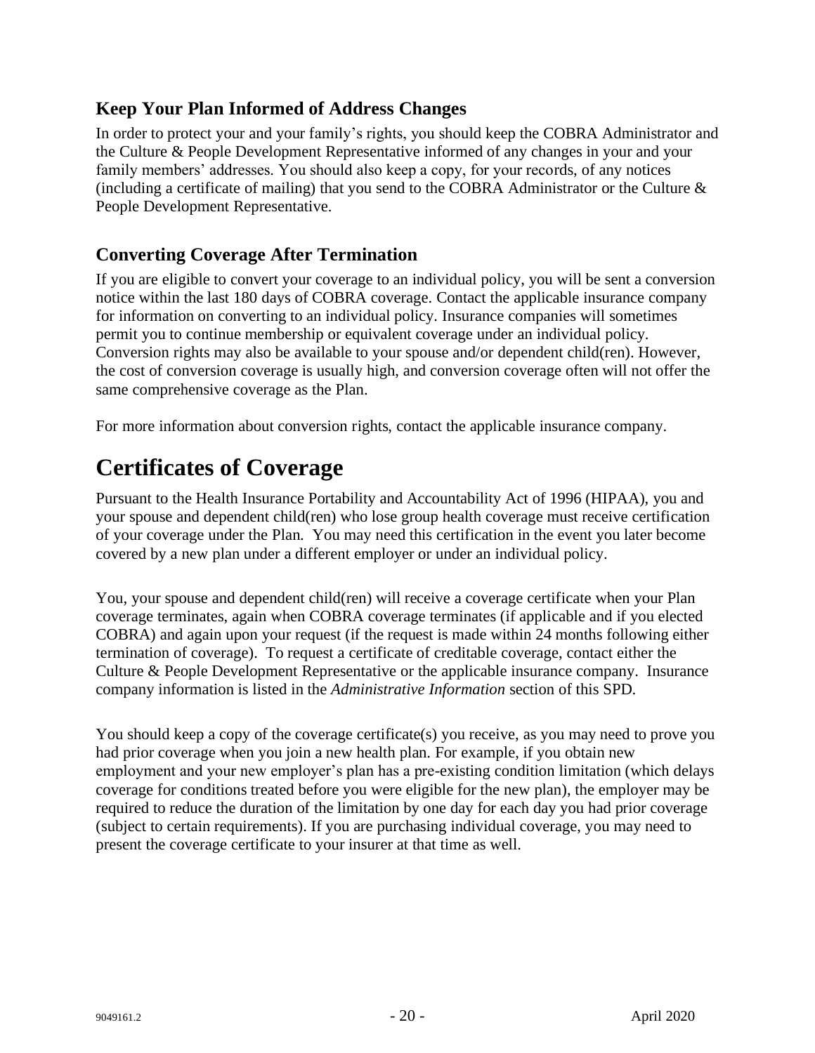### Keep Your Plan Informed of Address Changes

In order to protect your and your family's rights, you should keep the COBRA Administrator and the Culture & People Development Representative informed of any changes in your and your family members' addresses. You should also keep a copy, for your records, of any notices (including a certificate of mailing) that you send to the COBRA Administrator or the Culture & People Development Representative.

### Converting Coverage After Termination

If you are eligible to convert your coverage to an individual policy, you will be sent a conversion notice within the last 180 days of COBRA coverage. Contact the applicable insurance company for information on converting to an individual policy. Insurance companies will sometimes permit you to continue membership or equivalent coverage under an individual policy. Conversion rights may also be available to your spouse and/or dependent child(ren). However, the cost of conversion coverage is usually high, and conversion coverage often will not offer the same comprehensive coverage as the Plan.

For more information about conversion rights, contact the applicable insurance company.

# Certificates of Coverage

Pursuant to the Health Insurance Portability and Accountability Act of 1996 (HIPAA), you and your spouse and dependent child(ren) who lose group health coverage must receive certification of your coverage under the Plan. You may need this certification in the event you later become covered by a new plan under a different employer or under an individual policy.

You, your spouse and dependent child(ren) will receive a coverage certificate when your Plan coverage terminates, again when COBRA coverage terminates (if applicable and if you elected COBRA) and again upon your request (if the request is made within 24 months following either termination of coverage). To request a certificate of creditable coverage, contact either the Culture & People Development Representative or the applicable insurance company. Insurance company information is listed in the *Administrative Information* section of this SPD.

You should keep a copy of the coverage certificate(s) you receive, as you may need to prove you had prior coverage when you join a new health plan. For example, if you obtain new employment and your new employer's plan has a pre-existing condition limitation (which delays coverage for conditions treated before you were eligible for the new plan), the employer may be required to reduce the duration of the limitation by one day for each day you had prior coverage (subject to certain requirements). If you are purchasing individual coverage, you may need to present the coverage certificate to your insurer at that time as well.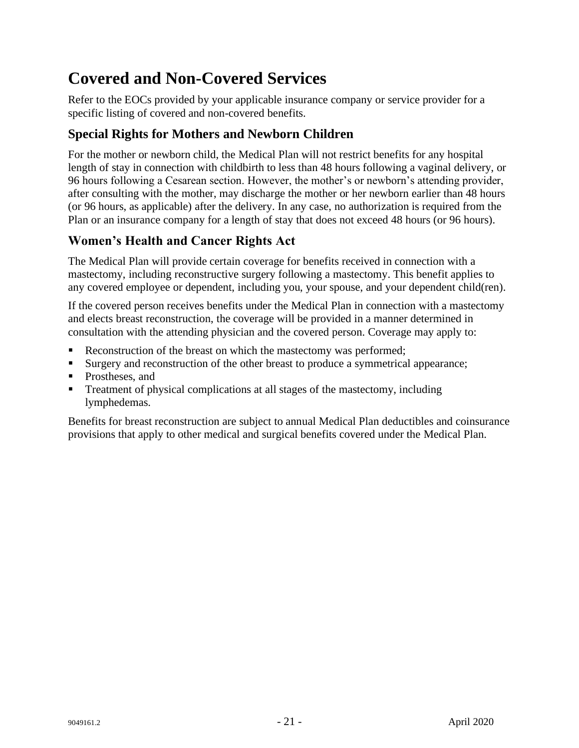# Covered and Non-Covered Services

Refer to the EOCs provided by your applicable insurance company or service provider for a specific listing of covered and non-covered benefits.

## Special Rights for Mothers and Newborn Children

For the mother or newborn child, the Medical Plan will not restrict benefits for any hospital length of stay in connection with childbirth to less than 48 hours following a vaginal delivery, or 96 hours following a Cesarean section. However, the mother's or newborn's attending provider, after consulting with the mother, may discharge the mother or her newborn earlier than 48 hours (or 96 hours, as applicable) after the delivery. In any case, no authorization is required from the Plan or an insurance company for a length of stay that does not exceed 48 hours (or 96 hours).

## Women's Health and Cancer Rights Act

The Medical Plan will provide certain coverage for benefits received in connection with a mastectomy, including reconstructive surgery following a mastectomy. This benefit applies to any covered employee or dependent, including you, your spouse, and your dependent child(ren).

If the covered person receives benefits under the Medical Plan in connection with a mastectomy and elects breast reconstruction, the coverage will be provided in a manner determined in consultation with the attending physician and the covered person. Coverage may apply to:

- Reconstruction of the breast on which the mastectomy was performed;
- Surgery and reconstruction of the other breast to produce a symmetrical appearance;
- Prostheses, and
- Treatment of physical complications at all stages of the mastectomy, including lymphedemas.

Benefits for breast reconstruction are subject to annual Medical Plan deductibles and coinsurance provisions that apply to other medical and surgical benefits covered under the Medical Plan.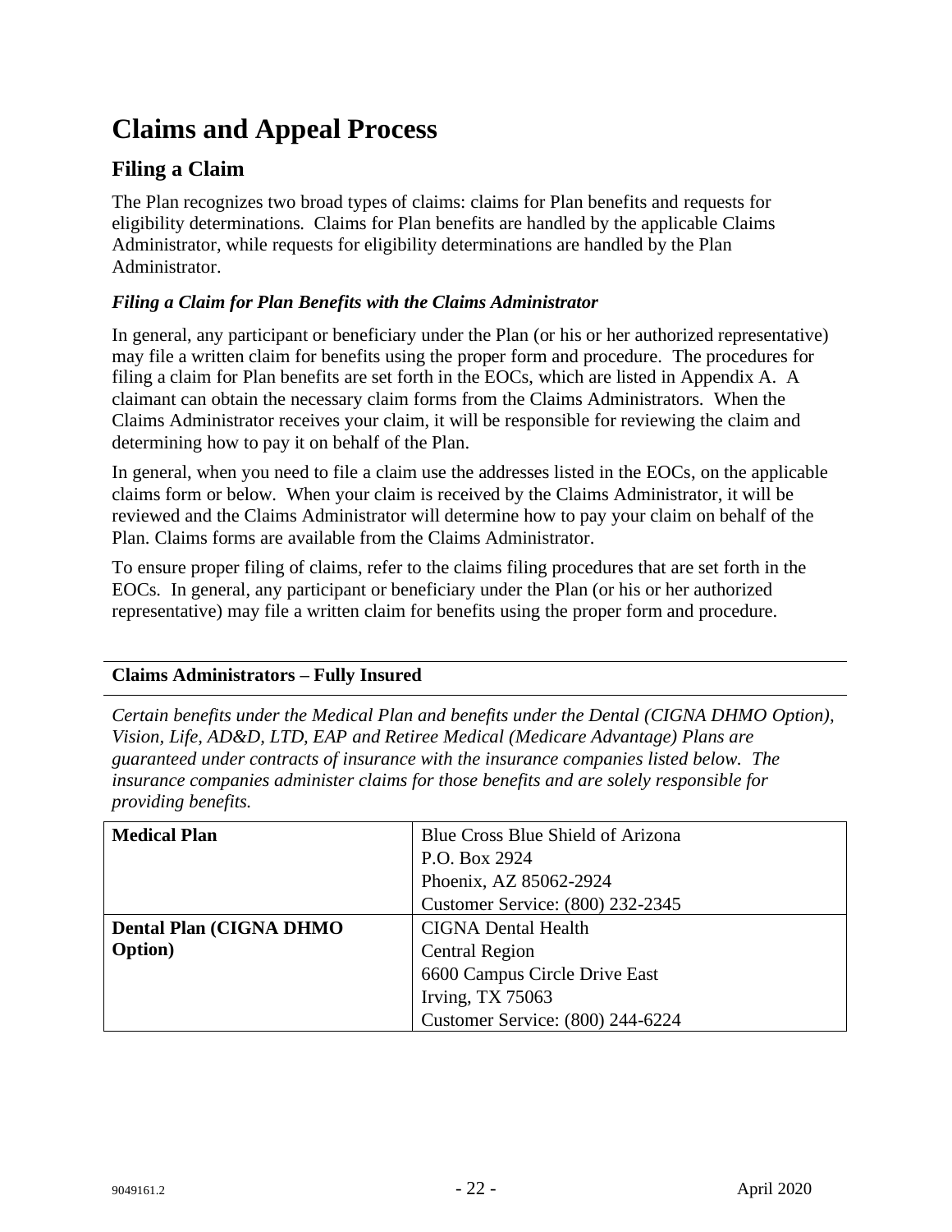# Claims and Appeal Process

## Filing a Claim

The Plan recognizes two broad types of claims: claims for Plan benefits and requests for eligibility determinations. Claims for Plan benefits are handled by the applicable Claims Administrator, while requests for eligibility determinations are handled by the Plan Administrator.

### *Filing a Claim for Plan Benefits with the Claims Administrator*

In general, any participant or beneficiary under the Plan (or his or her authorized representative) may file a written claim for benefits using the proper form and procedure. The procedures for filing a claim for Plan benefits are set forth in the EOCs, which are listed in Appendix A. A claimant can obtain the necessary claim forms from the Claims Administrators. When the Claims Administrator receives your claim, it will be responsible for reviewing the claim and determining how to pay it on behalf of the Plan.

In general, when you need to file a claim use the addresses listed in the EOCs, on the applicable claims form or below. When your claim is received by the Claims Administrator, it will be reviewed and the Claims Administrator will determine how to pay your claim on behalf of the Plan. Claims forms are available from the Claims Administrator.

To ensure proper filing of claims, refer to the claims filing procedures that are set forth in the EOCs. In general, any participant or beneficiary under the Plan (or his or her authorized representative) may file a written claim for benefits using the proper form and procedure.

**Claims Administrators – Fully Insured**

*Certain benefits under the Medical Plan and benefits under the Dental (CIGNA DHMO Option), Vision, Life, AD&D, LTD, EAP and Retiree Medical (Medicare Advantage) Plans are guaranteed under contracts of insurance with the insurance companies listed below. The insurance companies administer claims for those benefits and are solely responsible for providing benefits.*

| | |
|---|---|
| **Medical Plan** | Blue Cross Blue Shield of Arizona<br>P.O. Box 2924<br>Phoenix, AZ 85062-2924<br>Customer Service: (800) 232-2345 |
| **Dental Plan (CIGNA DHMO Option)** | CIGNA Dental Health<br>Central Region<br>6600 Campus Circle Drive East<br>Irving, TX 75063<br>Customer Service: (800) 244-6224 |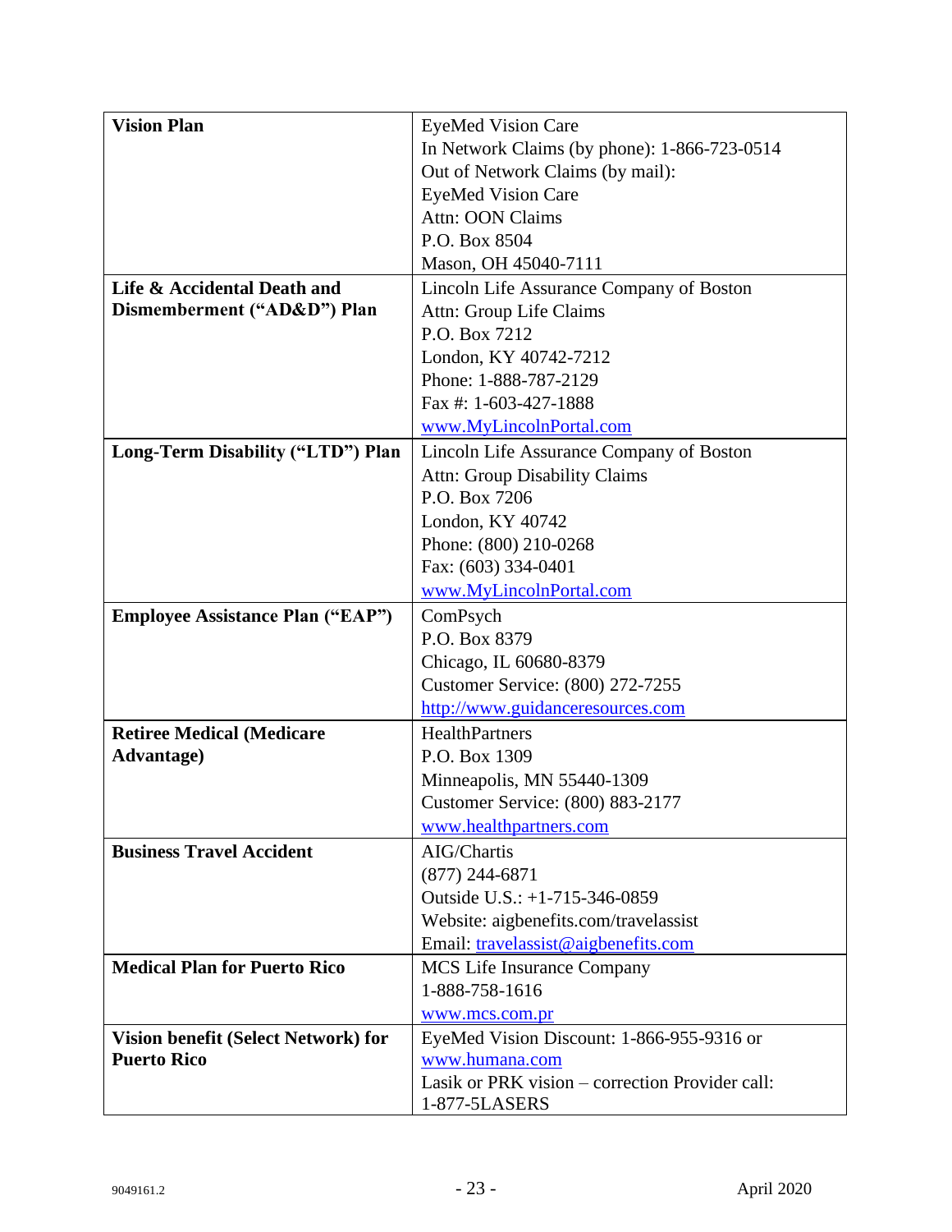| | |
|---|---|
| **Vision Plan** | EyeMed Vision Care<br>In Network Claims (by phone): 1-866-723-0514<br>Out of Network Claims (by mail):<br>EyeMed Vision Care<br>Attn: OON Claims<br>P.O. Box 8504<br>Mason, OH 45040-7111 |
| **Life & Accidental Death and Dismemberment ("AD&D") Plan** | Lincoln Life Assurance Company of Boston<br>Attn: Group Life Claims<br>P.O. Box 7212<br>London, KY 40742-7212<br>Phone: 1-888-787-2129<br>Fax #: 1-603-427-1888<br>www.MyLincolnPortal.com |
| **Long-Term Disability ("LTD") Plan** | Lincoln Life Assurance Company of Boston<br>Attn: Group Disability Claims<br>P.O. Box 7206<br>London, KY 40742<br>Phone: (800) 210-0268<br>Fax: (603) 334-0401<br>www.MyLincolnPortal.com |
| **Employee Assistance Plan ("EAP")** | ComPsych<br>P.O. Box 8379<br>Chicago, IL 60680-8379<br>Customer Service: (800) 272-7255<br>http://www.guidanceresources.com |
| **Retiree Medical (Medicare Advantage)** | HealthPartners<br>P.O. Box 1309<br>Minneapolis, MN 55440-1309<br>Customer Service: (800) 883-2177<br>www.healthpartners.com |
| **Business Travel Accident** | AIG/Chartis<br>(877) 244-6871<br>Outside U.S.: +1-715-346-0859<br>Website: aigbenefits.com/travelassist<br>Email: travelassist@aigbenefits.com |
| **Medical Plan for Puerto Rico** | MCS Life Insurance Company<br>1-888-758-1616<br>www.mcs.com.pr |
| **Vision benefit (Select Network) for Puerto Rico** | EyeMed Vision Discount: 1-866-955-9316 or www.humana.com<br>Lasik or PRK vision – correction Provider call: 1-877-5LASERS |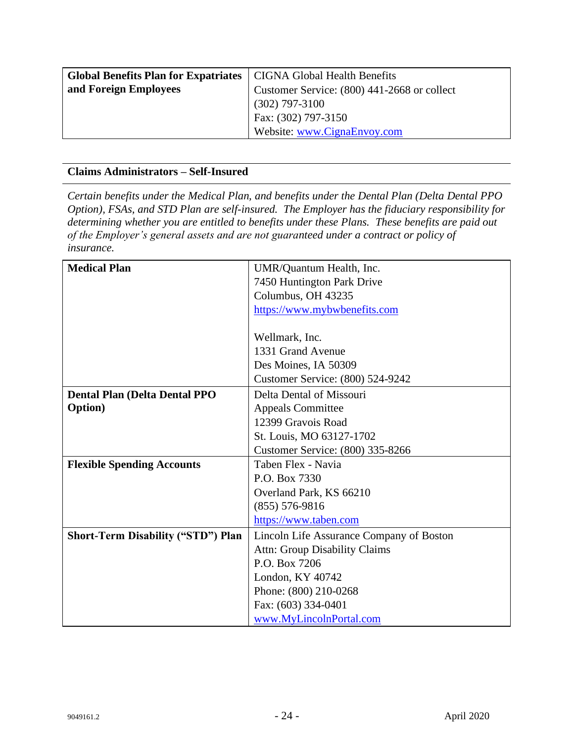| | |
|---|---|
| **Global Benefits Plan for Expatriates and Foreign Employees** | CIGNA Global Health Benefits<br>Customer Service: (800) 441-2668 or collect (302) 797-3100<br>Fax: (302) 797-3150<br>Website: www.CignaEnvoy.com |

**Claims Administrators – Self-Insured**

*Certain benefits under the Medical Plan, and benefits under the Dental Plan (Delta Dental PPO Option), FSAs, and STD Plan are self-insured. The Employer has the fiduciary responsibility for determining whether you are entitled to benefits under these Plans. These benefits are paid out of the Employer's general assets and are not guaranteed under a contract or policy of insurance.*

| | |
|---|---|
| **Medical Plan** | UMR/Quantum Health, Inc.<br>7450 Huntington Park Drive<br>Columbus, OH 43235<br>https://www.mybwbenefits.com<br><br>Wellmark, Inc.<br>1331 Grand Avenue<br>Des Moines, IA 50309<br>Customer Service: (800) 524-9242 |
| **Dental Plan (Delta Dental PPO Option)** | Delta Dental of Missouri<br>Appeals Committee<br>12399 Gravois Road<br>St. Louis, MO 63127-1702<br>Customer Service: (800) 335-8266 |
| **Flexible Spending Accounts** | Taben Flex - Navia<br>P.O. Box 7330<br>Overland Park, KS 66210<br>(855) 576-9816<br>https://www.taben.com |
| **Short-Term Disability ("STD") Plan** | Lincoln Life Assurance Company of Boston<br>Attn: Group Disability Claims<br>P.O. Box 7206<br>London, KY 40742<br>Phone: (800) 210-0268<br>Fax: (603) 334-0401<br>www.MyLincolnPortal.com |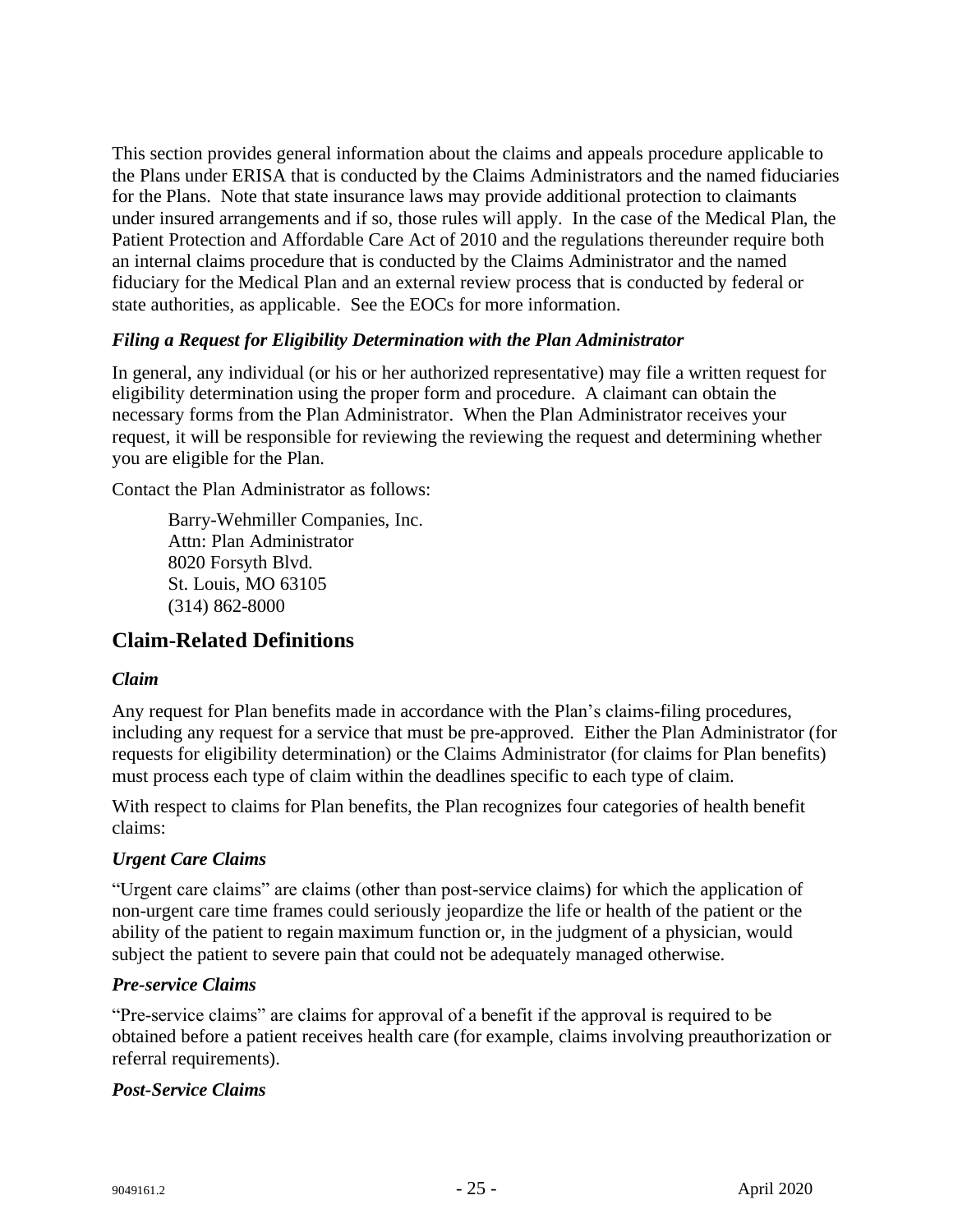This section provides general information about the claims and appeals procedure applicable to the Plans under ERISA that is conducted by the Claims Administrators and the named fiduciaries for the Plans. Note that state insurance laws may provide additional protection to claimants under insured arrangements and if so, those rules will apply. In the case of the Medical Plan, the Patient Protection and Affordable Care Act of 2010 and the regulations thereunder require both an internal claims procedure that is conducted by the Claims Administrator and the named fiduciary for the Medical Plan and an external review process that is conducted by federal or state authorities, as applicable. See the EOCs for more information.

### *Filing a Request for Eligibility Determination with the Plan Administrator*

In general, any individual (or his or her authorized representative) may file a written request for eligibility determination using the proper form and procedure. A claimant can obtain the necessary forms from the Plan Administrator. When the Plan Administrator receives your request, it will be responsible for reviewing the reviewing the request and determining whether you are eligible for the Plan.

Contact the Plan Administrator as follows:

> Barry-Wehmiller Companies, Inc.
> Attn: Plan Administrator
> 8020 Forsyth Blvd.
> St. Louis, MO 63105
> (314) 862-8000

## Claim-Related Definitions

### *Claim*

Any request for Plan benefits made in accordance with the Plan's claims-filing procedures, including any request for a service that must be pre-approved. Either the Plan Administrator (for requests for eligibility determination) or the Claims Administrator (for claims for Plan benefits) must process each type of claim within the deadlines specific to each type of claim.

With respect to claims for Plan benefits, the Plan recognizes four categories of health benefit claims:

### *Urgent Care Claims*

"Urgent care claims" are claims (other than post-service claims) for which the application of non-urgent care time frames could seriously jeopardize the life or health of the patient or the ability of the patient to regain maximum function or, in the judgment of a physician, would subject the patient to severe pain that could not be adequately managed otherwise.

### *Pre-service Claims*

"Pre-service claims" are claims for approval of a benefit if the approval is required to be obtained before a patient receives health care (for example, claims involving preauthorization or referral requirements).

### *Post-Service Claims*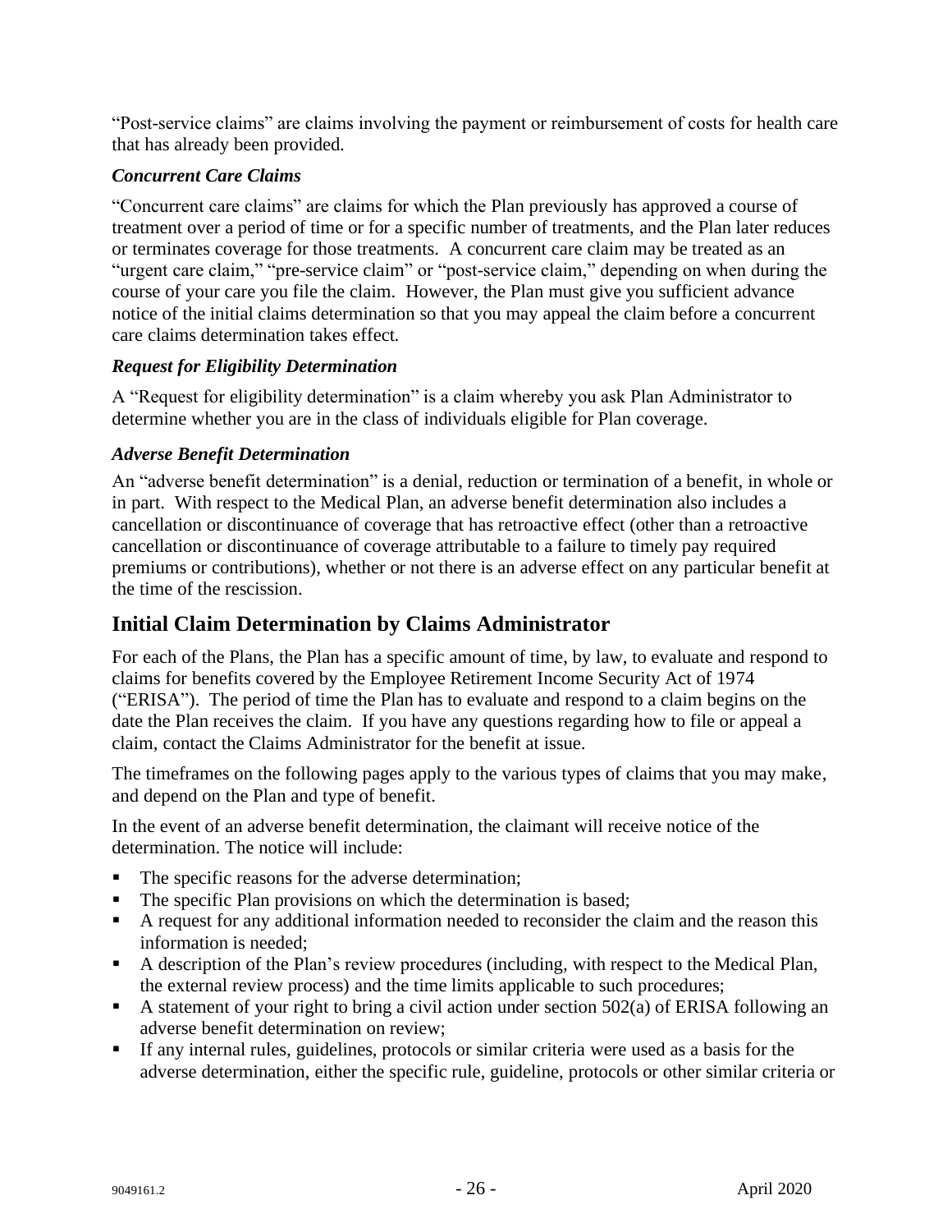"Post-service claims" are claims involving the payment or reimbursement of costs for health care that has already been provided.

### *Concurrent Care Claims*

"Concurrent care claims" are claims for which the Plan previously has approved a course of treatment over a period of time or for a specific number of treatments, and the Plan later reduces or terminates coverage for those treatments. A concurrent care claim may be treated as an "urgent care claim," "pre-service claim" or "post-service claim," depending on when during the course of your care you file the claim. However, the Plan must give you sufficient advance notice of the initial claims determination so that you may appeal the claim before a concurrent care claims determination takes effect.

### *Request for Eligibility Determination*

A "Request for eligibility determination" is a claim whereby you ask Plan Administrator to determine whether you are in the class of individuals eligible for Plan coverage.

### *Adverse Benefit Determination*

An "adverse benefit determination" is a denial, reduction or termination of a benefit, in whole or in part. With respect to the Medical Plan, an adverse benefit determination also includes a cancellation or discontinuance of coverage that has retroactive effect (other than a retroactive cancellation or discontinuance of coverage attributable to a failure to timely pay required premiums or contributions), whether or not there is an adverse effect on any particular benefit at the time of the rescission.

## Initial Claim Determination by Claims Administrator

For each of the Plans, the Plan has a specific amount of time, by law, to evaluate and respond to claims for benefits covered by the Employee Retirement Income Security Act of 1974 ("ERISA"). The period of time the Plan has to evaluate and respond to a claim begins on the date the Plan receives the claim. If you have any questions regarding how to file or appeal a claim, contact the Claims Administrator for the benefit at issue.

The timeframes on the following pages apply to the various types of claims that you may make, and depend on the Plan and type of benefit.

In the event of an adverse benefit determination, the claimant will receive notice of the determination. The notice will include:

- The specific reasons for the adverse determination;
- The specific Plan provisions on which the determination is based;
- A request for any additional information needed to reconsider the claim and the reason this information is needed;
- A description of the Plan's review procedures (including, with respect to the Medical Plan, the external review process) and the time limits applicable to such procedures;
- A statement of your right to bring a civil action under section 502(a) of ERISA following an adverse benefit determination on review;
- If any internal rules, guidelines, protocols or similar criteria were used as a basis for the adverse determination, either the specific rule, guideline, protocols or other similar criteria or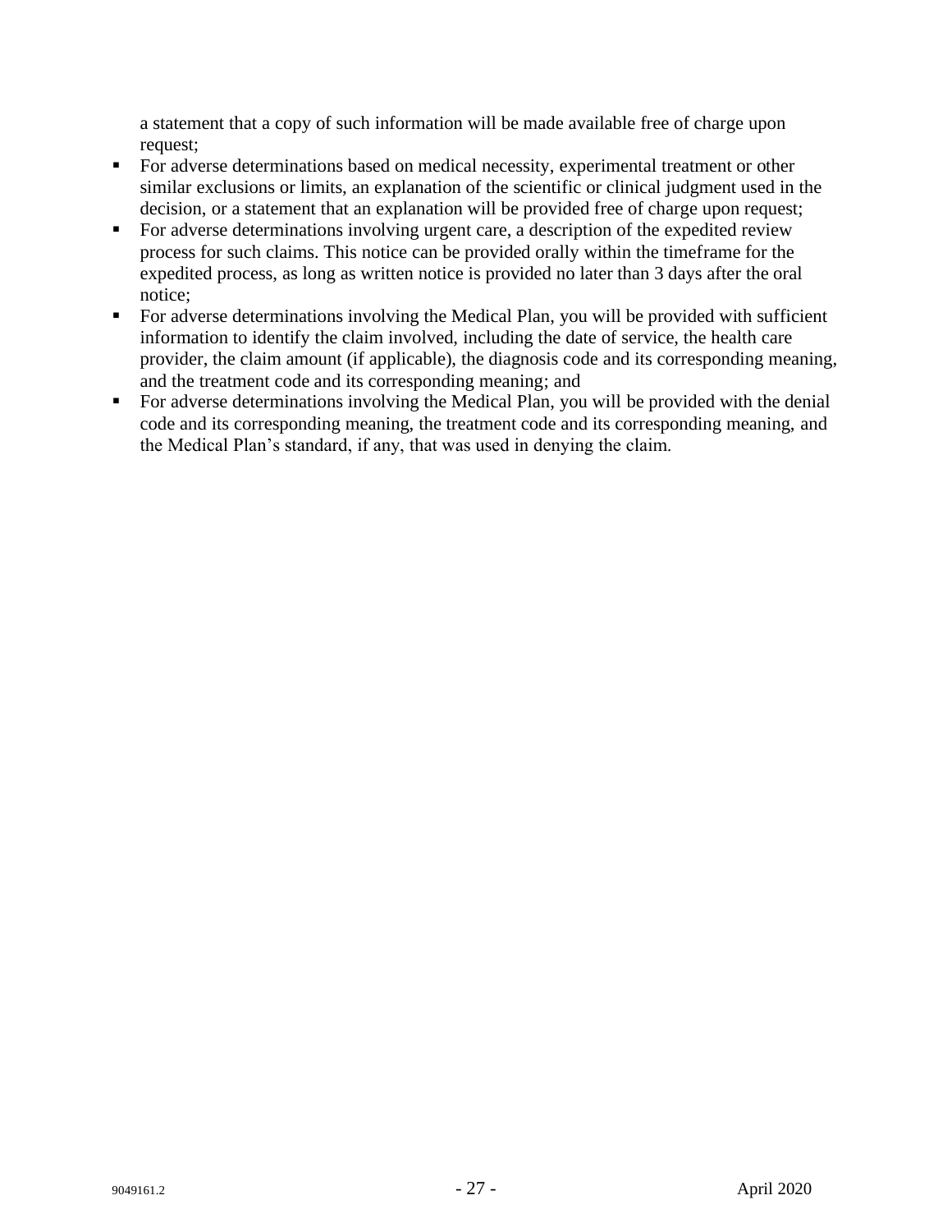a statement that a copy of such information will be made available free of charge upon request;

- For adverse determinations based on medical necessity, experimental treatment or other similar exclusions or limits, an explanation of the scientific or clinical judgment used in the decision, or a statement that an explanation will be provided free of charge upon request;
- For adverse determinations involving urgent care, a description of the expedited review process for such claims. This notice can be provided orally within the timeframe for the expedited process, as long as written notice is provided no later than 3 days after the oral notice;
- For adverse determinations involving the Medical Plan, you will be provided with sufficient information to identify the claim involved, including the date of service, the health care provider, the claim amount (if applicable), the diagnosis code and its corresponding meaning, and the treatment code and its corresponding meaning; and
- For adverse determinations involving the Medical Plan, you will be provided with the denial code and its corresponding meaning, the treatment code and its corresponding meaning, and the Medical Plan's standard, if any, that was used in denying the claim.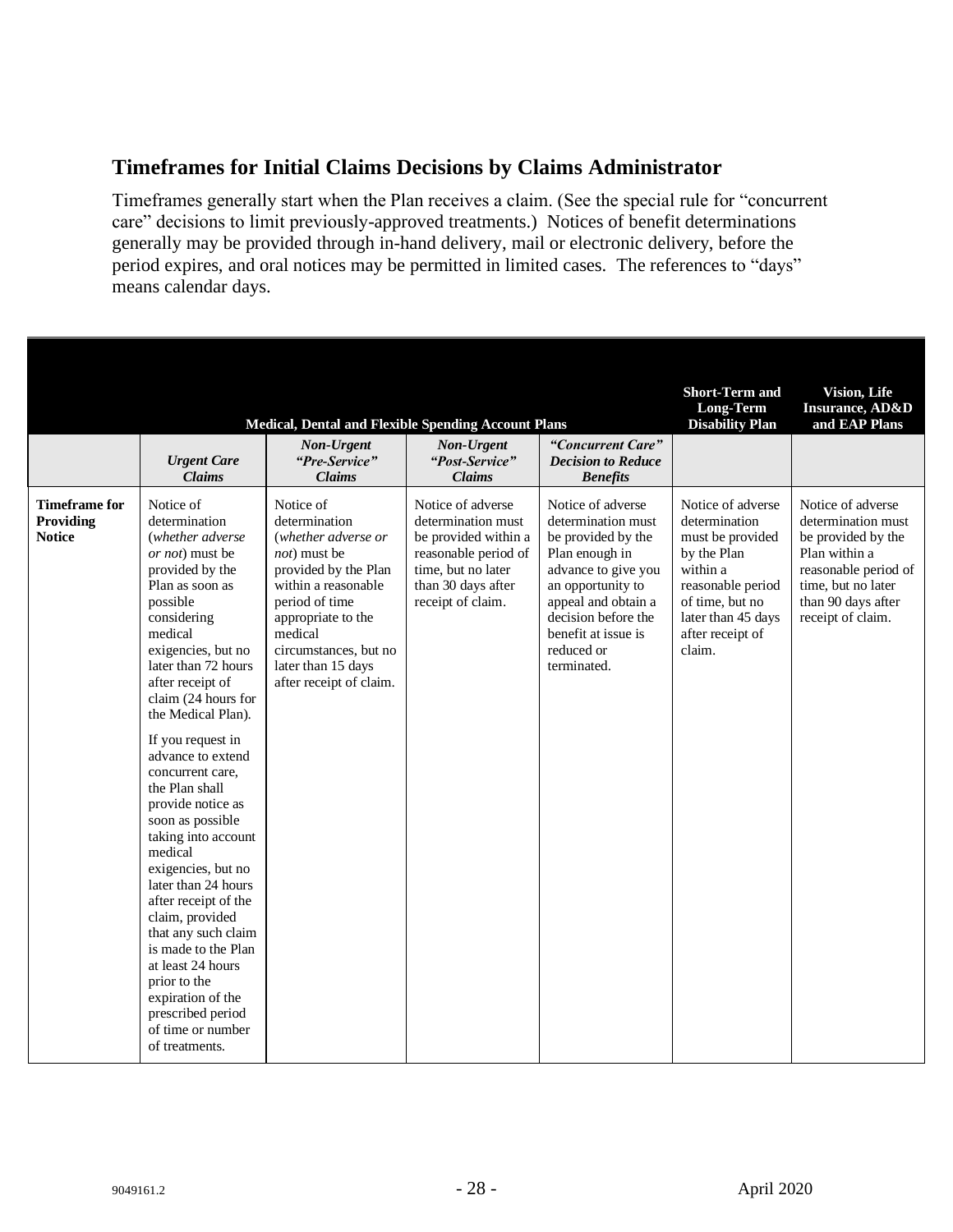## Timeframes for Initial Claims Decisions by Claims Administrator

Timeframes generally start when the Plan receives a claim. (See the special rule for "concurrent care" decisions to limit previously-approved treatments.) Notices of benefit determinations generally may be provided through in-hand delivery, mail or electronic delivery, before the period expires, and oral notices may be permitted in limited cases. The references to "days" means calendar days.

| | Medical, Dental and Flexible Spending Account Plans | | | | Short-Term and Long-Term Disability Plan | Vision, Life Insurance, AD&D and EAP Plans |
|---|---|---|---|---|---|---|
| | ***Urgent Care Claims*** | ***Non-Urgent "Pre-Service" Claims*** | ***Non-Urgent "Post-Service" Claims*** | ***"Concurrent Care" Decision to Reduce Benefits*** | | |
| **Timeframe for Providing Notice** | Notice of determination (*whether adverse or not*) must be provided by the Plan as soon as possible considering medical exigencies, but no later than 72 hours after receipt of claim (24 hours for the Medical Plan).<br><br>If you request in advance to extend concurrent care, the Plan shall provide notice as soon as possible taking into account medical exigencies, but no later than 24 hours after receipt of the claim, provided that any such claim is made to the Plan at least 24 hours prior to the expiration of the prescribed period of time or number of treatments. | Notice of determination (*whether adverse or not*) must be provided by the Plan within a reasonable period of time appropriate to the medical circumstances, but no later than 15 days after receipt of claim. | Notice of adverse determination must be provided within a reasonable period of time, but no later than 30 days after receipt of claim. | Notice of adverse determination must be provided by the Plan enough in advance to give you an opportunity to appeal and obtain a decision before the benefit at issue is reduced or terminated. | Notice of adverse determination must be provided by the Plan within a reasonable period of time, but no later than 45 days after receipt of claim. | Notice of adverse determination must be provided by the Plan within a reasonable period of time, but no later than 90 days after receipt of claim. |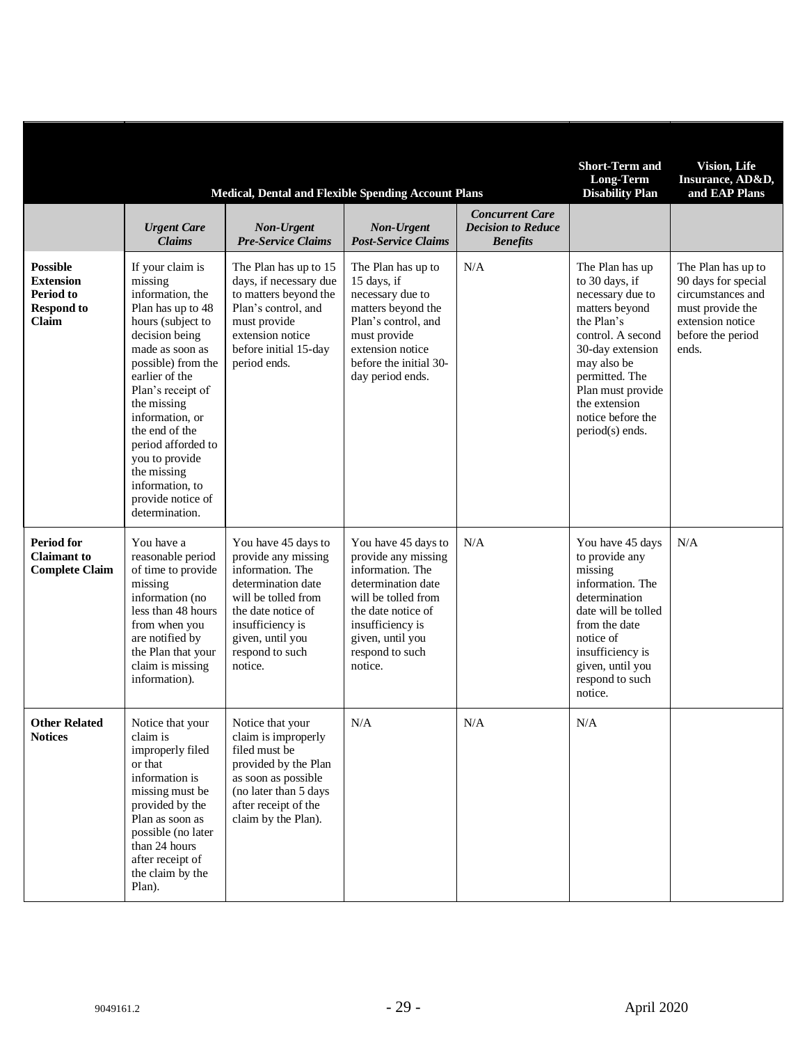| | Medical, Dental and Flexible Spending Account Plans | | | | Short-Term and Long-Term Disability Plan | Vision, Life Insurance, AD&D, and EAP Plans |
|---|---|---|---|---|---|---|
| | ***Urgent Care Claims*** | ***Non-Urgent Pre-Service Claims*** | ***Non-Urgent Post-Service Claims*** | ***Concurrent Care Decision to Reduce Benefits*** | | |
| **Possible Extension Period to Respond to Claim** | If your claim is missing information, the Plan has up to 48 hours (subject to decision being made as soon as possible) from the earlier of the Plan's receipt of the missing information, or the end of the period afforded to you to provide the missing information, to provide notice of determination. | The Plan has up to 15 days, if necessary due to matters beyond the Plan's control, and must provide extension notice before initial 15-day period ends. | The Plan has up to 15 days, if necessary due to matters beyond the Plan's control, and must provide extension notice before the initial 30-day period ends. | N/A | The Plan has up to 30 days, if necessary due to matters beyond the Plan's control. A second 30-day extension may also be permitted. The Plan must provide the extension notice before the period(s) ends. | The Plan has up to 90 days for special circumstances and must provide the extension notice before the period ends. |
| **Period for Claimant to Complete Claim** | You have a reasonable period of time to provide missing information (no less than 48 hours from when you are notified by the Plan that your claim is missing information). | You have 45 days to provide any missing information. The determination date will be tolled from the date notice of insufficiency is given, until you respond to such notice. | You have 45 days to provide any missing information. The determination date will be tolled from the date notice of insufficiency is given, until you respond to such notice. | N/A | You have 45 days to provide any missing information. The determination date will be tolled from the date notice of insufficiency is given, until you respond to such notice. | N/A |
| **Other Related Notices** | Notice that your claim is improperly filed or that information is missing must be provided by the Plan as soon as possible (no later than 24 hours after receipt of the claim by the Plan). | Notice that your claim is improperly filed must be provided by the Plan as soon as possible (no later than 5 days after receipt of the claim by the Plan). | N/A | N/A | N/A | |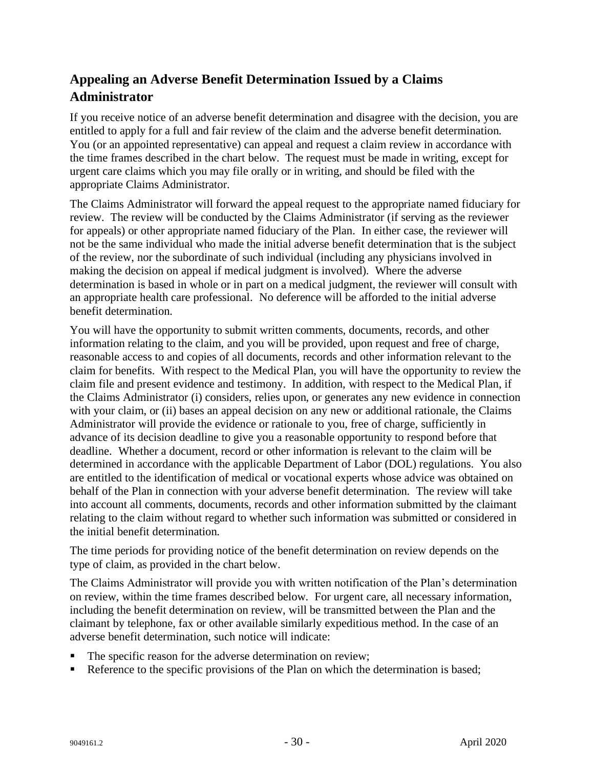## Appealing an Adverse Benefit Determination Issued by a Claims Administrator

If you receive notice of an adverse benefit determination and disagree with the decision, you are entitled to apply for a full and fair review of the claim and the adverse benefit determination. You (or an appointed representative) can appeal and request a claim review in accordance with the time frames described in the chart below. The request must be made in writing, except for urgent care claims which you may file orally or in writing, and should be filed with the appropriate Claims Administrator.

The Claims Administrator will forward the appeal request to the appropriate named fiduciary for review. The review will be conducted by the Claims Administrator (if serving as the reviewer for appeals) or other appropriate named fiduciary of the Plan. In either case, the reviewer will not be the same individual who made the initial adverse benefit determination that is the subject of the review, nor the subordinate of such individual (including any physicians involved in making the decision on appeal if medical judgment is involved). Where the adverse determination is based in whole or in part on a medical judgment, the reviewer will consult with an appropriate health care professional. No deference will be afforded to the initial adverse benefit determination.

You will have the opportunity to submit written comments, documents, records, and other information relating to the claim, and you will be provided, upon request and free of charge, reasonable access to and copies of all documents, records and other information relevant to the claim for benefits. With respect to the Medical Plan, you will have the opportunity to review the claim file and present evidence and testimony. In addition, with respect to the Medical Plan, if the Claims Administrator (i) considers, relies upon, or generates any new evidence in connection with your claim, or (ii) bases an appeal decision on any new or additional rationale, the Claims Administrator will provide the evidence or rationale to you, free of charge, sufficiently in advance of its decision deadline to give you a reasonable opportunity to respond before that deadline. Whether a document, record or other information is relevant to the claim will be determined in accordance with the applicable Department of Labor (DOL) regulations. You also are entitled to the identification of medical or vocational experts whose advice was obtained on behalf of the Plan in connection with your adverse benefit determination. The review will take into account all comments, documents, records and other information submitted by the claimant relating to the claim without regard to whether such information was submitted or considered in the initial benefit determination.

The time periods for providing notice of the benefit determination on review depends on the type of claim, as provided in the chart below.

The Claims Administrator will provide you with written notification of the Plan's determination on review, within the time frames described below. For urgent care, all necessary information, including the benefit determination on review, will be transmitted between the Plan and the claimant by telephone, fax or other available similarly expeditious method. In the case of an adverse benefit determination, such notice will indicate:

- The specific reason for the adverse determination on review;
- Reference to the specific provisions of the Plan on which the determination is based;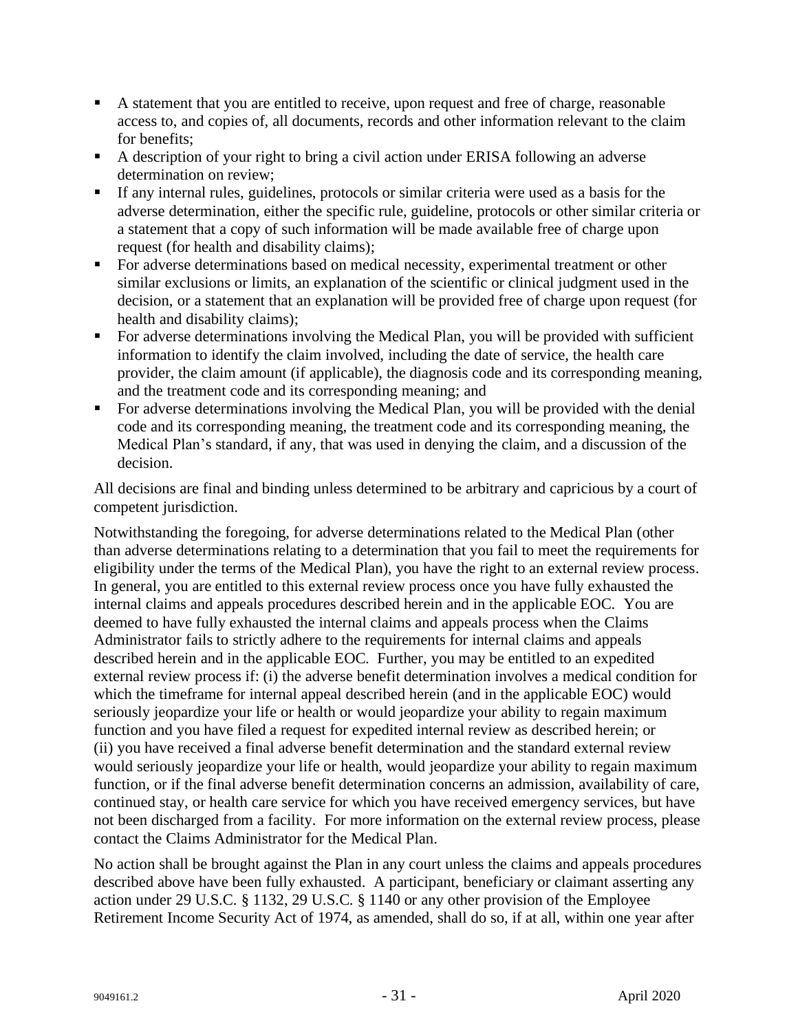- A statement that you are entitled to receive, upon request and free of charge, reasonable access to, and copies of, all documents, records and other information relevant to the claim for benefits;
- A description of your right to bring a civil action under ERISA following an adverse determination on review;
- If any internal rules, guidelines, protocols or similar criteria were used as a basis for the adverse determination, either the specific rule, guideline, protocols or other similar criteria or a statement that a copy of such information will be made available free of charge upon request (for health and disability claims);
- For adverse determinations based on medical necessity, experimental treatment or other similar exclusions or limits, an explanation of the scientific or clinical judgment used in the decision, or a statement that an explanation will be provided free of charge upon request (for health and disability claims);
- For adverse determinations involving the Medical Plan, you will be provided with sufficient information to identify the claim involved, including the date of service, the health care provider, the claim amount (if applicable), the diagnosis code and its corresponding meaning, and the treatment code and its corresponding meaning; and
- For adverse determinations involving the Medical Plan, you will be provided with the denial code and its corresponding meaning, the treatment code and its corresponding meaning, the Medical Plan's standard, if any, that was used in denying the claim, and a discussion of the decision.

All decisions are final and binding unless determined to be arbitrary and capricious by a court of competent jurisdiction.

Notwithstanding the foregoing, for adverse determinations related to the Medical Plan (other than adverse determinations relating to a determination that you fail to meet the requirements for eligibility under the terms of the Medical Plan), you have the right to an external review process. In general, you are entitled to this external review process once you have fully exhausted the internal claims and appeals procedures described herein and in the applicable EOC. You are deemed to have fully exhausted the internal claims and appeals process when the Claims Administrator fails to strictly adhere to the requirements for internal claims and appeals described herein and in the applicable EOC. Further, you may be entitled to an expedited external review process if: (i) the adverse benefit determination involves a medical condition for which the timeframe for internal appeal described herein (and in the applicable EOC) would seriously jeopardize your life or health or would jeopardize your ability to regain maximum function and you have filed a request for expedited internal review as described herein; or (ii) you have received a final adverse benefit determination and the standard external review would seriously jeopardize your life or health, would jeopardize your ability to regain maximum function, or if the final adverse benefit determination concerns an admission, availability of care, continued stay, or health care service for which you have received emergency services, but have not been discharged from a facility. For more information on the external review process, please contact the Claims Administrator for the Medical Plan.

No action shall be brought against the Plan in any court unless the claims and appeals procedures described above have been fully exhausted. A participant, beneficiary or claimant asserting any action under 29 U.S.C. § 1132, 29 U.S.C. § 1140 or any other provision of the Employee Retirement Income Security Act of 1974, as amended, shall do so, if at all, within one year after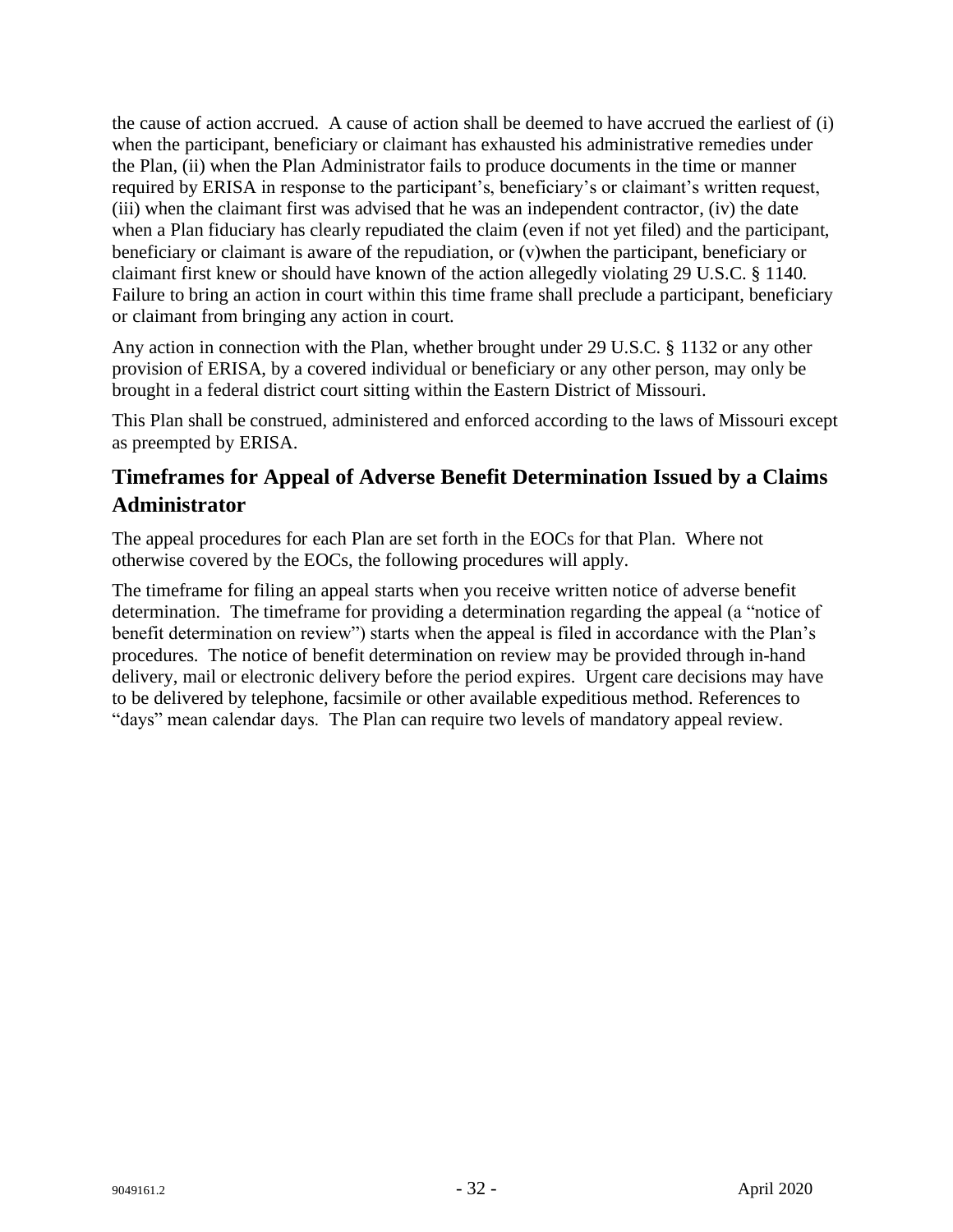the cause of action accrued. A cause of action shall be deemed to have accrued the earliest of (i) when the participant, beneficiary or claimant has exhausted his administrative remedies under the Plan, (ii) when the Plan Administrator fails to produce documents in the time or manner required by ERISA in response to the participant's, beneficiary's or claimant's written request, (iii) when the claimant first was advised that he was an independent contractor, (iv) the date when a Plan fiduciary has clearly repudiated the claim (even if not yet filed) and the participant, beneficiary or claimant is aware of the repudiation, or (v)when the participant, beneficiary or claimant first knew or should have known of the action allegedly violating 29 U.S.C. § 1140. Failure to bring an action in court within this time frame shall preclude a participant, beneficiary or claimant from bringing any action in court.

Any action in connection with the Plan, whether brought under 29 U.S.C. § 1132 or any other provision of ERISA, by a covered individual or beneficiary or any other person, may only be brought in a federal district court sitting within the Eastern District of Missouri.

This Plan shall be construed, administered and enforced according to the laws of Missouri except as preempted by ERISA.

## Timeframes for Appeal of Adverse Benefit Determination Issued by a Claims Administrator

The appeal procedures for each Plan are set forth in the EOCs for that Plan. Where not otherwise covered by the EOCs, the following procedures will apply.

The timeframe for filing an appeal starts when you receive written notice of adverse benefit determination. The timeframe for providing a determination regarding the appeal (a "notice of benefit determination on review") starts when the appeal is filed in accordance with the Plan's procedures. The notice of benefit determination on review may be provided through in-hand delivery, mail or electronic delivery before the period expires. Urgent care decisions may have to be delivered by telephone, facsimile or other available expeditious method. References to "days" mean calendar days. The Plan can require two levels of mandatory appeal review.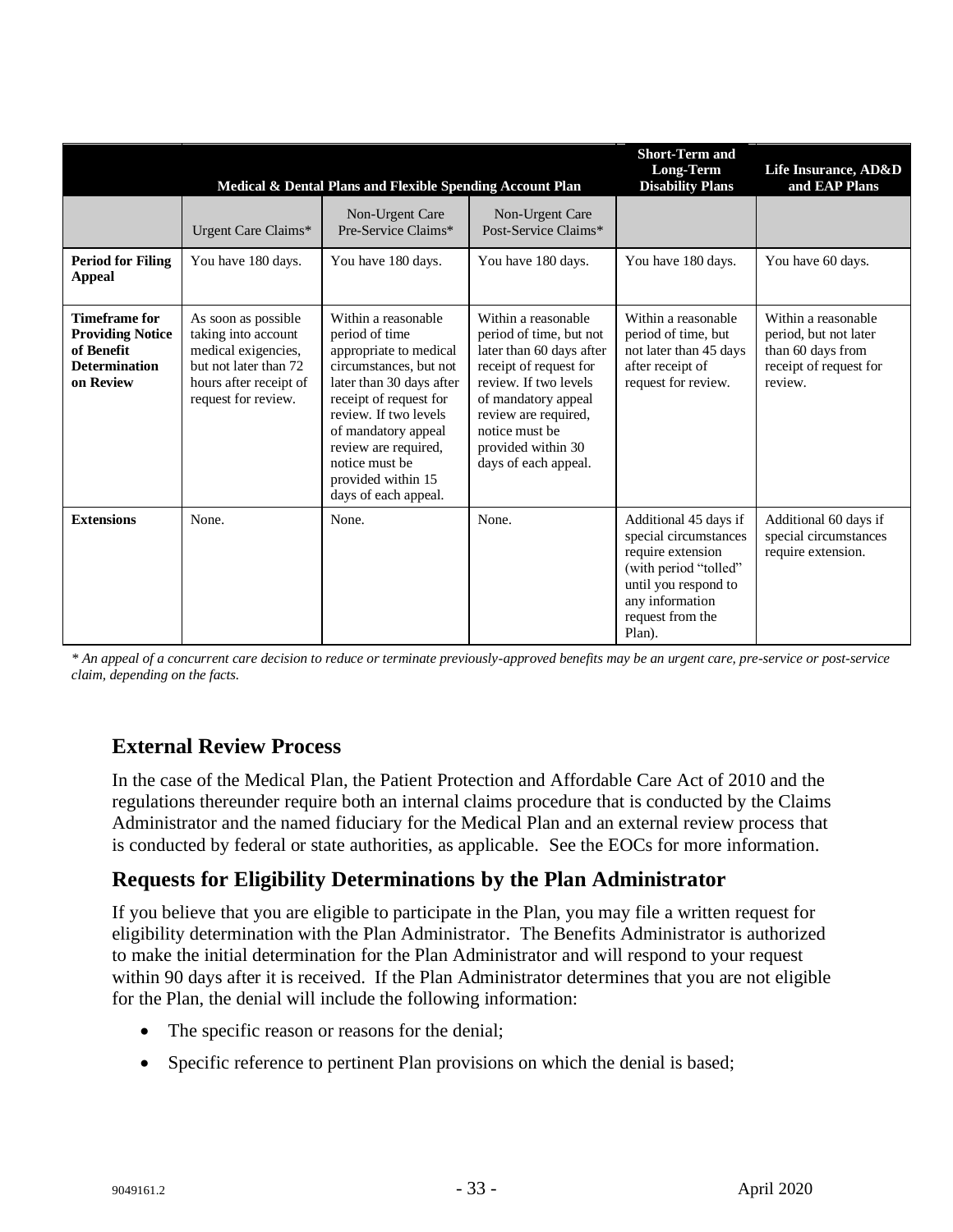| | Medical & Dental Plans and Flexible Spending Account Plan | | | Short-Term and Long-Term Disability Plans | Life Insurance, AD&D and EAP Plans |
|---|---|---|---|---|---|
| | Urgent Care Claims* | Non-Urgent Care Pre-Service Claims* | Non-Urgent Care Post-Service Claims* | | |
| **Period for Filing Appeal** | You have 180 days. | You have 180 days. | You have 180 days. | You have 180 days. | You have 60 days. |
| **Timeframe for Providing Notice of Benefit Determination on Review** | As soon as possible taking into account medical exigencies, but not later than 72 hours after receipt of request for review. | Within a reasonable period of time appropriate to medical circumstances, but not later than 30 days after receipt of request for review. If two levels of mandatory appeal review are required, notice must be provided within 15 days of each appeal. | Within a reasonable period of time, but not later than 60 days after receipt of request for review. If two levels of mandatory appeal review are required, notice must be provided within 30 days of each appeal. | Within a reasonable period of time, but not later than 45 days after receipt of request for review. | Within a reasonable period, but not later than 60 days from receipt of request for review. |
| **Extensions** | None. | None. | None. | Additional 45 days if special circumstances require extension (with period "tolled" until you respond to any information request from the Plan). | Additional 60 days if special circumstances require extension. |

*\* An appeal of a concurrent care decision to reduce or terminate previously-approved benefits may be an urgent care, pre-service or post-service claim, depending on the facts.*

## External Review Process

In the case of the Medical Plan, the Patient Protection and Affordable Care Act of 2010 and the regulations thereunder require both an internal claims procedure that is conducted by the Claims Administrator and the named fiduciary for the Medical Plan and an external review process that is conducted by federal or state authorities, as applicable. See the EOCs for more information.

## Requests for Eligibility Determinations by the Plan Administrator

If you believe that you are eligible to participate in the Plan, you may file a written request for eligibility determination with the Plan Administrator. The Benefits Administrator is authorized to make the initial determination for the Plan Administrator and will respond to your request within 90 days after it is received. If the Plan Administrator determines that you are not eligible for the Plan, the denial will include the following information:

- The specific reason or reasons for the denial;
- Specific reference to pertinent Plan provisions on which the denial is based;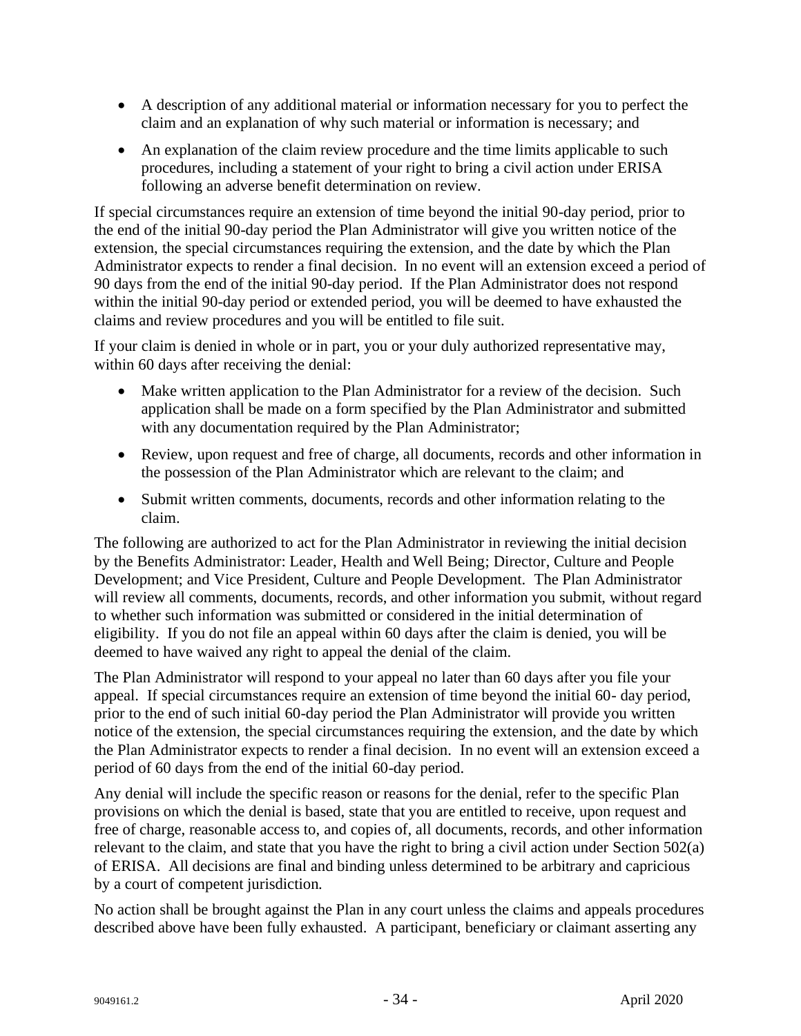- A description of any additional material or information necessary for you to perfect the claim and an explanation of why such material or information is necessary; and
- An explanation of the claim review procedure and the time limits applicable to such procedures, including a statement of your right to bring a civil action under ERISA following an adverse benefit determination on review.

If special circumstances require an extension of time beyond the initial 90-day period, prior to the end of the initial 90-day period the Plan Administrator will give you written notice of the extension, the special circumstances requiring the extension, and the date by which the Plan Administrator expects to render a final decision. In no event will an extension exceed a period of 90 days from the end of the initial 90-day period. If the Plan Administrator does not respond within the initial 90-day period or extended period, you will be deemed to have exhausted the claims and review procedures and you will be entitled to file suit.

If your claim is denied in whole or in part, you or your duly authorized representative may, within 60 days after receiving the denial:

- Make written application to the Plan Administrator for a review of the decision. Such application shall be made on a form specified by the Plan Administrator and submitted with any documentation required by the Plan Administrator;
- Review, upon request and free of charge, all documents, records and other information in the possession of the Plan Administrator which are relevant to the claim; and
- Submit written comments, documents, records and other information relating to the claim.

The following are authorized to act for the Plan Administrator in reviewing the initial decision by the Benefits Administrator: Leader, Health and Well Being; Director, Culture and People Development; and Vice President, Culture and People Development. The Plan Administrator will review all comments, documents, records, and other information you submit, without regard to whether such information was submitted or considered in the initial determination of eligibility. If you do not file an appeal within 60 days after the claim is denied, you will be deemed to have waived any right to appeal the denial of the claim.

The Plan Administrator will respond to your appeal no later than 60 days after you file your appeal. If special circumstances require an extension of time beyond the initial 60- day period, prior to the end of such initial 60-day period the Plan Administrator will provide you written notice of the extension, the special circumstances requiring the extension, and the date by which the Plan Administrator expects to render a final decision. In no event will an extension exceed a period of 60 days from the end of the initial 60-day period.

Any denial will include the specific reason or reasons for the denial, refer to the specific Plan provisions on which the denial is based, state that you are entitled to receive, upon request and free of charge, reasonable access to, and copies of, all documents, records, and other information relevant to the claim, and state that you have the right to bring a civil action under Section 502(a) of ERISA. All decisions are final and binding unless determined to be arbitrary and capricious by a court of competent jurisdiction.

No action shall be brought against the Plan in any court unless the claims and appeals procedures described above have been fully exhausted. A participant, beneficiary or claimant asserting any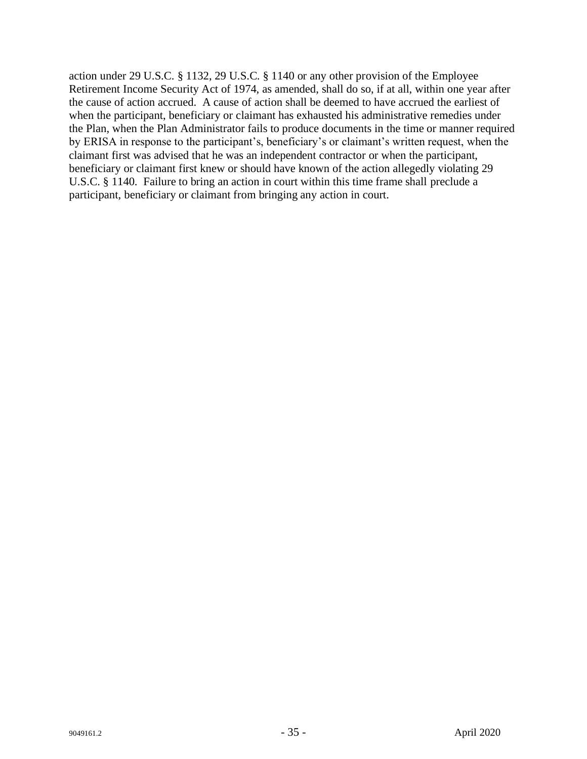action under 29 U.S.C. § 1132, 29 U.S.C. § 1140 or any other provision of the Employee Retirement Income Security Act of 1974, as amended, shall do so, if at all, within one year after the cause of action accrued. A cause of action shall be deemed to have accrued the earliest of when the participant, beneficiary or claimant has exhausted his administrative remedies under the Plan, when the Plan Administrator fails to produce documents in the time or manner required by ERISA in response to the participant's, beneficiary's or claimant's written request, when the claimant first was advised that he was an independent contractor or when the participant, beneficiary or claimant first knew or should have known of the action allegedly violating 29 U.S.C. § 1140. Failure to bring an action in court within this time frame shall preclude a participant, beneficiary or claimant from bringing any action in court.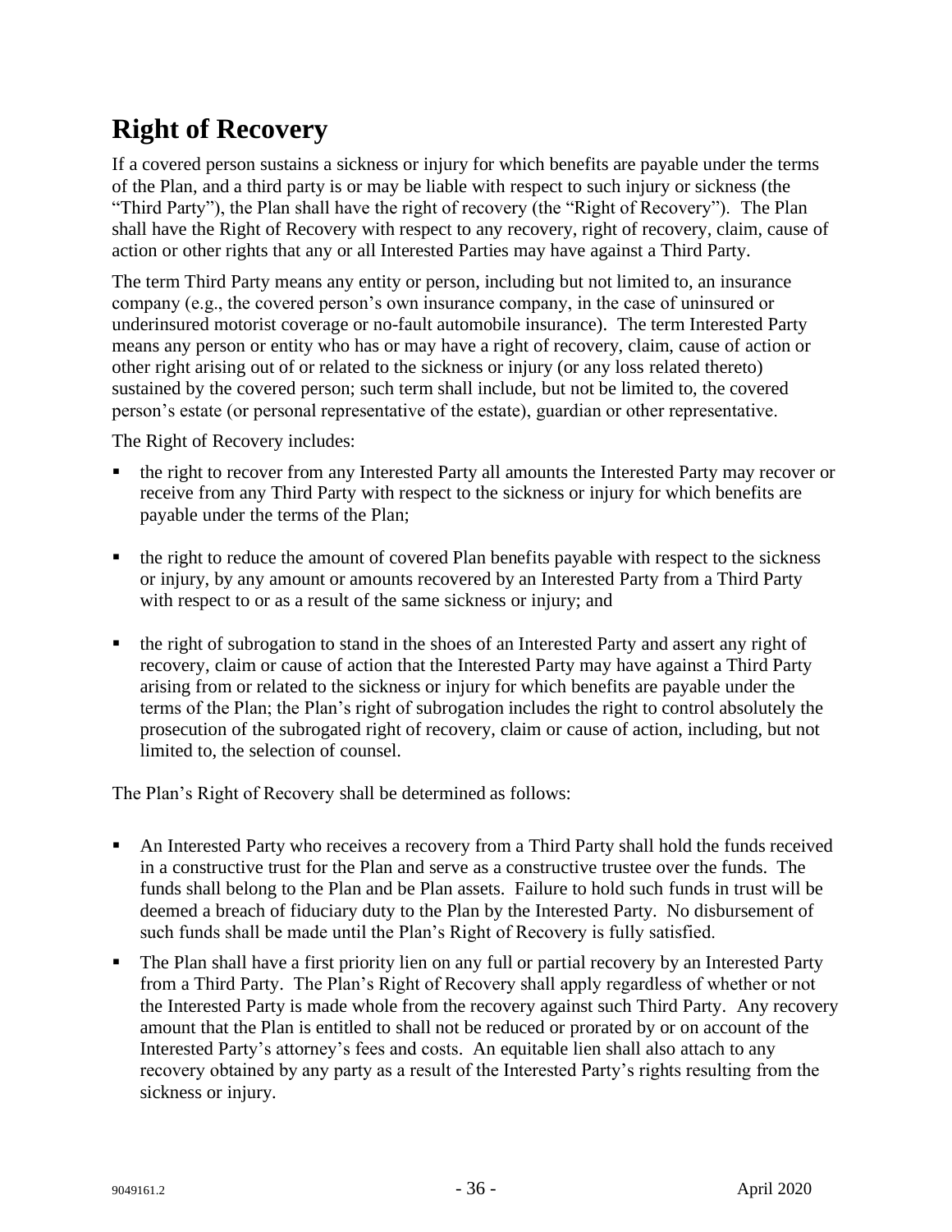# Right of Recovery

If a covered person sustains a sickness or injury for which benefits are payable under the terms of the Plan, and a third party is or may be liable with respect to such injury or sickness (the "Third Party"), the Plan shall have the right of recovery (the "Right of Recovery"). The Plan shall have the Right of Recovery with respect to any recovery, right of recovery, claim, cause of action or other rights that any or all Interested Parties may have against a Third Party.

The term Third Party means any entity or person, including but not limited to, an insurance company (e.g., the covered person's own insurance company, in the case of uninsured or underinsured motorist coverage or no-fault automobile insurance). The term Interested Party means any person or entity who has or may have a right of recovery, claim, cause of action or other right arising out of or related to the sickness or injury (or any loss related thereto) sustained by the covered person; such term shall include, but not be limited to, the covered person's estate (or personal representative of the estate), guardian or other representative.

The Right of Recovery includes:

- the right to recover from any Interested Party all amounts the Interested Party may recover or receive from any Third Party with respect to the sickness or injury for which benefits are payable under the terms of the Plan;
- the right to reduce the amount of covered Plan benefits payable with respect to the sickness or injury, by any amount or amounts recovered by an Interested Party from a Third Party with respect to or as a result of the same sickness or injury; and
- the right of subrogation to stand in the shoes of an Interested Party and assert any right of recovery, claim or cause of action that the Interested Party may have against a Third Party arising from or related to the sickness or injury for which benefits are payable under the terms of the Plan; the Plan's right of subrogation includes the right to control absolutely the prosecution of the subrogated right of recovery, claim or cause of action, including, but not limited to, the selection of counsel.

The Plan's Right of Recovery shall be determined as follows:

- An Interested Party who receives a recovery from a Third Party shall hold the funds received in a constructive trust for the Plan and serve as a constructive trustee over the funds. The funds shall belong to the Plan and be Plan assets. Failure to hold such funds in trust will be deemed a breach of fiduciary duty to the Plan by the Interested Party. No disbursement of such funds shall be made until the Plan's Right of Recovery is fully satisfied.
- The Plan shall have a first priority lien on any full or partial recovery by an Interested Party from a Third Party. The Plan's Right of Recovery shall apply regardless of whether or not the Interested Party is made whole from the recovery against such Third Party. Any recovery amount that the Plan is entitled to shall not be reduced or prorated by or on account of the Interested Party's attorney's fees and costs. An equitable lien shall also attach to any recovery obtained by any party as a result of the Interested Party's rights resulting from the sickness or injury.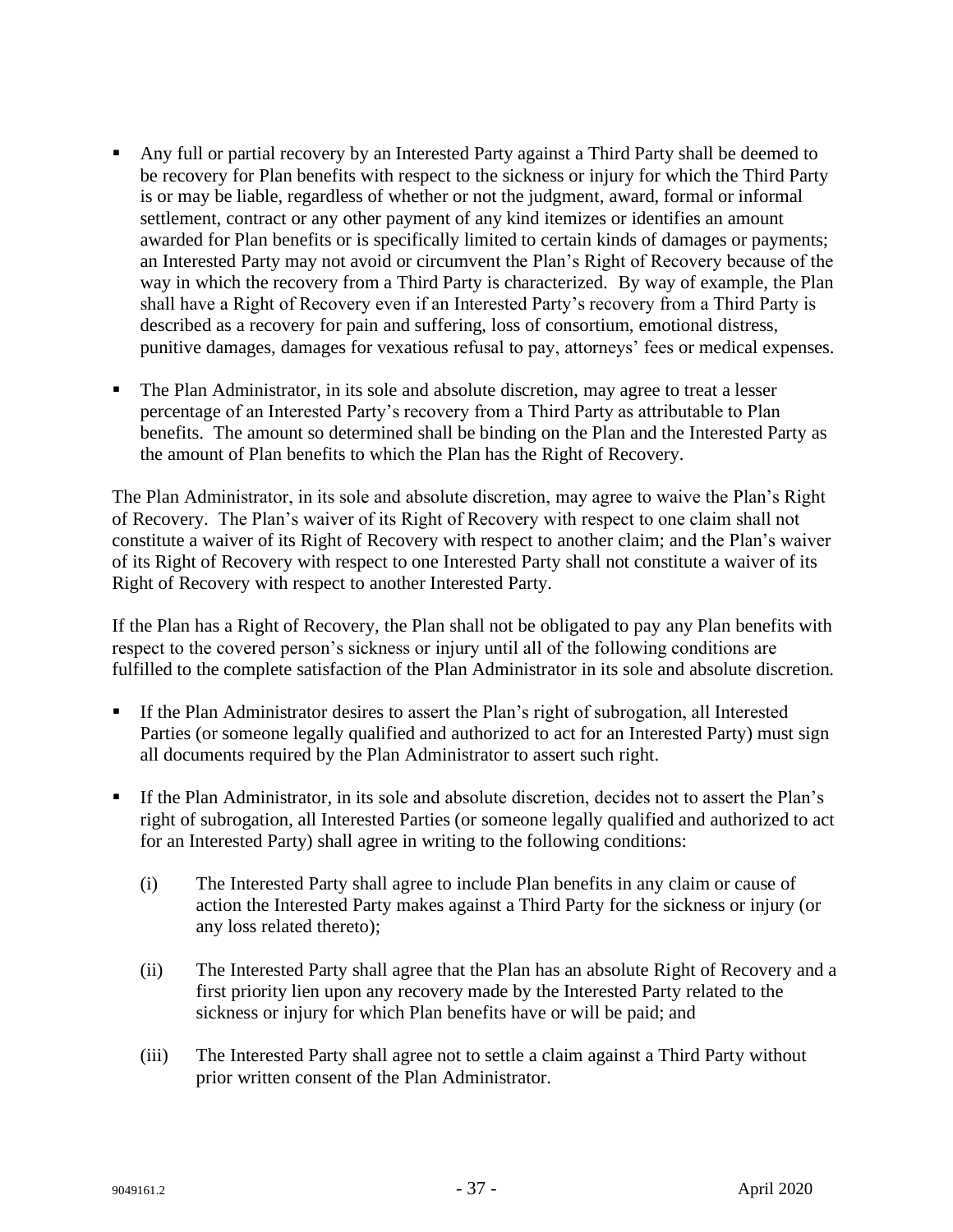- Any full or partial recovery by an Interested Party against a Third Party shall be deemed to be recovery for Plan benefits with respect to the sickness or injury for which the Third Party is or may be liable, regardless of whether or not the judgment, award, formal or informal settlement, contract or any other payment of any kind itemizes or identifies an amount awarded for Plan benefits or is specifically limited to certain kinds of damages or payments; an Interested Party may not avoid or circumvent the Plan's Right of Recovery because of the way in which the recovery from a Third Party is characterized. By way of example, the Plan shall have a Right of Recovery even if an Interested Party's recovery from a Third Party is described as a recovery for pain and suffering, loss of consortium, emotional distress, punitive damages, damages for vexatious refusal to pay, attorneys' fees or medical expenses.

- The Plan Administrator, in its sole and absolute discretion, may agree to treat a lesser percentage of an Interested Party's recovery from a Third Party as attributable to Plan benefits. The amount so determined shall be binding on the Plan and the Interested Party as the amount of Plan benefits to which the Plan has the Right of Recovery.

The Plan Administrator, in its sole and absolute discretion, may agree to waive the Plan's Right of Recovery. The Plan's waiver of its Right of Recovery with respect to one claim shall not constitute a waiver of its Right of Recovery with respect to another claim; and the Plan's waiver of its Right of Recovery with respect to one Interested Party shall not constitute a waiver of its Right of Recovery with respect to another Interested Party.

If the Plan has a Right of Recovery, the Plan shall not be obligated to pay any Plan benefits with respect to the covered person's sickness or injury until all of the following conditions are fulfilled to the complete satisfaction of the Plan Administrator in its sole and absolute discretion.

- If the Plan Administrator desires to assert the Plan's right of subrogation, all Interested Parties (or someone legally qualified and authorized to act for an Interested Party) must sign all documents required by the Plan Administrator to assert such right.

- If the Plan Administrator, in its sole and absolute discretion, decides not to assert the Plan's right of subrogation, all Interested Parties (or someone legally qualified and authorized to act for an Interested Party) shall agree in writing to the following conditions:

  (i) The Interested Party shall agree to include Plan benefits in any claim or cause of action the Interested Party makes against a Third Party for the sickness or injury (or any loss related thereto);

  (ii) The Interested Party shall agree that the Plan has an absolute Right of Recovery and a first priority lien upon any recovery made by the Interested Party related to the sickness or injury for which Plan benefits have or will be paid; and

  (iii) The Interested Party shall agree not to settle a claim against a Third Party without prior written consent of the Plan Administrator.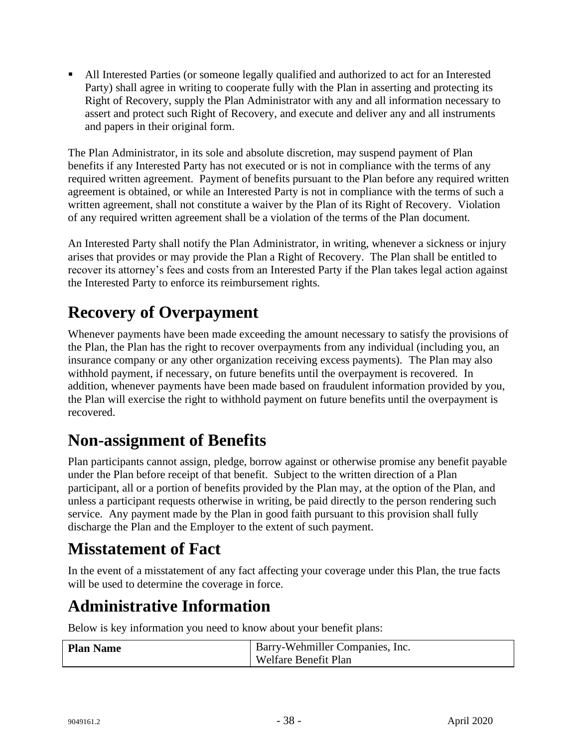- All Interested Parties (or someone legally qualified and authorized to act for an Interested Party) shall agree in writing to cooperate fully with the Plan in asserting and protecting its Right of Recovery, supply the Plan Administrator with any and all information necessary to assert and protect such Right of Recovery, and execute and deliver any and all instruments and papers in their original form.

The Plan Administrator, in its sole and absolute discretion, may suspend payment of Plan benefits if any Interested Party has not executed or is not in compliance with the terms of any required written agreement. Payment of benefits pursuant to the Plan before any required written agreement is obtained, or while an Interested Party is not in compliance with the terms of such a written agreement, shall not constitute a waiver by the Plan of its Right of Recovery. Violation of any required written agreement shall be a violation of the terms of the Plan document.

An Interested Party shall notify the Plan Administrator, in writing, whenever a sickness or injury arises that provides or may provide the Plan a Right of Recovery. The Plan shall be entitled to recover its attorney's fees and costs from an Interested Party if the Plan takes legal action against the Interested Party to enforce its reimbursement rights.

# Recovery of Overpayment

Whenever payments have been made exceeding the amount necessary to satisfy the provisions of the Plan, the Plan has the right to recover overpayments from any individual (including you, an insurance company or any other organization receiving excess payments). The Plan may also withhold payment, if necessary, on future benefits until the overpayment is recovered. In addition, whenever payments have been made based on fraudulent information provided by you, the Plan will exercise the right to withhold payment on future benefits until the overpayment is recovered.

# Non-assignment of Benefits

Plan participants cannot assign, pledge, borrow against or otherwise promise any benefit payable under the Plan before receipt of that benefit. Subject to the written direction of a Plan participant, all or a portion of benefits provided by the Plan may, at the option of the Plan, and unless a participant requests otherwise in writing, be paid directly to the person rendering such service. Any payment made by the Plan in good faith pursuant to this provision shall fully discharge the Plan and the Employer to the extent of such payment.

# Misstatement of Fact

In the event of a misstatement of any fact affecting your coverage under this Plan, the true facts will be used to determine the coverage in force.

# Administrative Information

Below is key information you need to know about your benefit plans:

| **Plan Name** | Barry-Wehmiller Companies, Inc. Welfare Benefit Plan |
|---|---|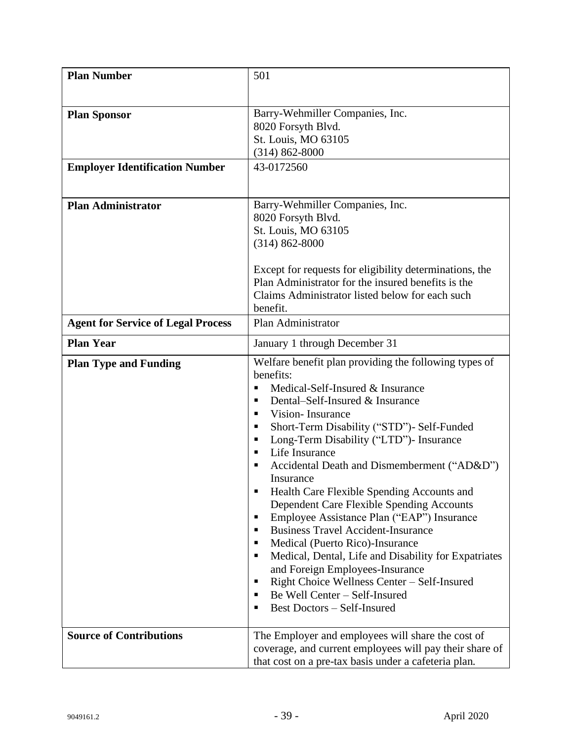| **Plan Number** | 501 |
|---|---|
| **Plan Sponsor** | Barry-Wehmiller Companies, Inc.<br>8020 Forsyth Blvd.<br>St. Louis, MO 63105<br>(314) 862-8000 |
| **Employer Identification Number** | 43-0172560 |
| **Plan Administrator** | Barry-Wehmiller Companies, Inc.<br>8020 Forsyth Blvd.<br>St. Louis, MO 63105<br>(314) 862-8000<br><br>Except for requests for eligibility determinations, the Plan Administrator for the insured benefits is the Claims Administrator listed below for each such benefit. |
| **Agent for Service of Legal Process** | Plan Administrator |
| **Plan Year** | January 1 through December 31 |
| **Plan Type and Funding** | Welfare benefit plan providing the following types of benefits:<br>▪ Medical-Self-Insured & Insurance<br>▪ Dental–Self-Insured & Insurance<br>▪ Vision- Insurance<br>▪ Short-Term Disability ("STD")- Self-Funded<br>▪ Long-Term Disability ("LTD")- Insurance<br>▪ Life Insurance<br>▪ Accidental Death and Dismemberment ("AD&D") Insurance<br>▪ Health Care Flexible Spending Accounts and Dependent Care Flexible Spending Accounts<br>▪ Employee Assistance Plan ("EAP") Insurance<br>▪ Business Travel Accident-Insurance<br>▪ Medical (Puerto Rico)-Insurance<br>▪ Medical, Dental, Life and Disability for Expatriates and Foreign Employees-Insurance<br>▪ Right Choice Wellness Center – Self-Insured<br>▪ Be Well Center – Self-Insured<br>▪ Best Doctors – Self-Insured |
| **Source of Contributions** | The Employer and employees will share the cost of coverage, and current employees will pay their share of that cost on a pre-tax basis under a cafeteria plan. |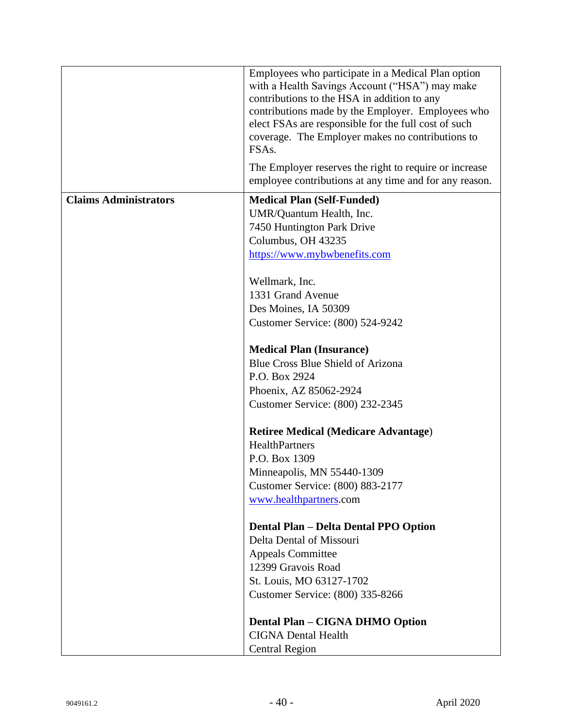| | |
|---|---|
| | Employees who participate in a Medical Plan option with a Health Savings Account ("HSA") may make contributions to the HSA in addition to any contributions made by the Employer. Employees who elect FSAs are responsible for the full cost of such coverage. The Employer makes no contributions to FSAs.<br><br>The Employer reserves the right to require or increase employee contributions at any time and for any reason. |
| **Claims Administrators** | **Medical Plan (Self-Funded)**<br>UMR/Quantum Health, Inc.<br>7450 Huntington Park Drive<br>Columbus, OH 43235<br>https://www.mybwbenefits.com<br><br>Wellmark, Inc.<br>1331 Grand Avenue<br>Des Moines, IA 50309<br>Customer Service: (800) 524-9242<br><br>**Medical Plan (Insurance)**<br>Blue Cross Blue Shield of Arizona<br>P.O. Box 2924<br>Phoenix, AZ 85062-2924<br>Customer Service: (800) 232-2345<br><br>**Retiree Medical (Medicare Advantage)**<br>HealthPartners<br>P.O. Box 1309<br>Minneapolis, MN 55440-1309<br>Customer Service: (800) 883-2177<br>www.healthpartners.com<br><br>**Dental Plan – Delta Dental PPO Option**<br>Delta Dental of Missouri<br>Appeals Committee<br>12399 Gravois Road<br>St. Louis, MO 63127-1702<br>Customer Service: (800) 335-8266<br><br>**Dental Plan – CIGNA DHMO Option**<br>CIGNA Dental Health<br>Central Region |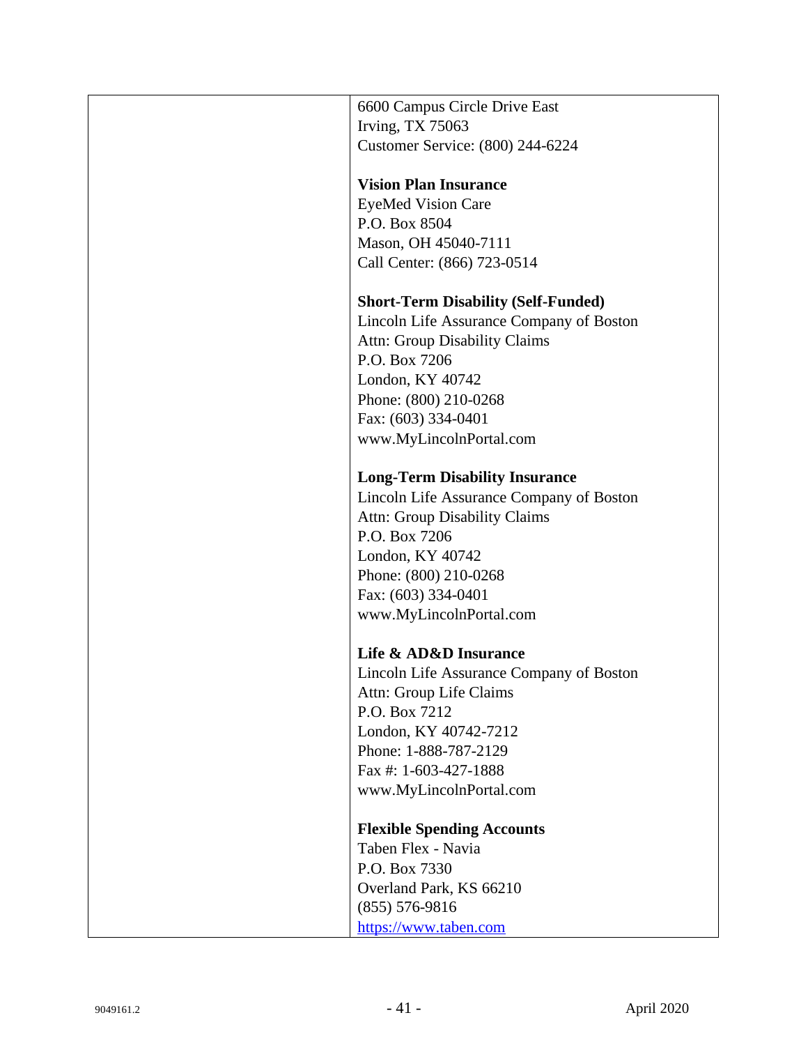| | 6600 Campus Circle Drive East<br>Irving, TX 75063<br>Customer Service: (800) 244-6224<br><br>**Vision Plan Insurance**<br>EyeMed Vision Care<br>P.O. Box 8504<br>Mason, OH 45040-7111<br>Call Center: (866) 723-0514<br><br>**Short-Term Disability (Self-Funded)**<br>Lincoln Life Assurance Company of Boston<br>Attn: Group Disability Claims<br>P.O. Box 7206<br>London, KY 40742<br>Phone: (800) 210-0268<br>Fax: (603) 334-0401<br>www.MyLincolnPortal.com<br><br>**Long-Term Disability Insurance**<br>Lincoln Life Assurance Company of Boston<br>Attn: Group Disability Claims<br>P.O. Box 7206<br>London, KY 40742<br>Phone: (800) 210-0268<br>Fax: (603) 334-0401<br>www.MyLincolnPortal.com<br><br>**Life & AD&D Insurance**<br>Lincoln Life Assurance Company of Boston<br>Attn: Group Life Claims<br>P.O. Box 7212<br>London, KY 40742-7212<br>Phone: 1-888-787-2129<br>Fax #: 1-603-427-1888<br>www.MyLincolnPortal.com<br><br>**Flexible Spending Accounts**<br>Taben Flex - Navia<br>P.O. Box 7330<br>Overland Park, KS 66210<br>(855) 576-9816<br>https://www.taben.com |
|---|---|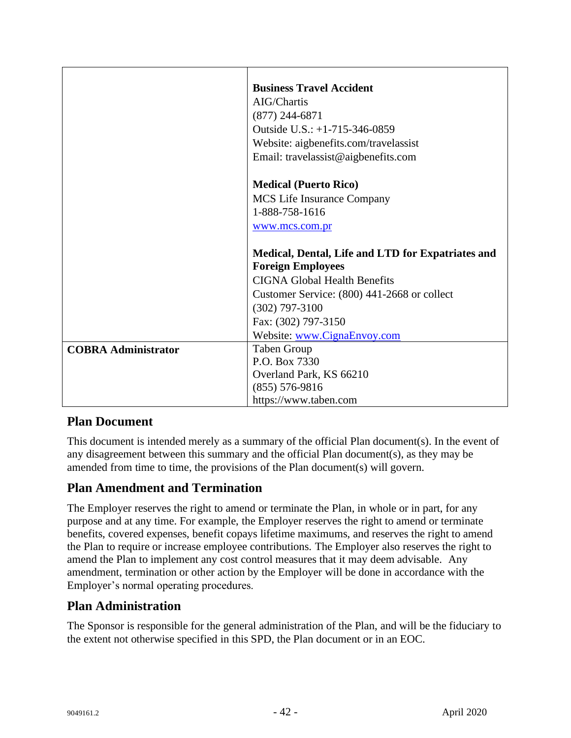| | |
|---|---|
| | **Business Travel Accident**<br>AIG/Chartis<br>(877) 244-6871<br>Outside U.S.: +1-715-346-0859<br>Website: aigbenefits.com/travelassist<br>Email: travelassist@aigbenefits.com<br><br>**Medical (Puerto Rico)**<br>MCS Life Insurance Company<br>1-888-758-1616<br>www.mcs.com.pr<br><br>**Medical, Dental, Life and LTD for Expatriates and Foreign Employees**<br>CIGNA Global Health Benefits<br>Customer Service: (800) 441-2668 or collect (302) 797-3100<br>Fax: (302) 797-3150<br>Website: www.CignaEnvoy.com |
| **COBRA Administrator** | Taben Group<br>P.O. Box 7330<br>Overland Park, KS 66210<br>(855) 576-9816<br>https://www.taben.com |

## Plan Document

This document is intended merely as a summary of the official Plan document(s). In the event of any disagreement between this summary and the official Plan document(s), as they may be amended from time to time, the provisions of the Plan document(s) will govern.

## Plan Amendment and Termination

The Employer reserves the right to amend or terminate the Plan, in whole or in part, for any purpose and at any time. For example, the Employer reserves the right to amend or terminate benefits, covered expenses, benefit copays lifetime maximums, and reserves the right to amend the Plan to require or increase employee contributions. The Employer also reserves the right to amend the Plan to implement any cost control measures that it may deem advisable. Any amendment, termination or other action by the Employer will be done in accordance with the Employer's normal operating procedures.

## Plan Administration

The Sponsor is responsible for the general administration of the Plan, and will be the fiduciary to the extent not otherwise specified in this SPD, the Plan document or in an EOC.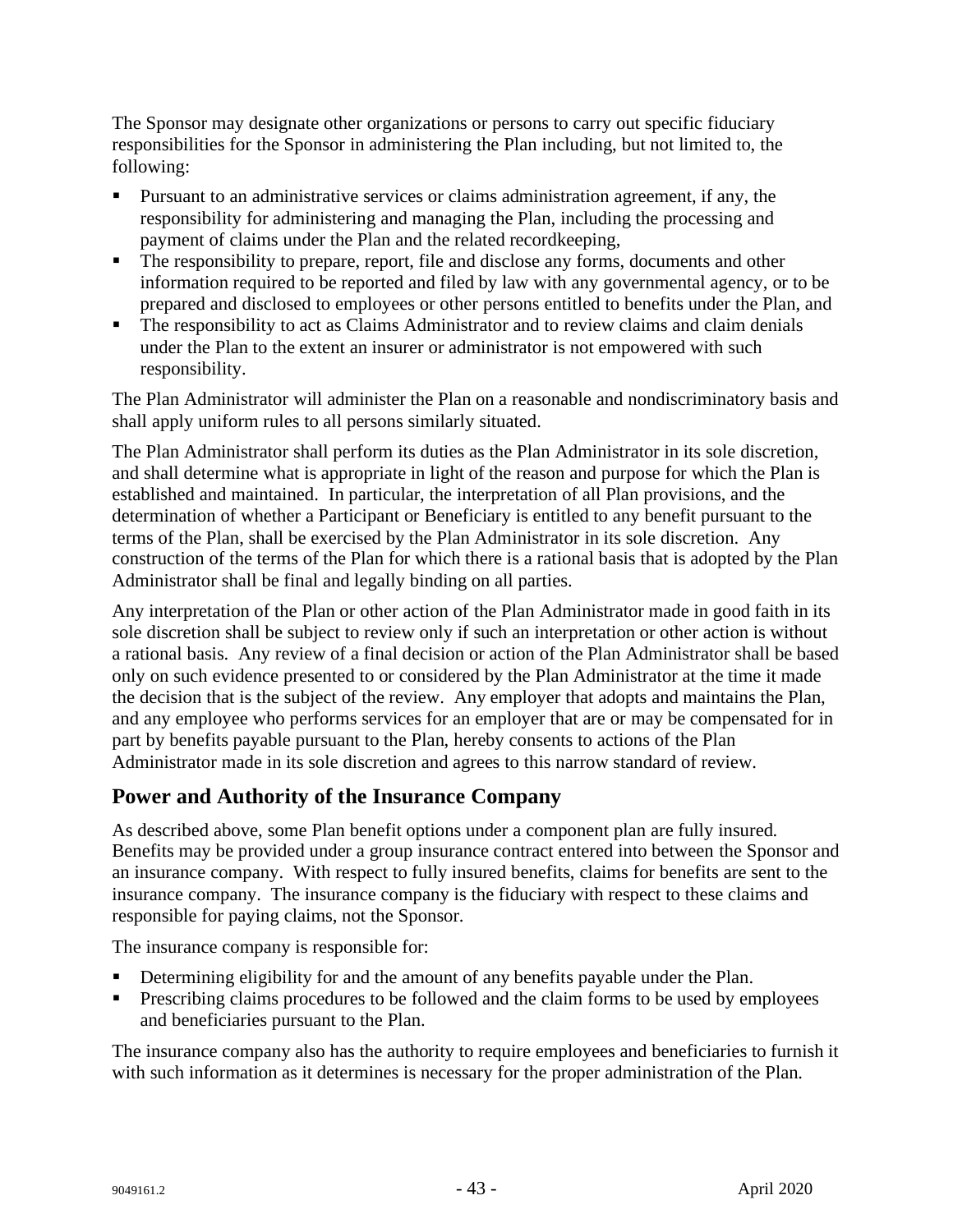The Sponsor may designate other organizations or persons to carry out specific fiduciary responsibilities for the Sponsor in administering the Plan including, but not limited to, the following:

- Pursuant to an administrative services or claims administration agreement, if any, the responsibility for administering and managing the Plan, including the processing and payment of claims under the Plan and the related recordkeeping,
- The responsibility to prepare, report, file and disclose any forms, documents and other information required to be reported and filed by law with any governmental agency, or to be prepared and disclosed to employees or other persons entitled to benefits under the Plan, and
- The responsibility to act as Claims Administrator and to review claims and claim denials under the Plan to the extent an insurer or administrator is not empowered with such responsibility.

The Plan Administrator will administer the Plan on a reasonable and nondiscriminatory basis and shall apply uniform rules to all persons similarly situated.

The Plan Administrator shall perform its duties as the Plan Administrator in its sole discretion, and shall determine what is appropriate in light of the reason and purpose for which the Plan is established and maintained. In particular, the interpretation of all Plan provisions, and the determination of whether a Participant or Beneficiary is entitled to any benefit pursuant to the terms of the Plan, shall be exercised by the Plan Administrator in its sole discretion. Any construction of the terms of the Plan for which there is a rational basis that is adopted by the Plan Administrator shall be final and legally binding on all parties.

Any interpretation of the Plan or other action of the Plan Administrator made in good faith in its sole discretion shall be subject to review only if such an interpretation or other action is without a rational basis. Any review of a final decision or action of the Plan Administrator shall be based only on such evidence presented to or considered by the Plan Administrator at the time it made the decision that is the subject of the review. Any employer that adopts and maintains the Plan, and any employee who performs services for an employer that are or may be compensated for in part by benefits payable pursuant to the Plan, hereby consents to actions of the Plan Administrator made in its sole discretion and agrees to this narrow standard of review.

## Power and Authority of the Insurance Company

As described above, some Plan benefit options under a component plan are fully insured. Benefits may be provided under a group insurance contract entered into between the Sponsor and an insurance company. With respect to fully insured benefits, claims for benefits are sent to the insurance company. The insurance company is the fiduciary with respect to these claims and responsible for paying claims, not the Sponsor.

The insurance company is responsible for:

- Determining eligibility for and the amount of any benefits payable under the Plan.
- Prescribing claims procedures to be followed and the claim forms to be used by employees and beneficiaries pursuant to the Plan.

The insurance company also has the authority to require employees and beneficiaries to furnish it with such information as it determines is necessary for the proper administration of the Plan.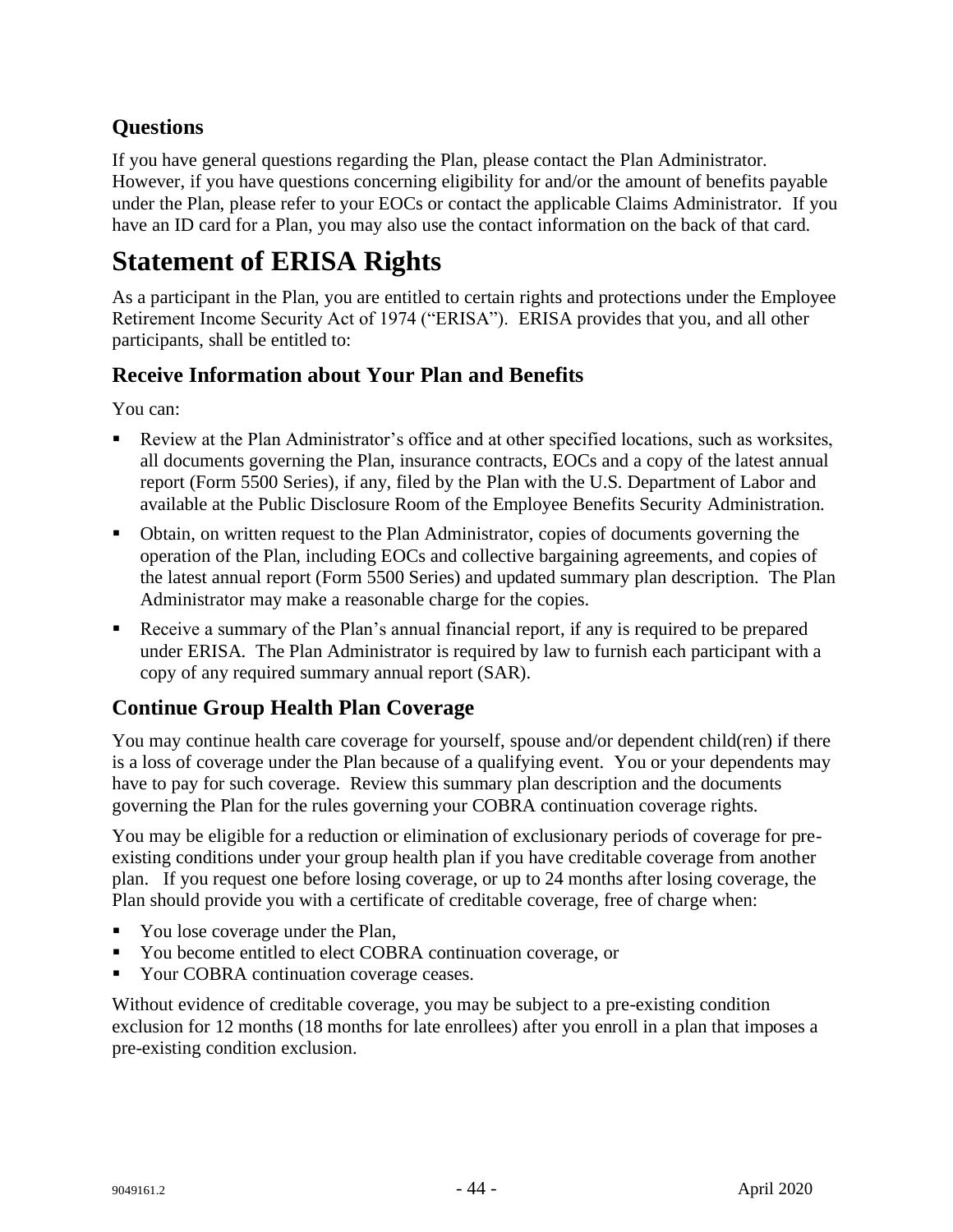## Questions

If you have general questions regarding the Plan, please contact the Plan Administrator. However, if you have questions concerning eligibility for and/or the amount of benefits payable under the Plan, please refer to your EOCs or contact the applicable Claims Administrator. If you have an ID card for a Plan, you may also use the contact information on the back of that card.

# Statement of ERISA Rights

As a participant in the Plan, you are entitled to certain rights and protections under the Employee Retirement Income Security Act of 1974 ("ERISA"). ERISA provides that you, and all other participants, shall be entitled to:

## Receive Information about Your Plan and Benefits

You can:

- Review at the Plan Administrator's office and at other specified locations, such as worksites, all documents governing the Plan, insurance contracts, EOCs and a copy of the latest annual report (Form 5500 Series), if any, filed by the Plan with the U.S. Department of Labor and available at the Public Disclosure Room of the Employee Benefits Security Administration.
- Obtain, on written request to the Plan Administrator, copies of documents governing the operation of the Plan, including EOCs and collective bargaining agreements, and copies of the latest annual report (Form 5500 Series) and updated summary plan description. The Plan Administrator may make a reasonable charge for the copies.
- Receive a summary of the Plan's annual financial report, if any is required to be prepared under ERISA. The Plan Administrator is required by law to furnish each participant with a copy of any required summary annual report (SAR).

## Continue Group Health Plan Coverage

You may continue health care coverage for yourself, spouse and/or dependent child(ren) if there is a loss of coverage under the Plan because of a qualifying event. You or your dependents may have to pay for such coverage. Review this summary plan description and the documents governing the Plan for the rules governing your COBRA continuation coverage rights.

You may be eligible for a reduction or elimination of exclusionary periods of coverage for pre-existing conditions under your group health plan if you have creditable coverage from another plan. If you request one before losing coverage, or up to 24 months after losing coverage, the Plan should provide you with a certificate of creditable coverage, free of charge when:

- You lose coverage under the Plan,
- You become entitled to elect COBRA continuation coverage, or
- Your COBRA continuation coverage ceases.

Without evidence of creditable coverage, you may be subject to a pre-existing condition exclusion for 12 months (18 months for late enrollees) after you enroll in a plan that imposes a pre-existing condition exclusion.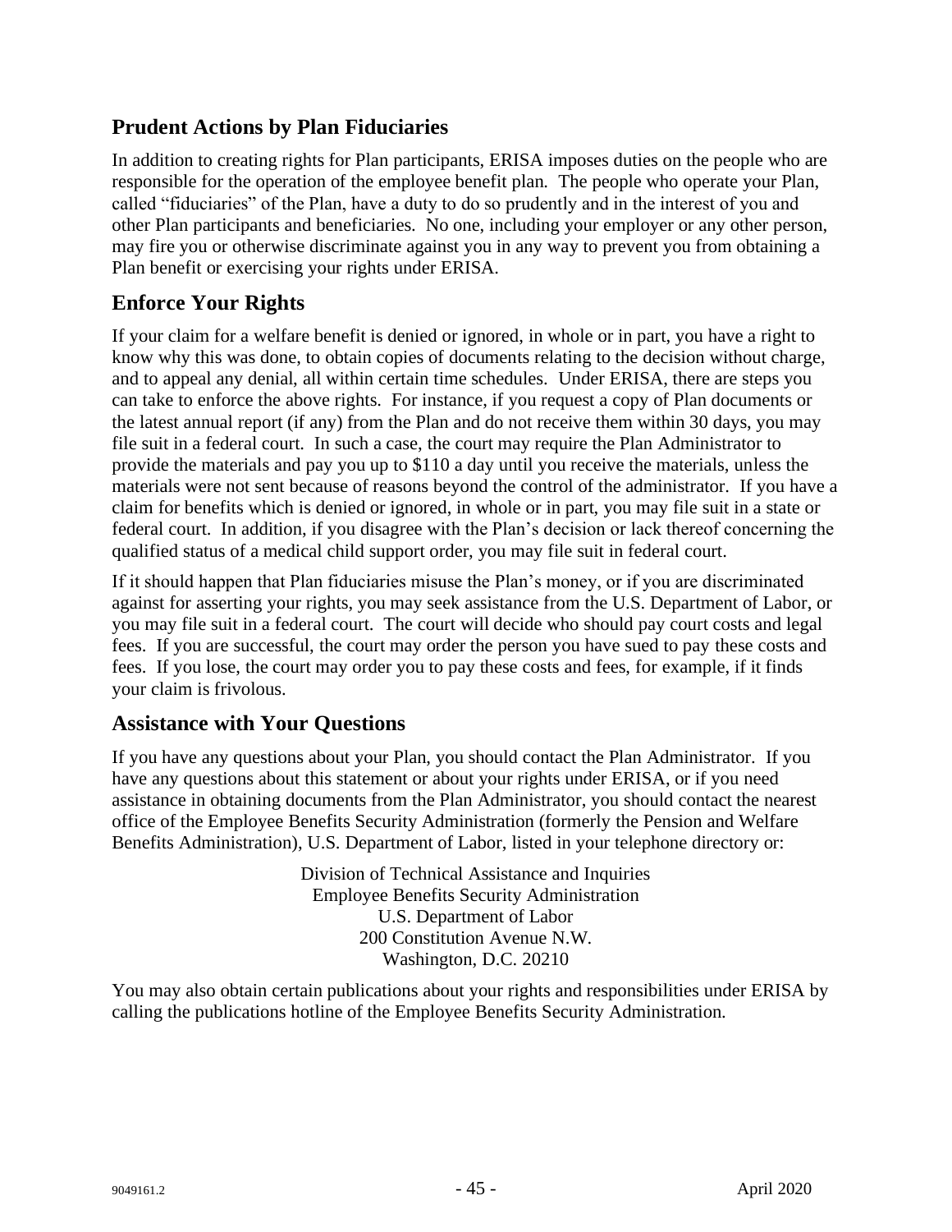## Prudent Actions by Plan Fiduciaries

In addition to creating rights for Plan participants, ERISA imposes duties on the people who are responsible for the operation of the employee benefit plan. The people who operate your Plan, called "fiduciaries" of the Plan, have a duty to do so prudently and in the interest of you and other Plan participants and beneficiaries. No one, including your employer or any other person, may fire you or otherwise discriminate against you in any way to prevent you from obtaining a Plan benefit or exercising your rights under ERISA.

## Enforce Your Rights

If your claim for a welfare benefit is denied or ignored, in whole or in part, you have a right to know why this was done, to obtain copies of documents relating to the decision without charge, and to appeal any denial, all within certain time schedules. Under ERISA, there are steps you can take to enforce the above rights. For instance, if you request a copy of Plan documents or the latest annual report (if any) from the Plan and do not receive them within 30 days, you may file suit in a federal court. In such a case, the court may require the Plan Administrator to provide the materials and pay you up to $110 a day until you receive the materials, unless the materials were not sent because of reasons beyond the control of the administrator. If you have a claim for benefits which is denied or ignored, in whole or in part, you may file suit in a state or federal court. In addition, if you disagree with the Plan's decision or lack thereof concerning the qualified status of a medical child support order, you may file suit in federal court.

If it should happen that Plan fiduciaries misuse the Plan's money, or if you are discriminated against for asserting your rights, you may seek assistance from the U.S. Department of Labor, or you may file suit in a federal court. The court will decide who should pay court costs and legal fees. If you are successful, the court may order the person you have sued to pay these costs and fees. If you lose, the court may order you to pay these costs and fees, for example, if it finds your claim is frivolous.

## Assistance with Your Questions

If you have any questions about your Plan, you should contact the Plan Administrator. If you have any questions about this statement or about your rights under ERISA, or if you need assistance in obtaining documents from the Plan Administrator, you should contact the nearest office of the Employee Benefits Security Administration (formerly the Pension and Welfare Benefits Administration), U.S. Department of Labor, listed in your telephone directory or:

Division of Technical Assistance and Inquiries
Employee Benefits Security Administration
U.S. Department of Labor
200 Constitution Avenue N.W.
Washington, D.C. 20210

You may also obtain certain publications about your rights and responsibilities under ERISA by calling the publications hotline of the Employee Benefits Security Administration.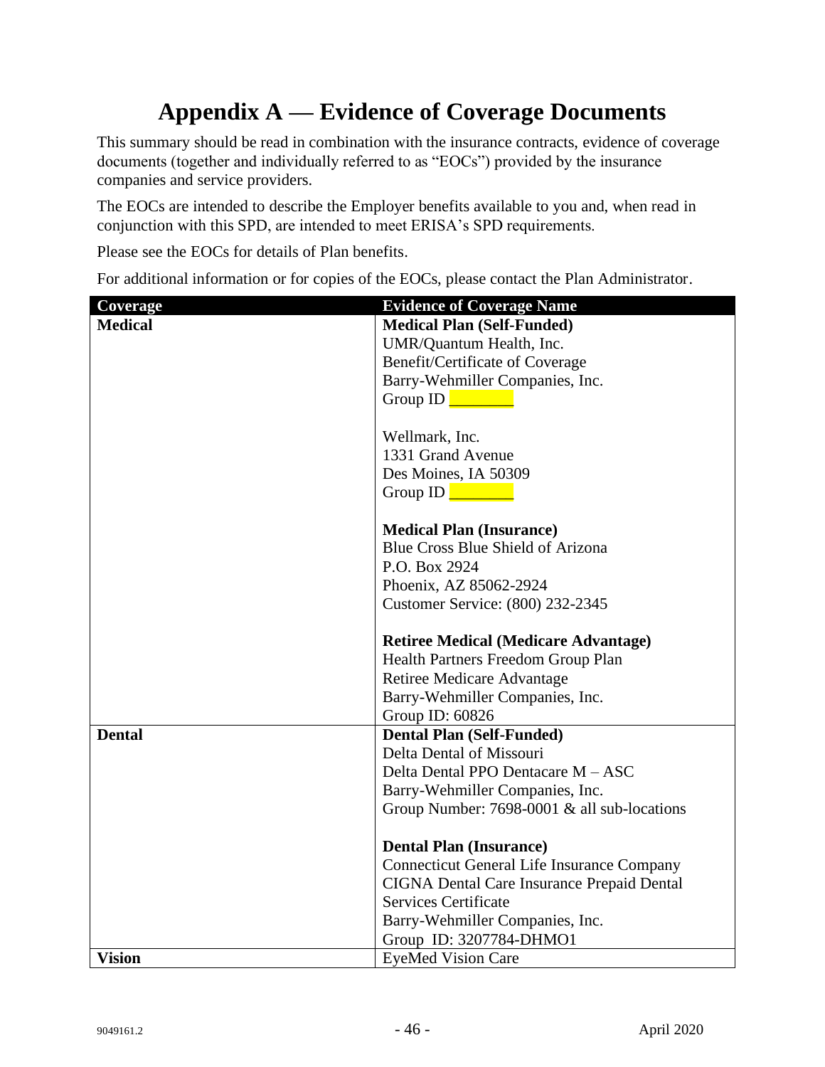# Appendix A — Evidence of Coverage Documents

This summary should be read in combination with the insurance contracts, evidence of coverage documents (together and individually referred to as "EOCs") provided by the insurance companies and service providers.

The EOCs are intended to describe the Employer benefits available to you and, when read in conjunction with this SPD, are intended to meet ERISA's SPD requirements.

Please see the EOCs for details of Plan benefits.

For additional information or for copies of the EOCs, please contact the Plan Administrator.

| Coverage | Evidence of Coverage Name |
|---|---|
| **Medical** | **Medical Plan (Self-Funded)**<br>UMR/Quantum Health, Inc.<br>Benefit/Certificate of Coverage<br>Barry-Wehmiller Companies, Inc.<br>Group ID ________<br><br>Wellmark, Inc.<br>1331 Grand Avenue<br>Des Moines, IA 50309<br>Group ID ________<br><br>**Medical Plan (Insurance)**<br>Blue Cross Blue Shield of Arizona<br>P.O. Box 2924<br>Phoenix, AZ 85062-2924<br>Customer Service: (800) 232-2345<br><br>**Retiree Medical (Medicare Advantage)**<br>Health Partners Freedom Group Plan<br>Retiree Medicare Advantage<br>Barry-Wehmiller Companies, Inc.<br>Group ID: 60826 |
| **Dental** | **Dental Plan (Self-Funded)**<br>Delta Dental of Missouri<br>Delta Dental PPO Dentacare M – ASC<br>Barry-Wehmiller Companies, Inc.<br>Group Number: 7698-0001 & all sub-locations<br><br>**Dental Plan (Insurance)**<br>Connecticut General Life Insurance Company<br>CIGNA Dental Care Insurance Prepaid Dental Services Certificate<br>Barry-Wehmiller Companies, Inc.<br>Group ID: 3207784-DHMO1 |
| **Vision** | EyeMed Vision Care |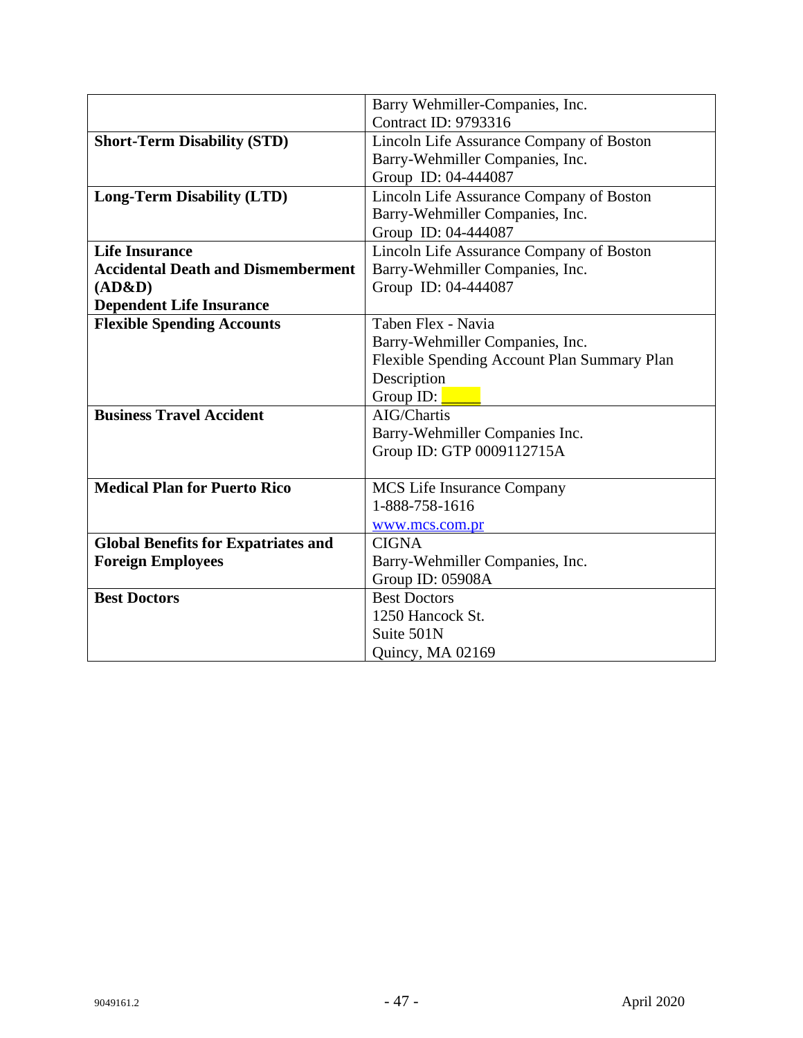| | |
|---|---|
| | Barry Wehmiller-Companies, Inc.<br>Contract ID: 9793316 |
| **Short-Term Disability (STD)** | Lincoln Life Assurance Company of Boston<br>Barry-Wehmiller Companies, Inc.<br>Group ID: 04-444087 |
| **Long-Term Disability (LTD)** | Lincoln Life Assurance Company of Boston<br>Barry-Wehmiller Companies, Inc.<br>Group ID: 04-444087 |
| **Life Insurance**<br>**Accidental Death and Dismemberment (AD&D)**<br>**Dependent Life Insurance** | Lincoln Life Assurance Company of Boston<br>Barry-Wehmiller Companies, Inc.<br>Group ID: 04-444087 |
| **Flexible Spending Accounts** | Taben Flex - Navia<br>Barry-Wehmiller Companies, Inc.<br>Flexible Spending Account Plan Summary Plan Description<br>Group ID: _____ |
| **Business Travel Accident** | AIG/Chartis<br>Barry-Wehmiller Companies Inc.<br>Group ID: GTP 0009112715A |
| **Medical Plan for Puerto Rico** | MCS Life Insurance Company<br>1-888-758-1616<br>www.mcs.com.pr |
| **Global Benefits for Expatriates and Foreign Employees** | CIGNA<br>Barry-Wehmiller Companies, Inc.<br>Group ID: 05908A |
| **Best Doctors** | Best Doctors<br>1250 Hancock St.<br>Suite 501N<br>Quincy, MA 02169 |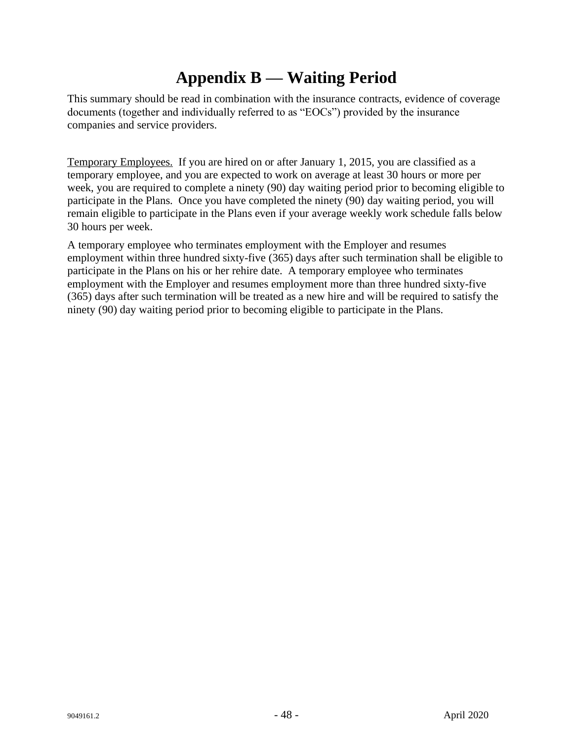# Appendix B — Waiting Period

This summary should be read in combination with the insurance contracts, evidence of coverage documents (together and individually referred to as "EOCs") provided by the insurance companies and service providers.

Temporary Employees. If you are hired on or after January 1, 2015, you are classified as a temporary employee, and you are expected to work on average at least 30 hours or more per week, you are required to complete a ninety (90) day waiting period prior to becoming eligible to participate in the Plans. Once you have completed the ninety (90) day waiting period, you will remain eligible to participate in the Plans even if your average weekly work schedule falls below 30 hours per week.

A temporary employee who terminates employment with the Employer and resumes employment within three hundred sixty-five (365) days after such termination shall be eligible to participate in the Plans on his or her rehire date. A temporary employee who terminates employment with the Employer and resumes employment more than three hundred sixty-five (365) days after such termination will be treated as a new hire and will be required to satisfy the ninety (90) day waiting period prior to becoming eligible to participate in the Plans.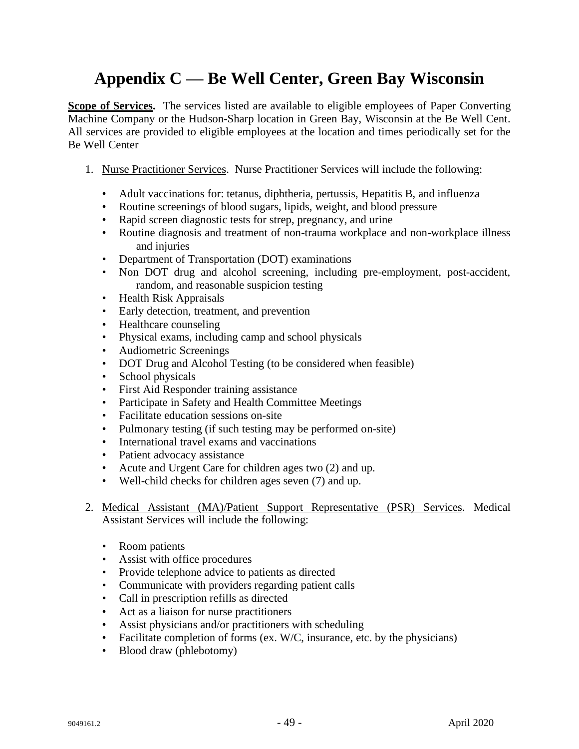# Appendix C — Be Well Center, Green Bay Wisconsin

**Scope of Services.** The services listed are available to eligible employees of Paper Converting Machine Company or the Hudson-Sharp location in Green Bay, Wisconsin at the Be Well Cent. All services are provided to eligible employees at the location and times periodically set for the Be Well Center

1. Nurse Practitioner Services. Nurse Practitioner Services will include the following:

   - Adult vaccinations for: tetanus, diphtheria, pertussis, Hepatitis B, and influenza
   - Routine screenings of blood sugars, lipids, weight, and blood pressure
   - Rapid screen diagnostic tests for strep, pregnancy, and urine
   - Routine diagnosis and treatment of non-trauma workplace and non-workplace illness and injuries
   - Department of Transportation (DOT) examinations
   - Non DOT drug and alcohol screening, including pre-employment, post-accident, random, and reasonable suspicion testing
   - Health Risk Appraisals
   - Early detection, treatment, and prevention
   - Healthcare counseling
   - Physical exams, including camp and school physicals
   - Audiometric Screenings
   - DOT Drug and Alcohol Testing (to be considered when feasible)
   - School physicals
   - First Aid Responder training assistance
   - Participate in Safety and Health Committee Meetings
   - Facilitate education sessions on-site
   - Pulmonary testing (if such testing may be performed on-site)
   - International travel exams and vaccinations
   - Patient advocacy assistance
   - Acute and Urgent Care for children ages two (2) and up.
   - Well-child checks for children ages seven (7) and up.

2. Medical Assistant (MA)/Patient Support Representative (PSR) Services. Medical Assistant Services will include the following:

   - Room patients
   - Assist with office procedures
   - Provide telephone advice to patients as directed
   - Communicate with providers regarding patient calls
   - Call in prescription refills as directed
   - Act as a liaison for nurse practitioners
   - Assist physicians and/or practitioners with scheduling
   - Facilitate completion of forms (ex. W/C, insurance, etc. by the physicians)
   - Blood draw (phlebotomy)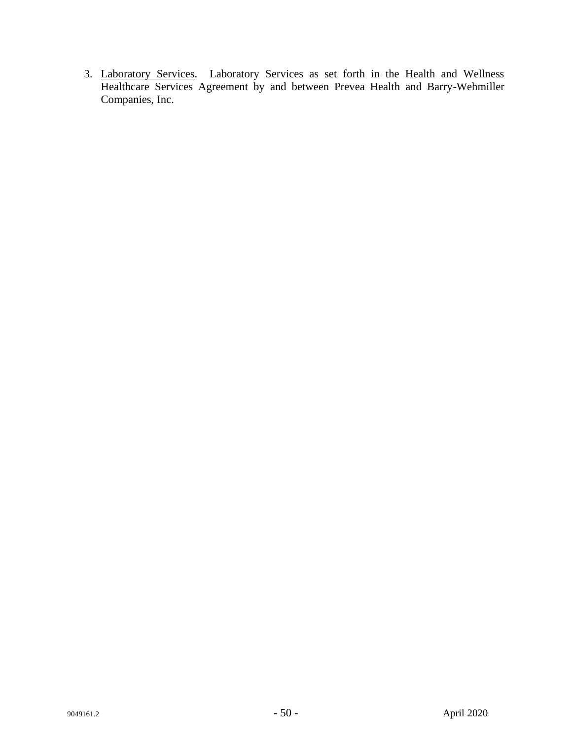3. Laboratory Services. Laboratory Services as set forth in the Health and Wellness Healthcare Services Agreement by and between Prevea Health and Barry-Wehmiller Companies, Inc.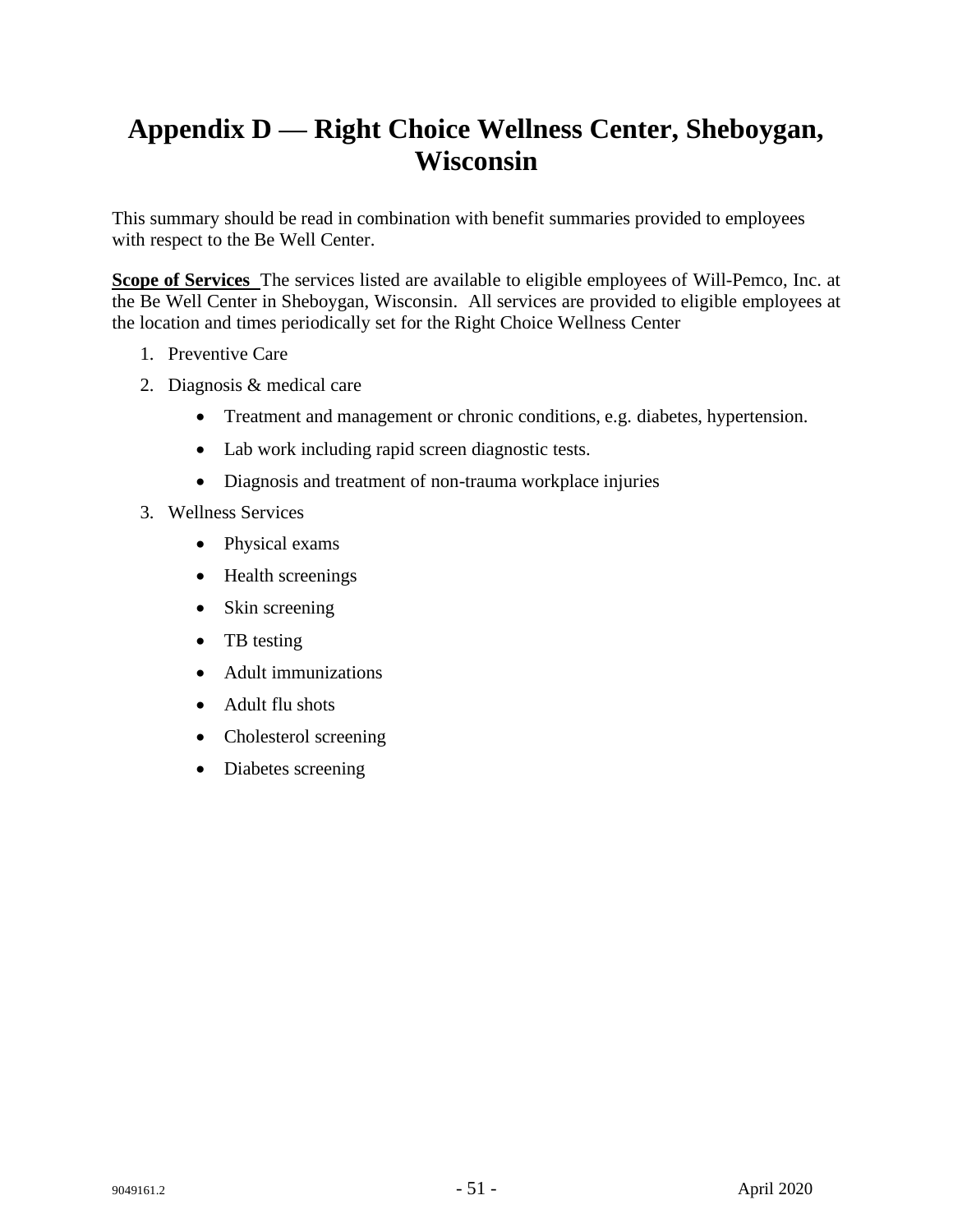# Appendix D — Right Choice Wellness Center, Sheboygan, Wisconsin

This summary should be read in combination with benefit summaries provided to employees with respect to the Be Well Center.

**Scope of Services** The services listed are available to eligible employees of Will-Pemco, Inc. at the Be Well Center in Sheboygan, Wisconsin. All services are provided to eligible employees at the location and times periodically set for the Right Choice Wellness Center

1. Preventive Care
2. Diagnosis & medical care
    - Treatment and management or chronic conditions, e.g. diabetes, hypertension.
    - Lab work including rapid screen diagnostic tests.
    - Diagnosis and treatment of non-trauma workplace injuries
3. Wellness Services
    - Physical exams
    - Health screenings
    - Skin screening
    - TB testing
    - Adult immunizations
    - Adult flu shots
    - Cholesterol screening
    - Diabetes screening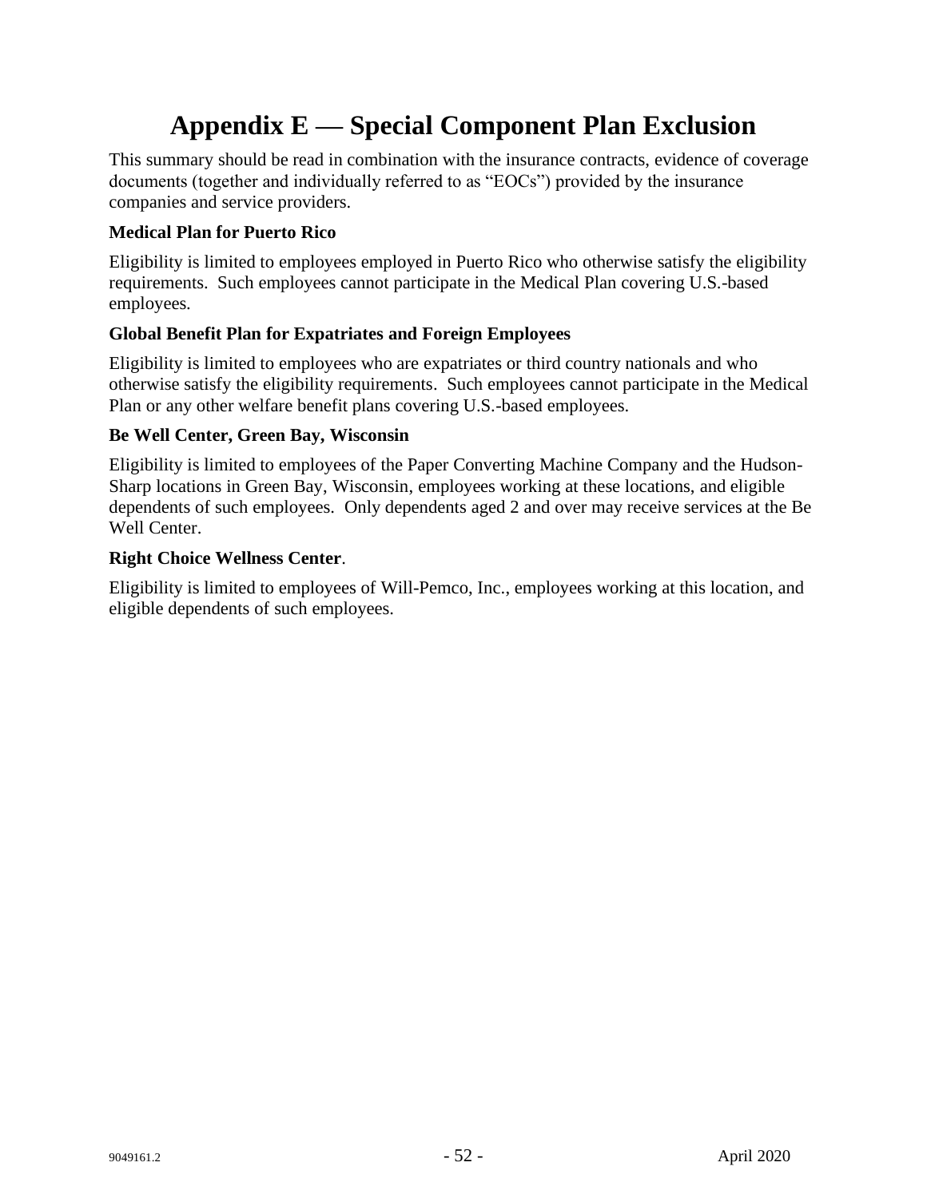# Appendix E — Special Component Plan Exclusion

This summary should be read in combination with the insurance contracts, evidence of coverage documents (together and individually referred to as "EOCs") provided by the insurance companies and service providers.

**Medical Plan for Puerto Rico**

Eligibility is limited to employees employed in Puerto Rico who otherwise satisfy the eligibility requirements. Such employees cannot participate in the Medical Plan covering U.S.-based employees.

**Global Benefit Plan for Expatriates and Foreign Employees**

Eligibility is limited to employees who are expatriates or third country nationals and who otherwise satisfy the eligibility requirements. Such employees cannot participate in the Medical Plan or any other welfare benefit plans covering U.S.-based employees.

**Be Well Center, Green Bay, Wisconsin**

Eligibility is limited to employees of the Paper Converting Machine Company and the Hudson-Sharp locations in Green Bay, Wisconsin, employees working at these locations, and eligible dependents of such employees. Only dependents aged 2 and over may receive services at the Be Well Center.

**Right Choice Wellness Center**.

Eligibility is limited to employees of Will-Pemco, Inc., employees working at this location, and eligible dependents of such employees.